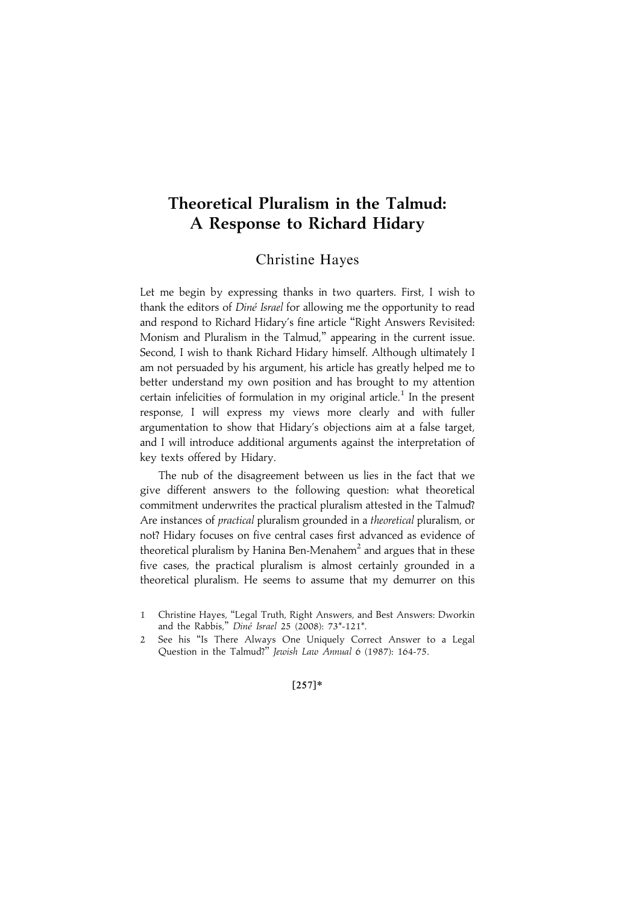# Theoretical Pluralism in the Talmud: A Response to Richard Hidary

## Christine Hayes

Let me begin by expressing thanks in two quarters. First, I wish to thank the editors of *Diné Israel* for allowing me the opportunity to read and respond to Richard Hidary's fine article "Right Answers Revisited: Monism and Pluralism in the Talmud," appearing in the current issue. Second, I wish to thank Richard Hidary himself. Although ultimately I am not persuaded by his argument, his article has greatly helped me to better understand my own position and has brought to my attention certain infelicities of formulation in my original article.[1] In the present response, I will express my views more clearly and with fuller argumentation to show that Hidary's objections aim at a false target, and I will introduce additional arguments against the interpretation of key texts offered by Hidary.

The nub of the disagreement between us lies in the fact that we give different answers to the following question: what theoretical commitment underwrites the practical pluralism attested in the Talmud? Are instances of *practical* pluralism grounded in a *theoretical* pluralism, or not? Hidary focuses on five central cases first advanced as evidence of theoretical pluralism by Hanina Ben-Menahem[2] and argues that in these five cases, the practical pluralism is almost certainly grounded in a theoretical pluralism. He seems to assume that my demurrer on this

1 Christine Hayes, "Legal Truth, Right Answers, and Best Answers: Dworkin and the Rabbis," *Diné Israel* 25 (2008): 73*-121*.

2 See his "Is There Always One Uniquely Correct Answer to a Legal Question in the Talmud?" *Jewish Law Annual* 6 (1987): 164-75.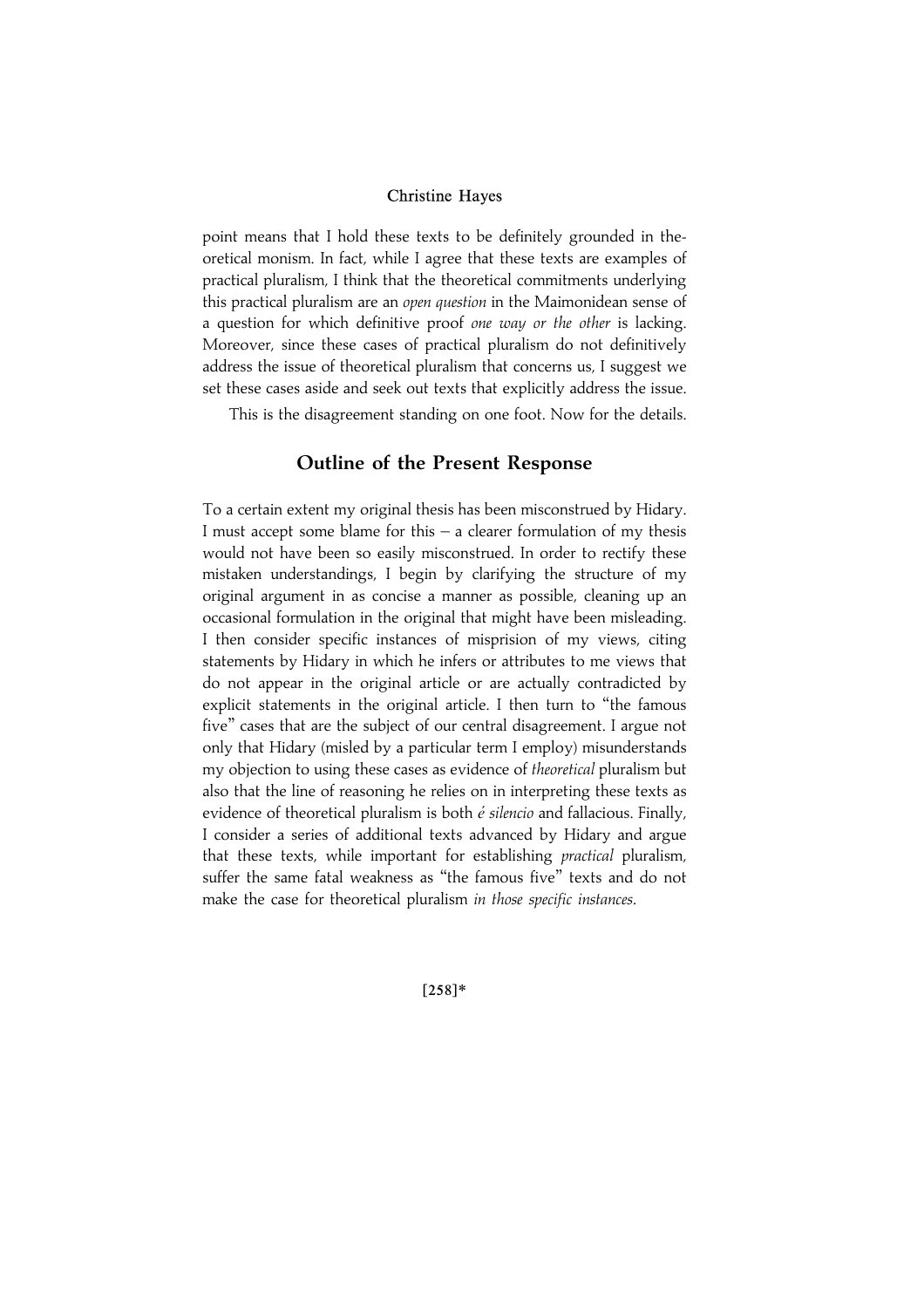point means that I hold these texts to be definitely grounded in theoretical monism. In fact, while I agree that these texts are examples of practical pluralism, I think that the theoretical commitments underlying this practical pluralism are an *open question* in the Maimonidean sense of a question for which definitive proof *one way or the other* is lacking. Moreover, since these cases of practical pluralism do not definitively address the issue of theoretical pluralism that concerns us, I suggest we set these cases aside and seek out texts that explicitly address the issue.

This is the disagreement standing on one foot. Now for the details.

## Outline of the Present Response

To a certain extent my original thesis has been misconstrued by Hidary. I must accept some blame for this – a clearer formulation of my thesis would not have been so easily misconstrued. In order to rectify these mistaken understandings, I begin by clarifying the structure of my original argument in as concise a manner as possible, cleaning up an occasional formulation in the original that might have been misleading. I then consider specific instances of misprision of my views, citing statements by Hidary in which he infers or attributes to me views that do not appear in the original article or are actually contradicted by explicit statements in the original article. I then turn to "the famous five" cases that are the subject of our central disagreement. I argue not only that Hidary (misled by a particular term I employ) misunderstands my objection to using these cases as evidence of *theoretical* pluralism but also that the line of reasoning he relies on in interpreting these texts as evidence of theoretical pluralism is both *é silencio* and fallacious. Finally, I consider a series of additional texts advanced by Hidary and argue that these texts, while important for establishing *practical* pluralism, suffer the same fatal weakness as "the famous five" texts and do not make the case for theoretical pluralism *in those specific instances*.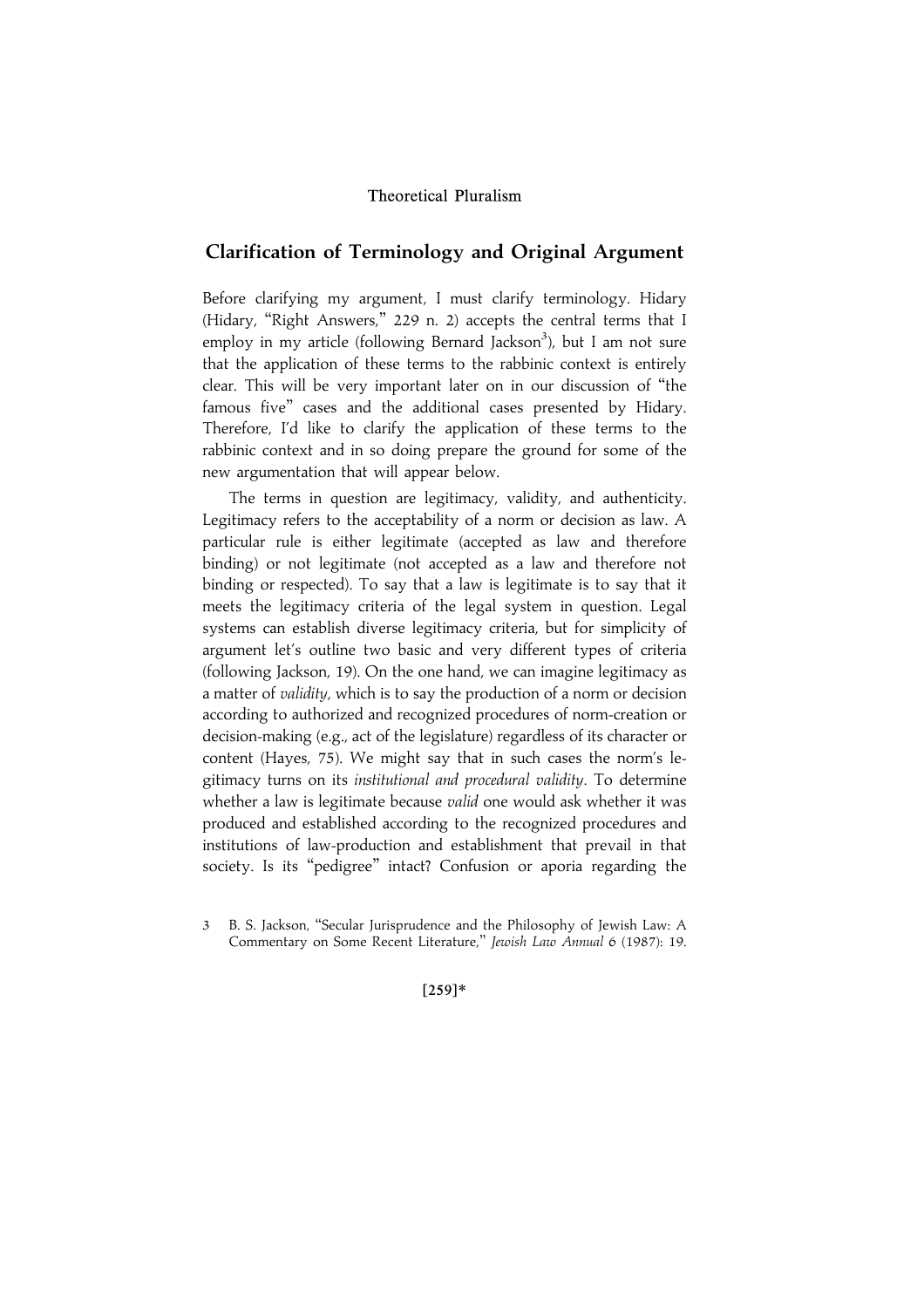## Clarification of Terminology and Original Argument

Before clarifying my argument, I must clarify terminology. Hidary (Hidary, "Right Answers," 229 n. 2) accepts the central terms that I employ in my article (following Bernard Jackson[3]), but I am not sure that the application of these terms to the rabbinic context is entirely clear. This will be very important later on in our discussion of "the famous five" cases and the additional cases presented by Hidary. Therefore, I'd like to clarify the application of these terms to the rabbinic context and in so doing prepare the ground for some of the new argumentation that will appear below.

The terms in question are legitimacy, validity, and authenticity. Legitimacy refers to the acceptability of a norm or decision as law. A particular rule is either legitimate (accepted as law and therefore binding) or not legitimate (not accepted as a law and therefore not binding or respected). To say that a law is legitimate is to say that it meets the legitimacy criteria of the legal system in question. Legal systems can establish diverse legitimacy criteria, but for simplicity of argument let's outline two basic and very different types of criteria (following Jackson, 19). On the one hand, we can imagine legitimacy as a matter of *validity*, which is to say the production of a norm or decision according to authorized and recognized procedures of norm-creation or decision-making (e.g., act of the legislature) regardless of its character or content (Hayes, 75). We might say that in such cases the norm's legitimacy turns on its *institutional and procedural validity*. To determine whether a law is legitimate because *valid* one would ask whether it was produced and established according to the recognized procedures and institutions of law-production and establishment that prevail in that society. Is its "pedigree" intact? Confusion or aporia regarding the

3 B. S. Jackson, "Secular Jurisprudence and the Philosophy of Jewish Law: A Commentary on Some Recent Literature," *Jewish Law Annual* 6 (1987): 19.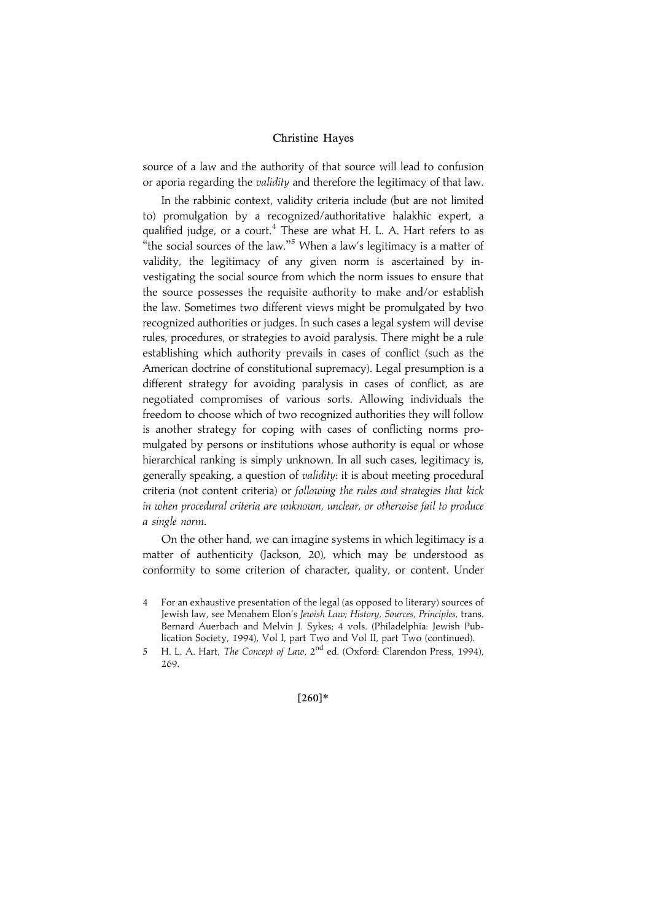source of a law and the authority of that source will lead to confusion or aporia regarding the *validity* and therefore the legitimacy of that law.

In the rabbinic context, validity criteria include (but are not limited to) promulgation by a recognized/authoritative halakhic expert, a qualified judge, or a court.[4] These are what H. L. A. Hart refers to as "the social sources of the law."[5] When a law's legitimacy is a matter of validity, the legitimacy of any given norm is ascertained by investigating the social source from which the norm issues to ensure that the source possesses the requisite authority to make and/or establish the law. Sometimes two different views might be promulgated by two recognized authorities or judges. In such cases a legal system will devise rules, procedures, or strategies to avoid paralysis. There might be a rule establishing which authority prevails in cases of conflict (such as the American doctrine of constitutional supremacy). Legal presumption is a different strategy for avoiding paralysis in cases of conflict, as are negotiated compromises of various sorts. Allowing individuals the freedom to choose which of two recognized authorities they will follow is another strategy for coping with cases of conflicting norms promulgated by persons or institutions whose authority is equal or whose hierarchical ranking is simply unknown. In all such cases, legitimacy is, generally speaking, a question of *validity*: it is about meeting procedural criteria (not content criteria) or *following the rules and strategies that kick in when procedural criteria are unknown, unclear, or otherwise fail to produce a single norm*.

On the other hand, we can imagine systems in which legitimacy is a matter of authenticity (Jackson, 20), which may be understood as conformity to some criterion of character, quality, or content. Under

4 For an exhaustive presentation of the legal (as opposed to literary) sources of Jewish law, see Menahem Elon's *Jewish Law; History, Sources, Principles,* trans. Bernard Auerbach and Melvin J. Sykes; 4 vols. (Philadelphia: Jewish Publication Society, 1994), Vol I, part Two and Vol II, part Two (continued).

5 H. L. A. Hart, *The Concept of Law,* 2nd ed. (Oxford: Clarendon Press, 1994), 269.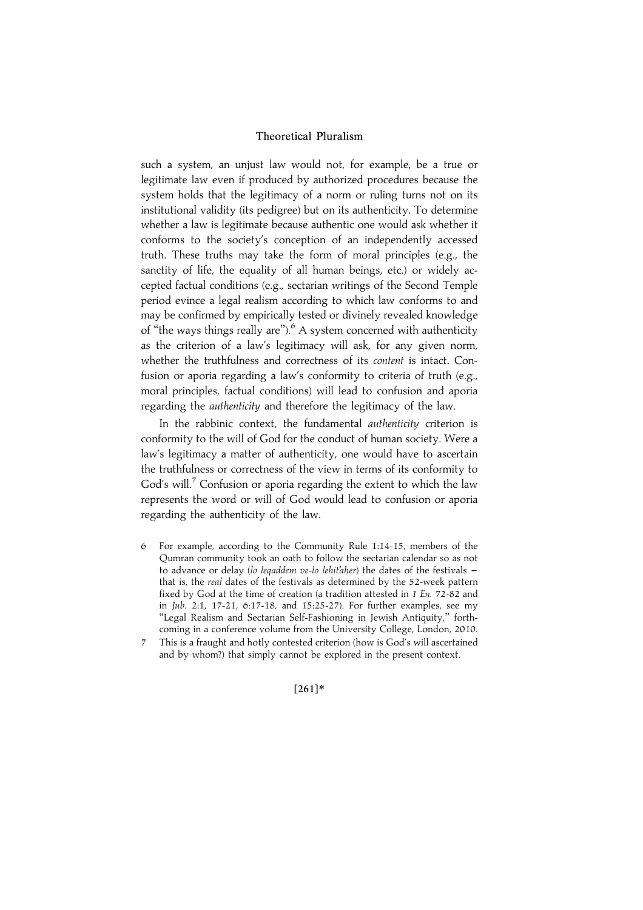such a system, an unjust law would not, for example, be a true or legitimate law even if produced by authorized procedures because the system holds that the legitimacy of a norm or ruling turns not on its institutional validity (its pedigree) but on its authenticity. To determine whether a law is legitimate because authentic one would ask whether it conforms to the society's conception of an independently accessed truth. These truths may take the form of moral principles (e.g., the sanctity of life, the equality of all human beings, etc.) or widely accepted factual conditions (e.g., sectarian writings of the Second Temple period evince a legal realism according to which law conforms to and may be confirmed by empirically tested or divinely revealed knowledge of "the ways things really are").[6] A system concerned with authenticity as the criterion of a law's legitimacy will ask, for any given norm, whether the truthfulness and correctness of its *content* is intact. Confusion or aporia regarding a law's conformity to criteria of truth (e.g., moral principles, factual conditions) will lead to confusion and aporia regarding the *authenticity* and therefore the legitimacy of the law.

In the rabbinic context, the fundamental *authenticity* criterion is conformity to the will of God for the conduct of human society. Were a law's legitimacy a matter of authenticity, one would have to ascertain the truthfulness or correctness of the view in terms of its conformity to God's will.[7] Confusion or aporia regarding the extent to which the law represents the word or will of God would lead to confusion or aporia regarding the authenticity of the law.

6 For example, according to the Community Rule 1:14-15, members of the Qumran community took an oath to follow the sectarian calendar so as not to advance or delay (*lo leqaddem ve-lo lehit'aḥer*) the dates of the festivals – that is, the *real* dates of the festivals as determined by the 52-week pattern fixed by God at the time of creation (a tradition attested in *1 En.* 72-82 and in *Jub.* 2:1, 17-21, 6:17-18, and 15:25-27). For further examples, see my "Legal Realism and Sectarian Self-Fashioning in Jewish Antiquity," forthcoming in a conference volume from the University College, London, 2010.

7 This is a fraught and hotly contested criterion (how is God's will ascertained and by whom?) that simply cannot be explored in the present context.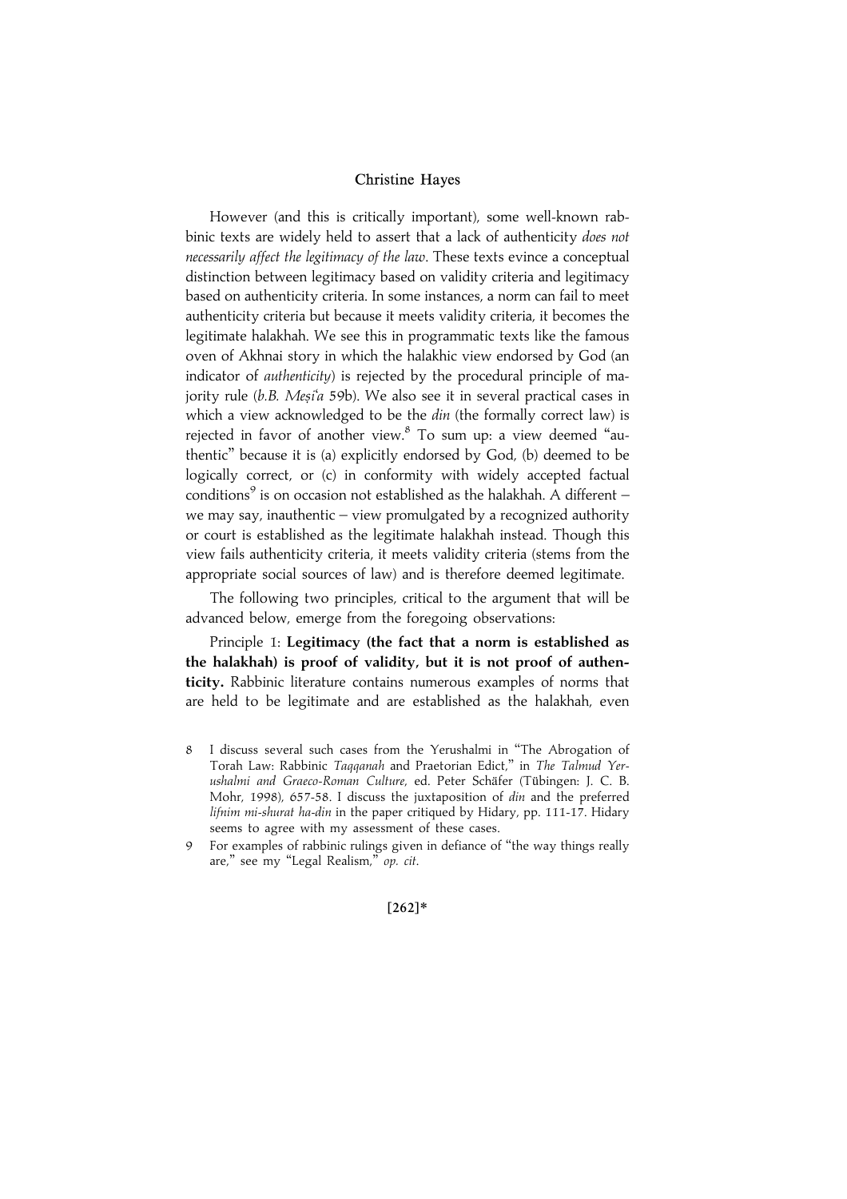However (and this is critically important), some well-known rabbinic texts are widely held to assert that a lack of authenticity *does not necessarily affect the legitimacy of the law*. These texts evince a conceptual distinction between legitimacy based on validity criteria and legitimacy based on authenticity criteria. In some instances, a norm can fail to meet authenticity criteria but because it meets validity criteria, it becomes the legitimate halakhah. We see this in programmatic texts like the famous oven of Akhnai story in which the halakhic view endorsed by God (an indicator of *authenticity*) is rejected by the procedural principle of majority rule (*b.B. Meṣi'a* 59b). We also see it in several practical cases in which a view acknowledged to be the *din* (the formally correct law) is rejected in favor of another view.[8] To sum up: a view deemed "authentic" because it is (a) explicitly endorsed by God, (b) deemed to be logically correct, or (c) in conformity with widely accepted factual conditions[9] is on occasion not established as the halakhah. A different – we may say, inauthentic – view promulgated by a recognized authority or court is established as the legitimate halakhah instead. Though this view fails authenticity criteria, it meets validity criteria (stems from the appropriate social sources of law) and is therefore deemed legitimate.

The following two principles, critical to the argument that will be advanced below, emerge from the foregoing observations:

Principle 1: **Legitimacy (the fact that a norm is established as the halakhah) is proof of validity, but it is not proof of authenticity.** Rabbinic literature contains numerous examples of norms that are held to be legitimate and are established as the halakhah, even

8 I discuss several such cases from the Yerushalmi in "The Abrogation of Torah Law: Rabbinic *Taqqanah* and Praetorian Edict," in *The Talmud Yerushalmi and Graeco-Roman Culture*, ed. Peter Schäfer (Tübingen: J. C. B. Mohr, 1998), 657-58. I discuss the juxtaposition of *din* and the preferred *lifnim mi-shurat ha-din* in the paper critiqued by Hidary, pp. 111-17. Hidary seems to agree with my assessment of these cases.

9 For examples of rabbinic rulings given in defiance of "the way things really are," see my "Legal Realism," *op. cit.*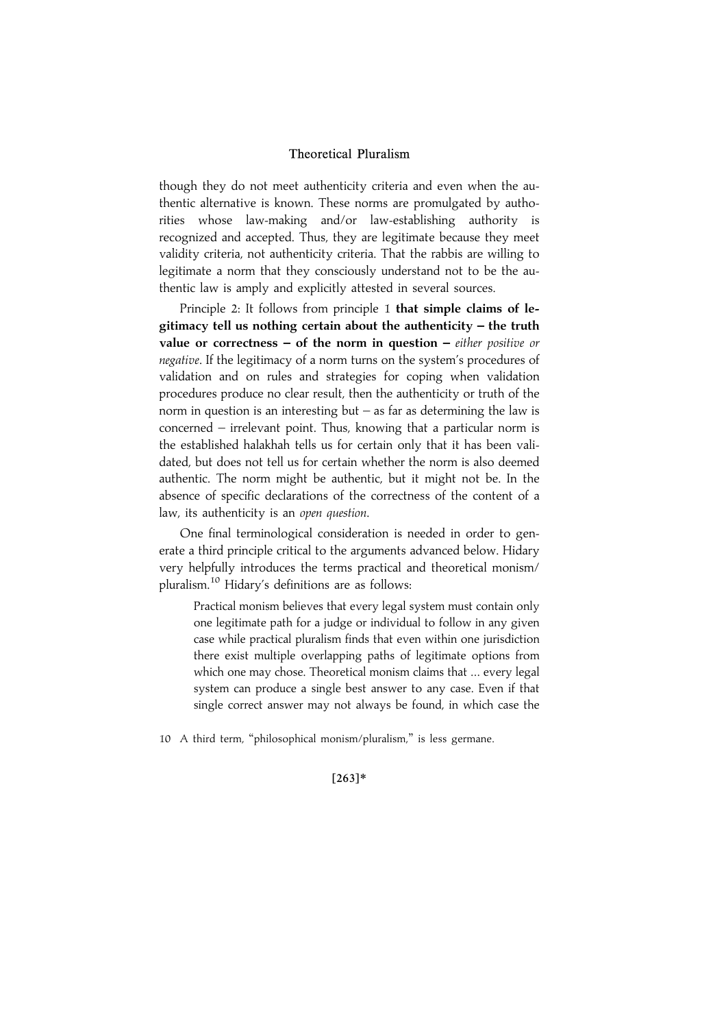though they do not meet authenticity criteria and even when the authentic alternative is known. These norms are promulgated by authorities whose law-making and/or law-establishing authority is recognized and accepted. Thus, they are legitimate because they meet validity criteria, not authenticity criteria. That the rabbis are willing to legitimate a norm that they consciously understand not to be the authentic law is amply and explicitly attested in several sources.

Principle 2: It follows from principle 1 **that simple claims of legitimacy tell us nothing certain about the authenticity – the truth value or correctness – of the norm in question –** *either positive or negative*. If the legitimacy of a norm turns on the system's procedures of validation and on rules and strategies for coping when validation procedures produce no clear result, then the authenticity or truth of the norm in question is an interesting but – as far as determining the law is concerned – irrelevant point. Thus, knowing that a particular norm is the established halakhah tells us for certain only that it has been validated, but does not tell us for certain whether the norm is also deemed authentic. The norm might be authentic, but it might not be. In the absence of specific declarations of the correctness of the content of a law, its authenticity is an *open question*.

One final terminological consideration is needed in order to generate a third principle critical to the arguments advanced below. Hidary very helpfully introduces the terms practical and theoretical monism/pluralism.[10] Hidary's definitions are as follows:

> Practical monism believes that every legal system must contain only one legitimate path for a judge or individual to follow in any given case while practical pluralism finds that even within one jurisdiction there exist multiple overlapping paths of legitimate options from which one may chose. Theoretical monism claims that ... every legal system can produce a single best answer to any case. Even if that single correct answer may not always be found, in which case the

10 A third term, "philosophical monism/pluralism," is less germane.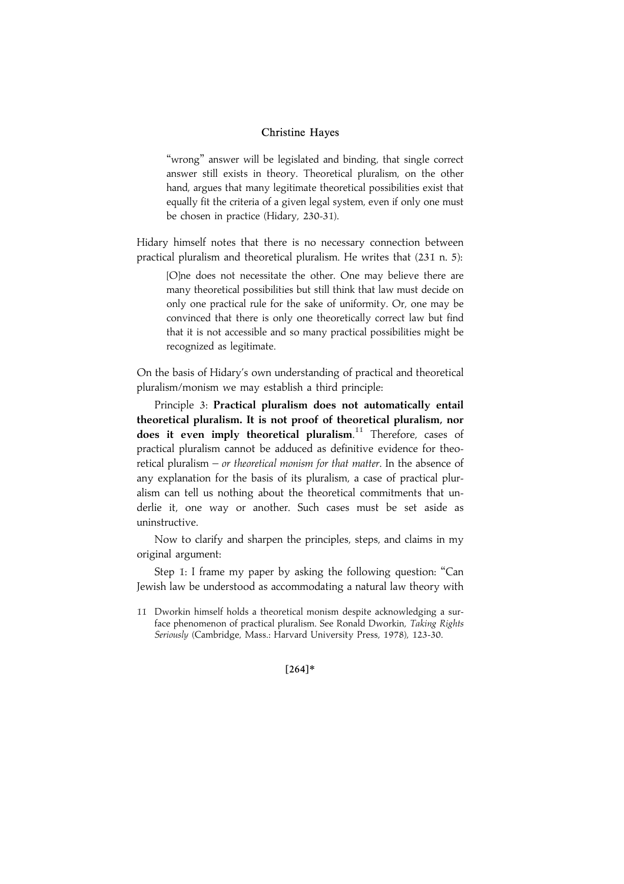> "wrong" answer will be legislated and binding, that single correct answer still exists in theory. Theoretical pluralism, on the other hand, argues that many legitimate theoretical possibilities exist that equally fit the criteria of a given legal system, even if only one must be chosen in practice (Hidary, 230-31).

Hidary himself notes that there is no necessary connection between practical pluralism and theoretical pluralism. He writes that (231 n. 5):

> [O]ne does not necessitate the other. One may believe there are many theoretical possibilities but still think that law must decide on only one practical rule for the sake of uniformity. Or, one may be convinced that there is only one theoretically correct law but find that it is not accessible and so many practical possibilities might be recognized as legitimate.

On the basis of Hidary's own understanding of practical and theoretical pluralism/monism we may establish a third principle:

Principle 3: **Practical pluralism does not automatically entail theoretical pluralism. It is not proof of theoretical pluralism, nor does it even imply theoretical pluralism.**[11] Therefore, cases of practical pluralism cannot be adduced as definitive evidence for theoretical pluralism – *or theoretical monism for that matter*. In the absence of any explanation for the basis of its pluralism, a case of practical pluralism can tell us nothing about the theoretical commitments that underlie it, one way or another. Such cases must be set aside as uninstructive.

Now to clarify and sharpen the principles, steps, and claims in my original argument:

Step 1: I frame my paper by asking the following question: "Can Jewish law be understood as accommodating a natural law theory with

11 Dworkin himself holds a theoretical monism despite acknowledging a surface phenomenon of practical pluralism. See Ronald Dworkin, *Taking Rights Seriously* (Cambridge, Mass.: Harvard University Press, 1978), 123-30.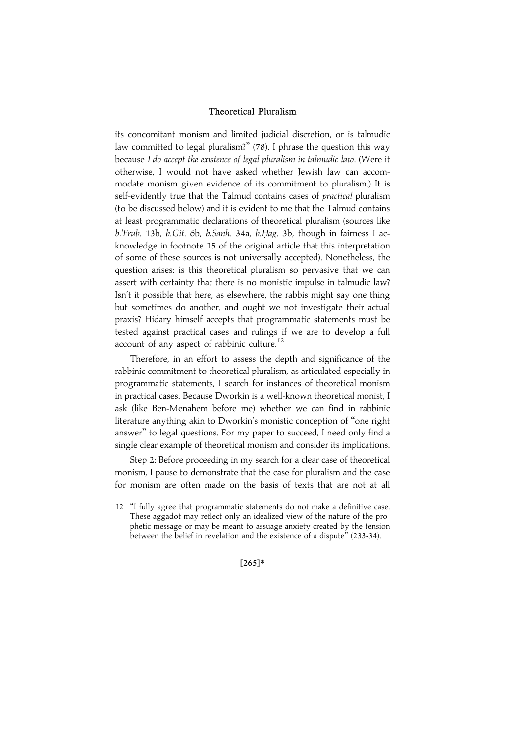its concomitant monism and limited judicial discretion, or is talmudic law committed to legal pluralism?" (78). I phrase the question this way because *I do accept the existence of legal pluralism in talmudic law*. (Were it otherwise, I would not have asked whether Jewish law can accommodate monism given evidence of its commitment to pluralism.) It is self-evidently true that the Talmud contains cases of *practical* pluralism (to be discussed below) and it is evident to me that the Talmud contains at least programmatic declarations of theoretical pluralism (sources like *b.'Erub*. 13b, *b.Git*. 6b, *b.Sanh*. 34a, *b.Ḥag*. 3b, though in fairness I acknowledge in footnote 15 of the original article that this interpretation of some of these sources is not universally accepted). Nonetheless, the question arises: is this theoretical pluralism so pervasive that we can assert with certainty that there is no monistic impulse in talmudic law? Isn't it possible that here, as elsewhere, the rabbis might say one thing but sometimes do another, and ought we not investigate their actual praxis? Hidary himself accepts that programmatic statements must be tested against practical cases and rulings if we are to develop a full account of any aspect of rabbinic culture.[12]

Therefore, in an effort to assess the depth and significance of the rabbinic commitment to theoretical pluralism, as articulated especially in programmatic statements, I search for instances of theoretical monism in practical cases. Because Dworkin is a well-known theoretical monist, I ask (like Ben-Menahem before me) whether we can find in rabbinic literature anything akin to Dworkin's monistic conception of "one right answer" to legal questions. For my paper to succeed, I need only find a single clear example of theoretical monism and consider its implications.

Step 2: Before proceeding in my search for a clear case of theoretical monism, I pause to demonstrate that the case for pluralism and the case for monism are often made on the basis of texts that are not at all

12 "I fully agree that programmatic statements do not make a definitive case. These aggadot may reflect only an idealized view of the nature of the prophetic message or may be meant to assuage anxiety created by the tension between the belief in revelation and the existence of a dispute" (233-34).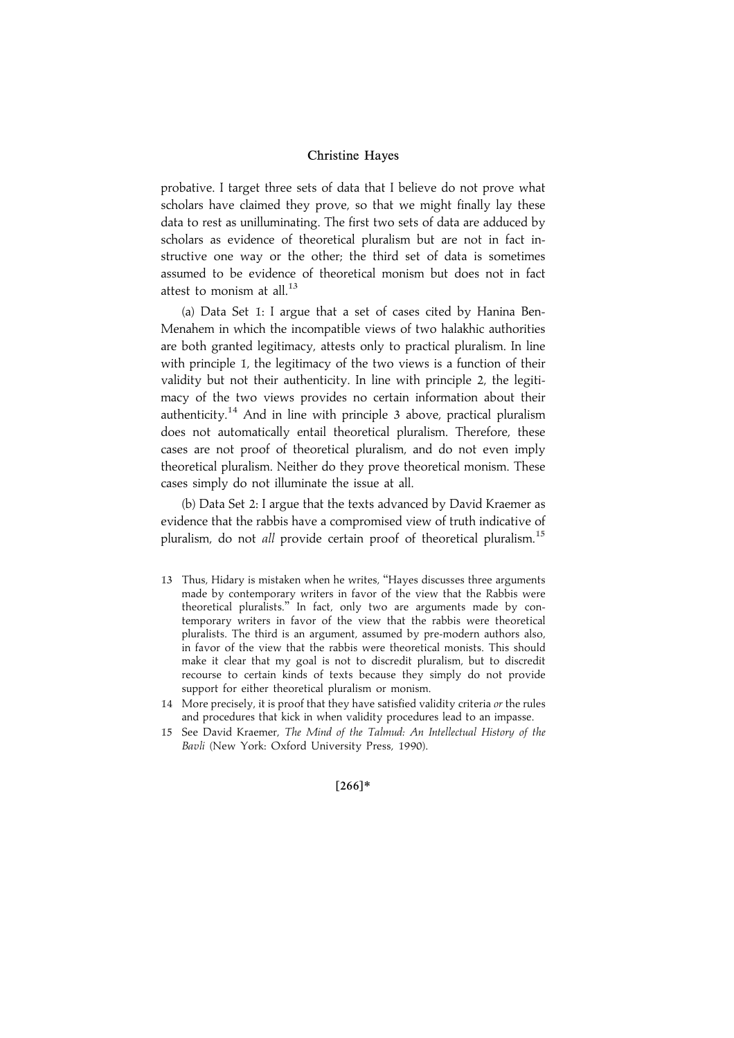probative. I target three sets of data that I believe do not prove what scholars have claimed they prove, so that we might finally lay these data to rest as unilluminating. The first two sets of data are adduced by scholars as evidence of theoretical pluralism but are not in fact instructive one way or the other; the third set of data is sometimes assumed to be evidence of theoretical monism but does not in fact attest to monism at all.[13]

(a) Data Set 1: I argue that a set of cases cited by Hanina Ben-Menahem in which the incompatible views of two halakhic authorities are both granted legitimacy, attests only to practical pluralism. In line with principle 1, the legitimacy of the two views is a function of their validity but not their authenticity. In line with principle 2, the legitimacy of the two views provides no certain information about their authenticity.[14] And in line with principle 3 above, practical pluralism does not automatically entail theoretical pluralism. Therefore, these cases are not proof of theoretical pluralism, and do not even imply theoretical pluralism. Neither do they prove theoretical monism. These cases simply do not illuminate the issue at all.

(b) Data Set 2: I argue that the texts advanced by David Kraemer as evidence that the rabbis have a compromised view of truth indicative of pluralism, do not *all* provide certain proof of theoretical pluralism.[15]

13 Thus, Hidary is mistaken when he writes, "Hayes discusses three arguments made by contemporary writers in favor of the view that the Rabbis were theoretical pluralists." In fact, only two are arguments made by contemporary writers in favor of the view that the rabbis were theoretical pluralists. The third is an argument, assumed by pre-modern authors also, in favor of the view that the rabbis were theoretical monists. This should make it clear that my goal is not to discredit pluralism, but to discredit recourse to certain kinds of texts because they simply do not provide support for either theoretical pluralism or monism.

14 More precisely, it is proof that they have satisfied validity criteria *or* the rules and procedures that kick in when validity procedures lead to an impasse.

15 See David Kraemer, *The Mind of the Talmud: An Intellectual History of the Bavli* (New York: Oxford University Press, 1990).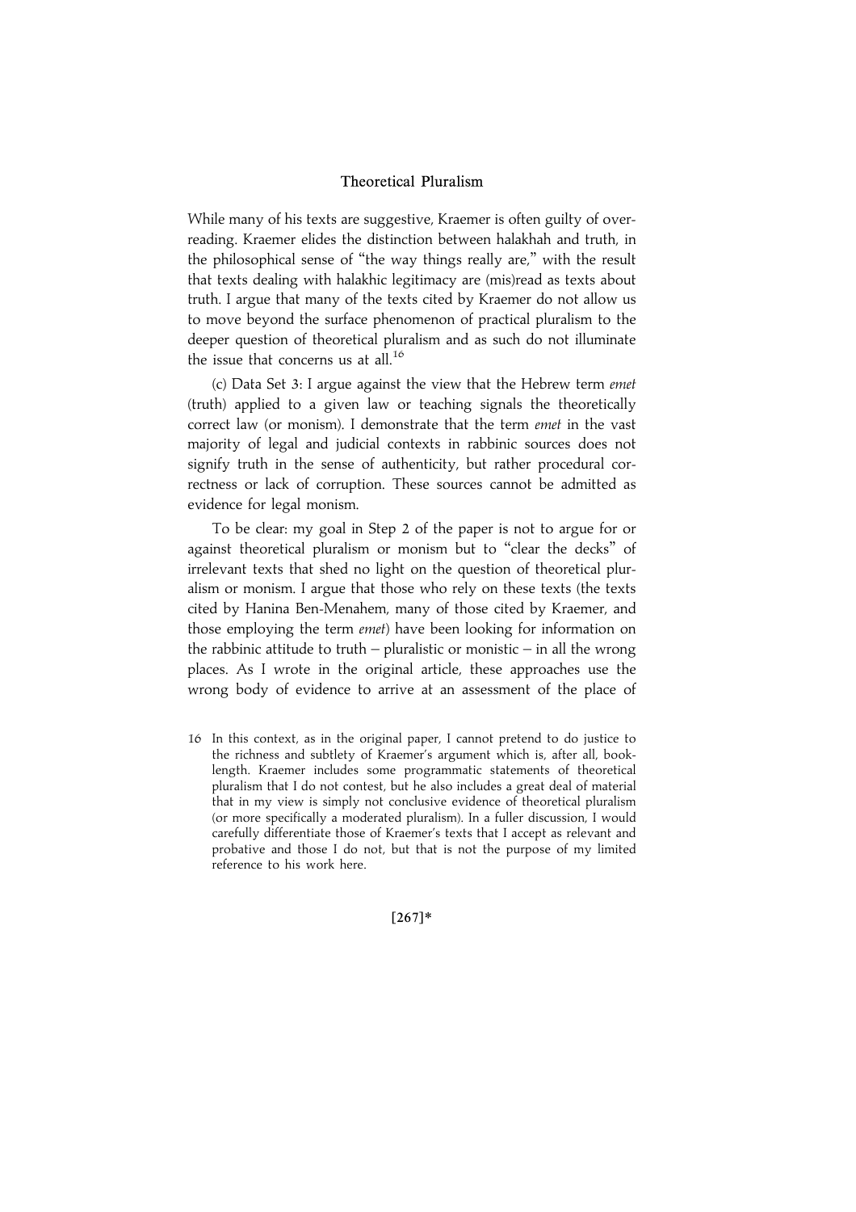While many of his texts are suggestive, Kraemer is often guilty of overreading. Kraemer elides the distinction between halakhah and truth, in the philosophical sense of "the way things really are," with the result that texts dealing with halakhic legitimacy are (mis)read as texts about truth. I argue that many of the texts cited by Kraemer do not allow us to move beyond the surface phenomenon of practical pluralism to the deeper question of theoretical pluralism and as such do not illuminate the issue that concerns us at all.[16]

(c) Data Set 3: I argue against the view that the Hebrew term *emet* (truth) applied to a given law or teaching signals the theoretically correct law (or monism). I demonstrate that the term *emet* in the vast majority of legal and judicial contexts in rabbinic sources does not signify truth in the sense of authenticity, but rather procedural correctness or lack of corruption. These sources cannot be admitted as evidence for legal monism.

To be clear: my goal in Step 2 of the paper is not to argue for or against theoretical pluralism or monism but to "clear the decks" of irrelevant texts that shed no light on the question of theoretical pluralism or monism. I argue that those who rely on these texts (the texts cited by Hanina Ben-Menahem, many of those cited by Kraemer, and those employing the term *emet*) have been looking for information on the rabbinic attitude to truth – pluralistic or monistic – in all the wrong places. As I wrote in the original article, these approaches use the wrong body of evidence to arrive at an assessment of the place of

16 In this context, as in the original paper, I cannot pretend to do justice to the richness and subtlety of Kraemer's argument which is, after all, book-length. Kraemer includes some programmatic statements of theoretical pluralism that I do not contest, but he also includes a great deal of material that in my view is simply not conclusive evidence of theoretical pluralism (or more specifically a moderated pluralism). In a fuller discussion, I would carefully differentiate those of Kraemer's texts that I accept as relevant and probative and those I do not, but that is not the purpose of my limited reference to his work here.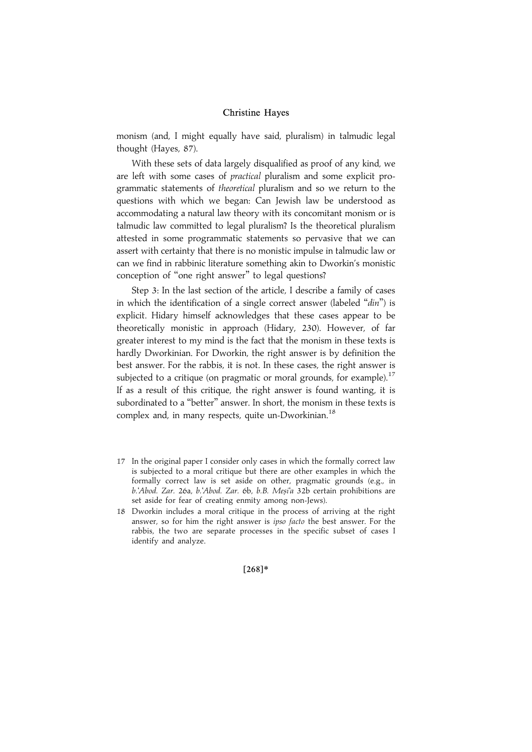monism (and, I might equally have said, pluralism) in talmudic legal thought (Hayes, 87).

With these sets of data largely disqualified as proof of any kind, we are left with some cases of *practical* pluralism and some explicit programmatic statements of *theoretical* pluralism and so we return to the questions with which we began: Can Jewish law be understood as accommodating a natural law theory with its concomitant monism or is talmudic law committed to legal pluralism? Is the theoretical pluralism attested in some programmatic statements so pervasive that we can assert with certainty that there is no monistic impulse in talmudic law or can we find in rabbinic literature something akin to Dworkin's monistic conception of "one right answer" to legal questions?

Step 3: In the last section of the article, I describe a family of cases in which the identification of a single correct answer (labeled "*din*") is explicit. Hidary himself acknowledges that these cases appear to be theoretically monistic in approach (Hidary, 230). However, of far greater interest to my mind is the fact that the monism in these texts is hardly Dworkinian. For Dworkin, the right answer is by definition the best answer. For the rabbis, it is not. In these cases, the right answer is subjected to a critique (on pragmatic or moral grounds, for example).[17] If as a result of this critique, the right answer is found wanting, it is subordinated to a "better" answer. In short, the monism in these texts is complex and, in many respects, quite un-Dworkinian.[18]

17 In the original paper I consider only cases in which the formally correct law is subjected to a moral critique but there are other examples in which the formally correct law is set aside on other, pragmatic grounds (e.g., in *b.ʿAbod. Zar.* 26a, *b.ʿAbod. Zar.* 6b, *b.B. Meṣiʿa* 32b certain prohibitions are set aside for fear of creating enmity among non-Jews).

18 Dworkin includes a moral critique in the process of arriving at the right answer, so for him the right answer is *ipso facto* the best answer. For the rabbis, the two are separate processes in the specific subset of cases I identify and analyze.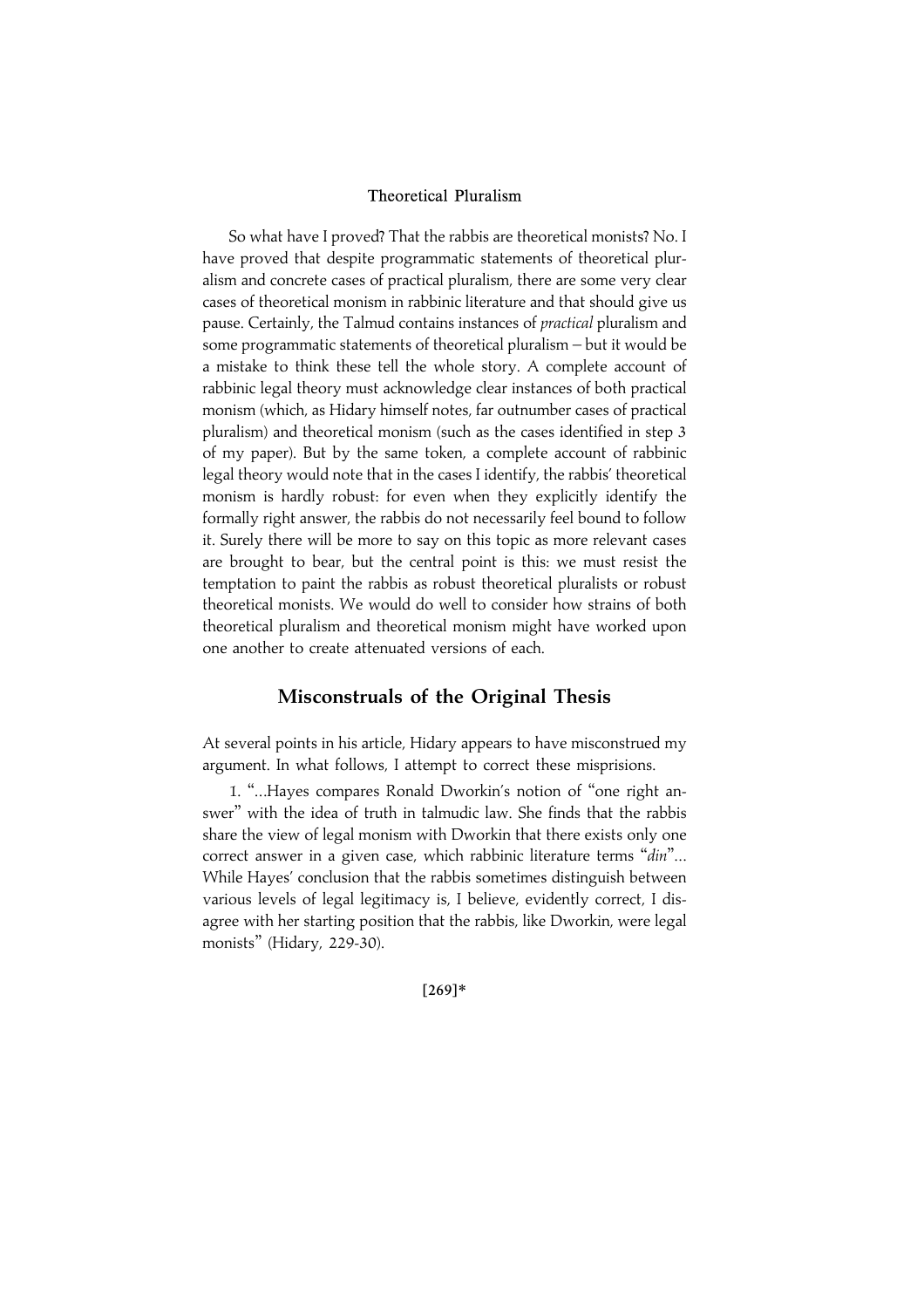## Theoretical Pluralism

So what have I proved? That the rabbis are theoretical monists? No. I have proved that despite programmatic statements of theoretical pluralism and concrete cases of practical pluralism, there are some very clear cases of theoretical monism in rabbinic literature and that should give us pause. Certainly, the Talmud contains instances of *practical* pluralism and some programmatic statements of theoretical pluralism – but it would be a mistake to think these tell the whole story. A complete account of rabbinic legal theory must acknowledge clear instances of both practical monism (which, as Hidary himself notes, far outnumber cases of practical pluralism) and theoretical monism (such as the cases identified in step 3 of my paper). But by the same token, a complete account of rabbinic legal theory would note that in the cases I identify, the rabbis' theoretical monism is hardly robust: for even when they explicitly identify the formally right answer, the rabbis do not necessarily feel bound to follow it. Surely there will be more to say on this topic as more relevant cases are brought to bear, but the central point is this: we must resist the temptation to paint the rabbis as robust theoretical pluralists or robust theoretical monists. We would do well to consider how strains of both theoretical pluralism and theoretical monism might have worked upon one another to create attenuated versions of each.

## Misconstruals of the Original Thesis

At several points in his article, Hidary appears to have misconstrued my argument. In what follows, I attempt to correct these misprisions.

1. "...Hayes compares Ronald Dworkin's notion of "one right answer" with the idea of truth in talmudic law. She finds that the rabbis share the view of legal monism with Dworkin that there exists only one correct answer in a given case, which rabbinic literature terms "*din*"... While Hayes' conclusion that the rabbis sometimes distinguish between various levels of legal legitimacy is, I believe, evidently correct, I disagree with her starting position that the rabbis, like Dworkin, were legal monists" (Hidary, 229-30).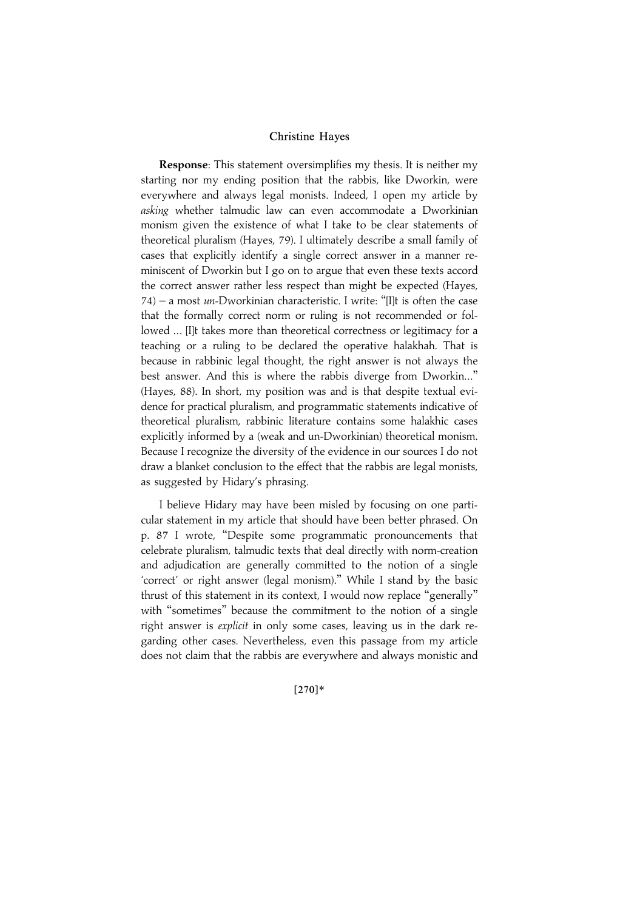**Response**: This statement oversimplifies my thesis. It is neither my starting nor my ending position that the rabbis, like Dworkin, were everywhere and always legal monists. Indeed, I open my article by *asking* whether talmudic law can even accommodate a Dworkinian monism given the existence of what I take to be clear statements of theoretical pluralism (Hayes, 79). I ultimately describe a small family of cases that explicitly identify a single correct answer in a manner reminiscent of Dworkin but I go on to argue that even these texts accord the correct answer rather less respect than might be expected (Hayes, 74) – a most *un*-Dworkinian characteristic. I write: "[I]t is often the case that the formally correct norm or ruling is not recommended or followed ... [I]t takes more than theoretical correctness or legitimacy for a teaching or a ruling to be declared the operative halakhah. That is because in rabbinic legal thought, the right answer is not always the best answer. And this is where the rabbis diverge from Dworkin..." (Hayes, 88). In short, my position was and is that despite textual evidence for practical pluralism, and programmatic statements indicative of theoretical pluralism, rabbinic literature contains some halakhic cases explicitly informed by a (weak and un-Dworkinian) theoretical monism. Because I recognize the diversity of the evidence in our sources I do not draw a blanket conclusion to the effect that the rabbis are legal monists, as suggested by Hidary's phrasing.

I believe Hidary may have been misled by focusing on one particular statement in my article that should have been better phrased. On p. 87 I wrote, "Despite some programmatic pronouncements that celebrate pluralism, talmudic texts that deal directly with norm-creation and adjudication are generally committed to the notion of a single 'correct' or right answer (legal monism)." While I stand by the basic thrust of this statement in its context, I would now replace "generally" with "sometimes" because the commitment to the notion of a single right answer is *explicit* in only some cases, leaving us in the dark regarding other cases. Nevertheless, even this passage from my article does not claim that the rabbis are everywhere and always monistic and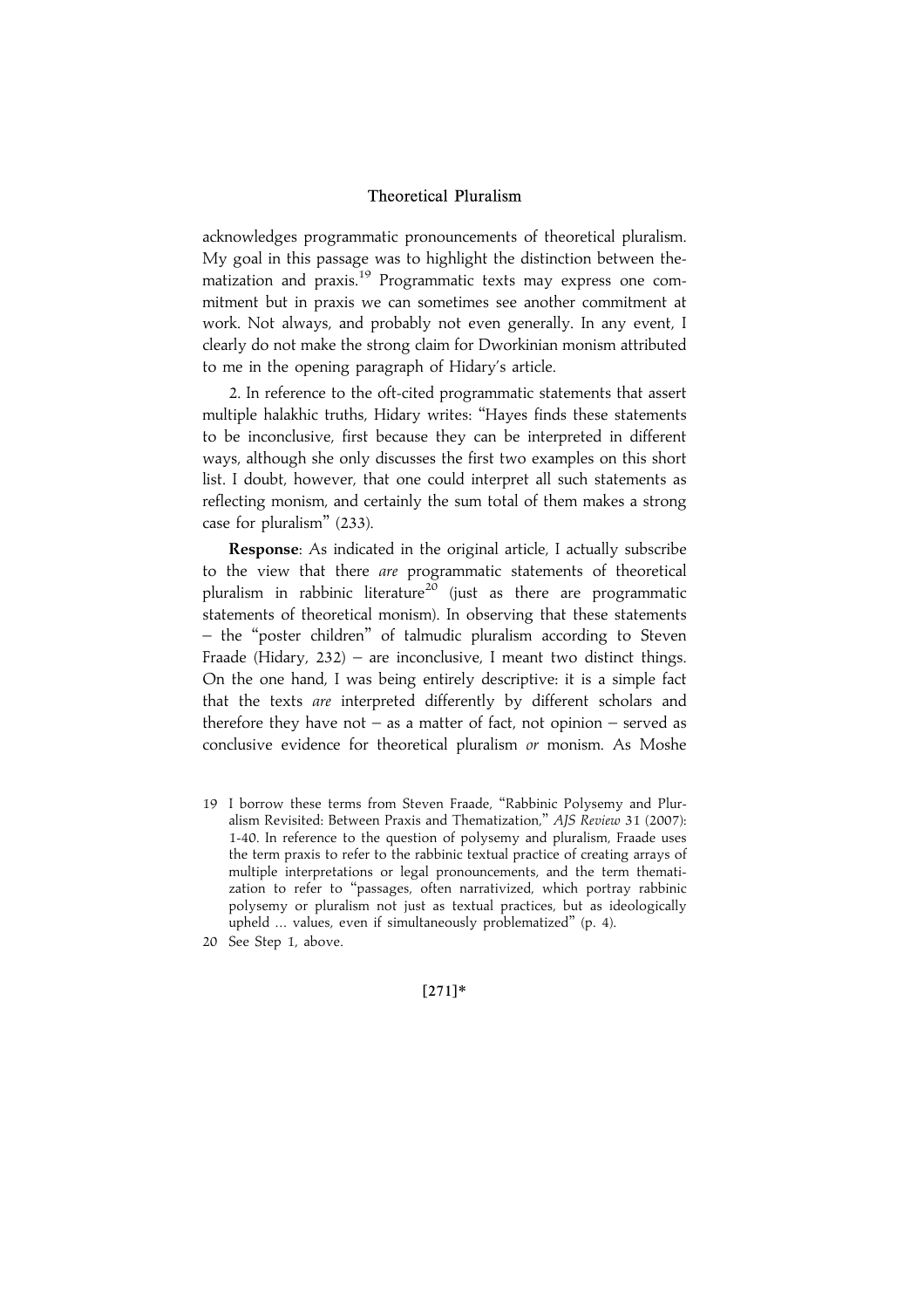acknowledges programmatic pronouncements of theoretical pluralism. My goal in this passage was to highlight the distinction between thematization and praxis.[19] Programmatic texts may express one commitment but in praxis we can sometimes see another commitment at work. Not always, and probably not even generally. In any event, I clearly do not make the strong claim for Dworkinian monism attributed to me in the opening paragraph of Hidary's article.

2. In reference to the oft-cited programmatic statements that assert multiple halakhic truths, Hidary writes: "Hayes finds these statements to be inconclusive, first because they can be interpreted in different ways, although she only discusses the first two examples on this short list. I doubt, however, that one could interpret all such statements as reflecting monism, and certainly the sum total of them makes a strong case for pluralism" (233).

**Response**: As indicated in the original article, I actually subscribe to the view that there *are* programmatic statements of theoretical pluralism in rabbinic literature[20] (just as there are programmatic statements of theoretical monism). In observing that these statements – the "poster children" of talmudic pluralism according to Steven Fraade (Hidary, 232) – are inconclusive, I meant two distinct things. On the one hand, I was being entirely descriptive: it is a simple fact that the texts *are* interpreted differently by different scholars and therefore they have not – as a matter of fact, not opinion – served as conclusive evidence for theoretical pluralism *or* monism. As Moshe

19 I borrow these terms from Steven Fraade, "Rabbinic Polysemy and Pluralism Revisited: Between Praxis and Thematization," *AJS Review* 31 (2007): 1-40. In reference to the question of polysemy and pluralism, Fraade uses the term praxis to refer to the rabbinic textual practice of creating arrays of multiple interpretations or legal pronouncements, and the term thematization to refer to "passages, often narrativized, which portray rabbinic polysemy or pluralism not just as textual practices, but as ideologically upheld ... values, even if simultaneously problematized" (p. 4).

20 See Step 1, above.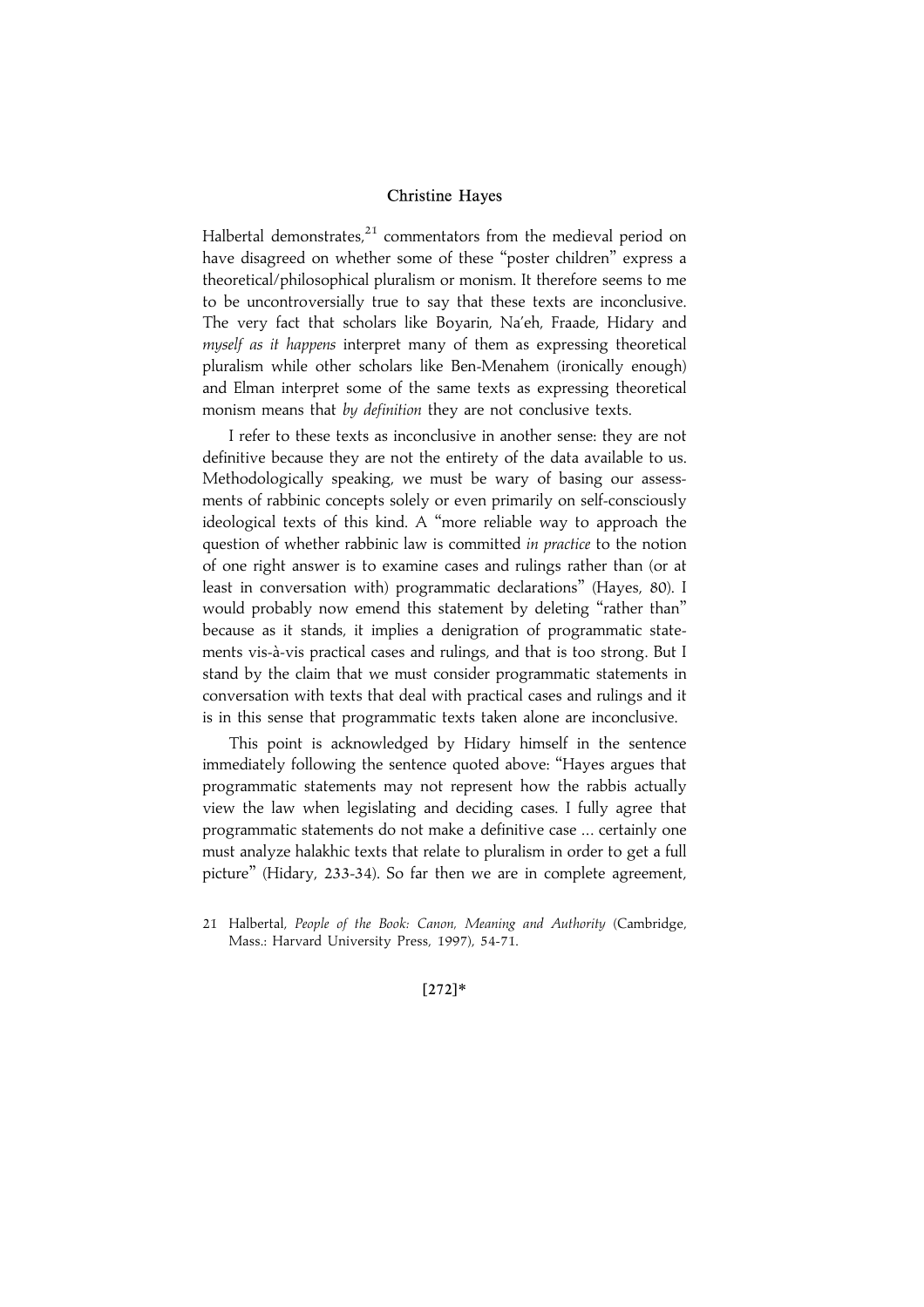Halbertal demonstrates,[21] commentators from the medieval period on have disagreed on whether some of these "poster children" express a theoretical/philosophical pluralism or monism. It therefore seems to me to be uncontroversially true to say that these texts are inconclusive. The very fact that scholars like Boyarin, Na'eh, Fraade, Hidary and *myself as it happens* interpret many of them as expressing theoretical pluralism while other scholars like Ben-Menahem (ironically enough) and Elman interpret some of the same texts as expressing theoretical monism means that *by definition* they are not conclusive texts.

I refer to these texts as inconclusive in another sense: they are not definitive because they are not the entirety of the data available to us. Methodologically speaking, we must be wary of basing our assessments of rabbinic concepts solely or even primarily on self-consciously ideological texts of this kind. A "more reliable way to approach the question of whether rabbinic law is committed *in practice* to the notion of one right answer is to examine cases and rulings rather than (or at least in conversation with) programmatic declarations" (Hayes, 80). I would probably now emend this statement by deleting "rather than" because as it stands, it implies a denigration of programmatic statements vis-à-vis practical cases and rulings, and that is too strong. But I stand by the claim that we must consider programmatic statements in conversation with texts that deal with practical cases and rulings and it is in this sense that programmatic texts taken alone are inconclusive.

This point is acknowledged by Hidary himself in the sentence immediately following the sentence quoted above: "Hayes argues that programmatic statements may not represent how the rabbis actually view the law when legislating and deciding cases. I fully agree that programmatic statements do not make a definitive case ... certainly one must analyze halakhic texts that relate to pluralism in order to get a full picture" (Hidary, 233-34). So far then we are in complete agreement,

21 Halbertal, *People of the Book: Canon, Meaning and Authority* (Cambridge, Mass.: Harvard University Press, 1997), 54-71.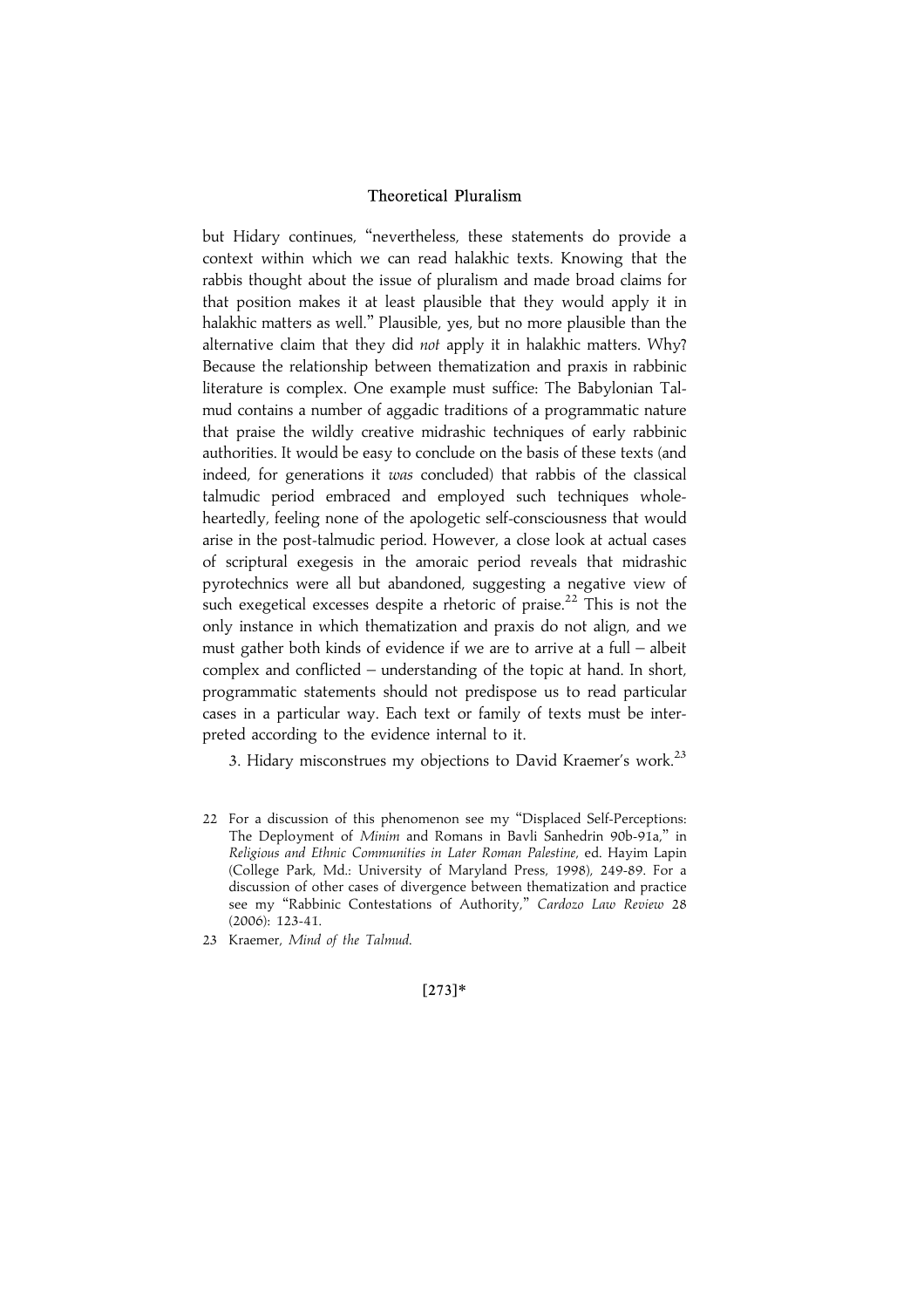but Hidary continues, "nevertheless, these statements do provide a context within which we can read halakhic texts. Knowing that the rabbis thought about the issue of pluralism and made broad claims for that position makes it at least plausible that they would apply it in halakhic matters as well." Plausible, yes, but no more plausible than the alternative claim that they did *not* apply it in halakhic matters. Why? Because the relationship between thematization and praxis in rabbinic literature is complex. One example must suffice: The Babylonian Talmud contains a number of aggadic traditions of a programmatic nature that praise the wildly creative midrashic techniques of early rabbinic authorities. It would be easy to conclude on the basis of these texts (and indeed, for generations it *was* concluded) that rabbis of the classical talmudic period embraced and employed such techniques wholeheartedly, feeling none of the apologetic self-consciousness that would arise in the post-talmudic period. However, a close look at actual cases of scriptural exegesis in the amoraic period reveals that midrashic pyrotechnics were all but abandoned, suggesting a negative view of such exegetical excesses despite a rhetoric of praise.[22] This is not the only instance in which thematization and praxis do not align, and we must gather both kinds of evidence if we are to arrive at a full – albeit complex and conflicted – understanding of the topic at hand. In short, programmatic statements should not predispose us to read particular cases in a particular way. Each text or family of texts must be interpreted according to the evidence internal to it.

3. Hidary misconstrues my objections to David Kraemer's work.[23]

22 For a discussion of this phenomenon see my "Displaced Self-Perceptions: The Deployment of *Minim* and Romans in Bavli Sanhedrin 90b-91a," in *Religious and Ethnic Communities in Later Roman Palestine*, ed. Hayim Lapin (College Park, Md.: University of Maryland Press, 1998), 249-89. For a discussion of other cases of divergence between thematization and practice see my "Rabbinic Contestations of Authority," *Cardozo Law Review* 28 (2006): 123-41.

23 Kraemer, *Mind of the Talmud*.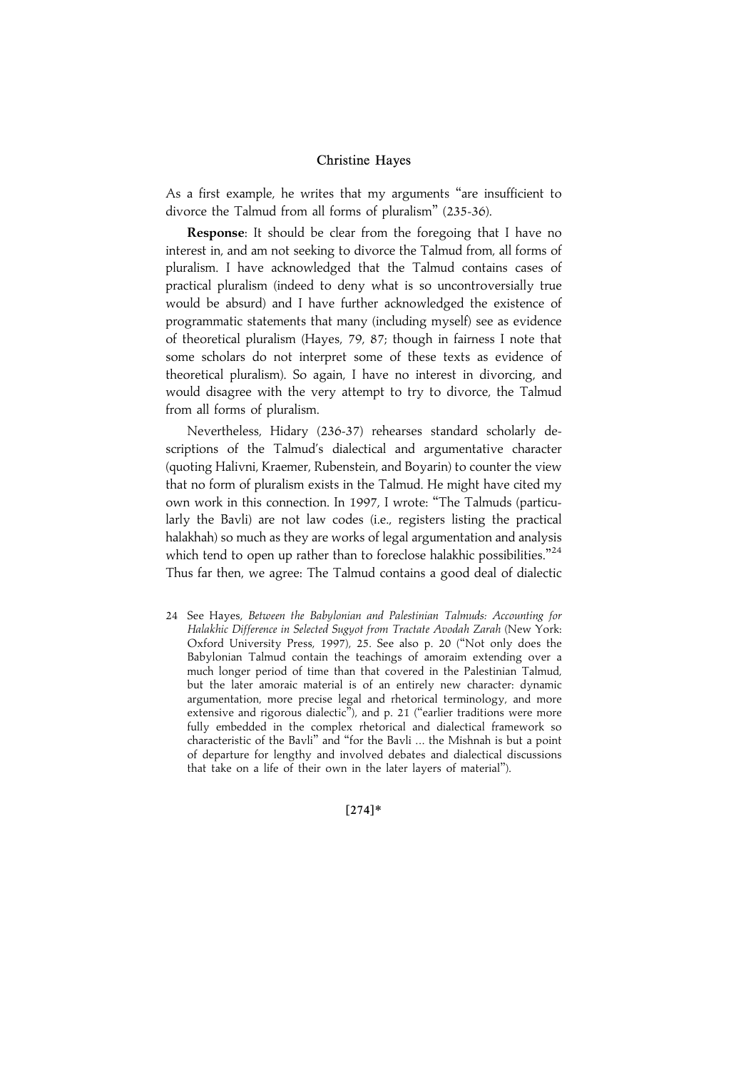As a first example, he writes that my arguments "are insufficient to divorce the Talmud from all forms of pluralism" (235-36).

**Response**: It should be clear from the foregoing that I have no interest in, and am not seeking to divorce the Talmud from, all forms of pluralism. I have acknowledged that the Talmud contains cases of practical pluralism (indeed to deny what is so uncontroversially true would be absurd) and I have further acknowledged the existence of programmatic statements that many (including myself) see as evidence of theoretical pluralism (Hayes, 79, 87; though in fairness I note that some scholars do not interpret some of these texts as evidence of theoretical pluralism). So again, I have no interest in divorcing, and would disagree with the very attempt to try to divorce, the Talmud from all forms of pluralism.

Nevertheless, Hidary (236-37) rehearses standard scholarly descriptions of the Talmud's dialectical and argumentative character (quoting Halivni, Kraemer, Rubenstein, and Boyarin) to counter the view that no form of pluralism exists in the Talmud. He might have cited my own work in this connection. In 1997, I wrote: "The Talmuds (particularly the Bavli) are not law codes (i.e., registers listing the practical halakhah) so much as they are works of legal argumentation and analysis which tend to open up rather than to foreclose halakhic possibilities."[24] Thus far then, we agree: The Talmud contains a good deal of dialectic

24 See Hayes, *Between the Babylonian and Palestinian Talmuds: Accounting for Halakhic Difference in Selected Sugyot from Tractate Avodah Zarah* (New York: Oxford University Press, 1997), 25. See also p. 20 ("Not only does the Babylonian Talmud contain the teachings of amoraim extending over a much longer period of time than that covered in the Palestinian Talmud, but the later amoraic material is of an entirely new character: dynamic argumentation, more precise legal and rhetorical terminology, and more extensive and rigorous dialectic"), and p. 21 ("earlier traditions were more fully embedded in the complex rhetorical and dialectical framework so characteristic of the Bavli" and "for the Bavli ... the Mishnah is but a point of departure for lengthy and involved debates and dialectical discussions that take on a life of their own in the later layers of material").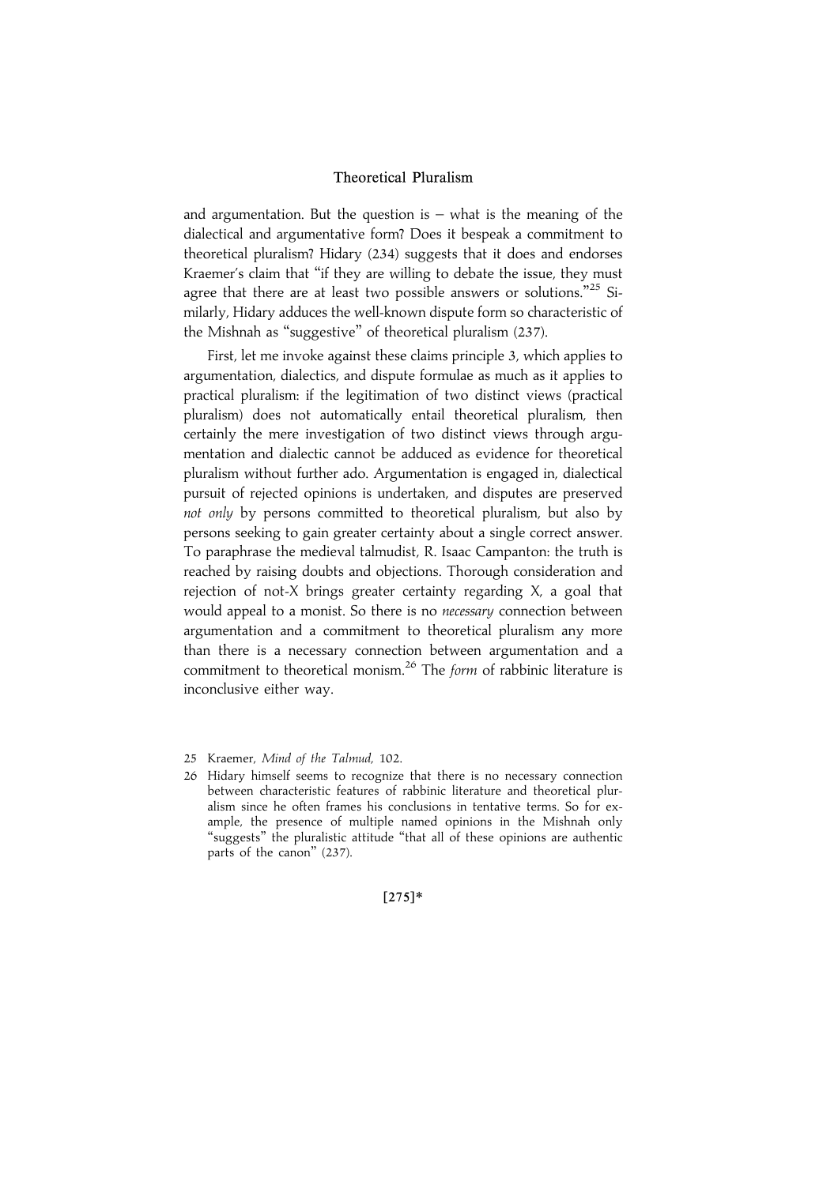and argumentation. But the question is – what is the meaning of the dialectical and argumentative form? Does it bespeak a commitment to theoretical pluralism? Hidary (234) suggests that it does and endorses Kraemer's claim that "if they are willing to debate the issue, they must agree that there are at least two possible answers or solutions."[25] Similarly, Hidary adduces the well-known dispute form so characteristic of the Mishnah as "suggestive" of theoretical pluralism (237).

First, let me invoke against these claims principle 3, which applies to argumentation, dialectics, and dispute formulae as much as it applies to practical pluralism: if the legitimation of two distinct views (practical pluralism) does not automatically entail theoretical pluralism, then certainly the mere investigation of two distinct views through argumentation and dialectic cannot be adduced as evidence for theoretical pluralism without further ado. Argumentation is engaged in, dialectical pursuit of rejected opinions is undertaken, and disputes are preserved *not only* by persons committed to theoretical pluralism, but also by persons seeking to gain greater certainty about a single correct answer. To paraphrase the medieval talmudist, R. Isaac Campanton: the truth is reached by raising doubts and objections. Thorough consideration and rejection of not-X brings greater certainty regarding X, a goal that would appeal to a monist. So there is no *necessary* connection between argumentation and a commitment to theoretical pluralism any more than there is a necessary connection between argumentation and a commitment to theoretical monism.[26] The *form* of rabbinic literature is inconclusive either way.

25 Kraemer, *Mind of the Talmud*, 102.

26 Hidary himself seems to recognize that there is no necessary connection between characteristic features of rabbinic literature and theoretical pluralism since he often frames his conclusions in tentative terms. So for example, the presence of multiple named opinions in the Mishnah only "suggests" the pluralistic attitude "that all of these opinions are authentic parts of the canon" (237).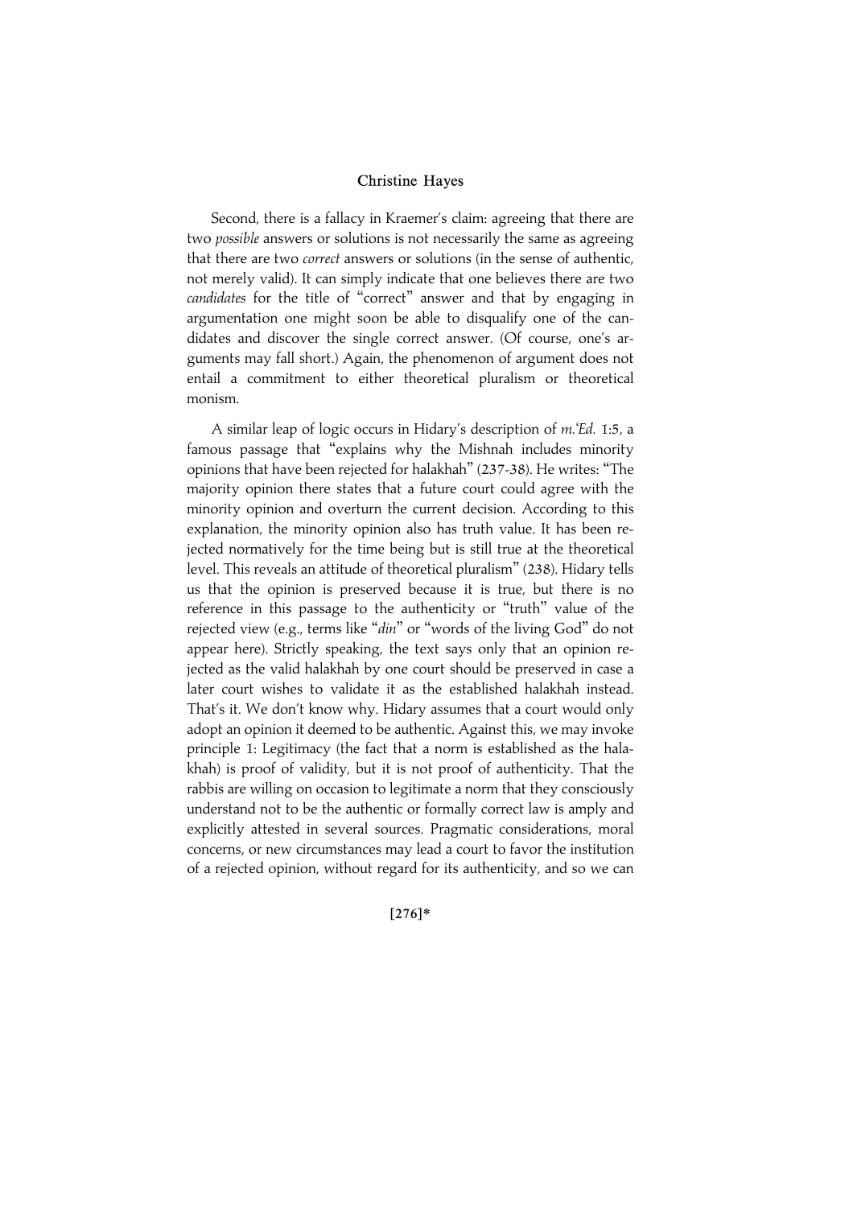Second, there is a fallacy in Kraemer's claim: agreeing that there are two *possible* answers or solutions is not necessarily the same as agreeing that there are two *correct* answers or solutions (in the sense of authentic, not merely valid). It can simply indicate that one believes there are two *candidates* for the title of "correct" answer and that by engaging in argumentation one might soon be able to disqualify one of the candidates and discover the single correct answer. (Of course, one's arguments may fall short.) Again, the phenomenon of argument does not entail a commitment to either theoretical pluralism or theoretical monism.

A similar leap of logic occurs in Hidary's description of *m.'Ed.* 1:5, a famous passage that "explains why the Mishnah includes minority opinions that have been rejected for halakhah" (237-38). He writes: "The majority opinion there states that a future court could agree with the minority opinion and overturn the current decision. According to this explanation, the minority opinion also has truth value. It has been rejected normatively for the time being but is still true at the theoretical level. This reveals an attitude of theoretical pluralism" (238). Hidary tells us that the opinion is preserved because it is true, but there is no reference in this passage to the authenticity or "truth" value of the rejected view (e.g., terms like "*din*" or "words of the living God" do not appear here). Strictly speaking, the text says only that an opinion rejected as the valid halakhah by one court should be preserved in case a later court wishes to validate it as the established halakhah instead. That's it. We don't know why. Hidary assumes that a court would only adopt an opinion it deemed to be authentic. Against this, we may invoke principle 1: Legitimacy (the fact that a norm is established as the halakhah) is proof of validity, but it is not proof of authenticity. That the rabbis are willing on occasion to legitimate a norm that they consciously understand not to be the authentic or formally correct law is amply and explicitly attested in several sources. Pragmatic considerations, moral concerns, or new circumstances may lead a court to favor the institution of a rejected opinion, without regard for its authenticity, and so we can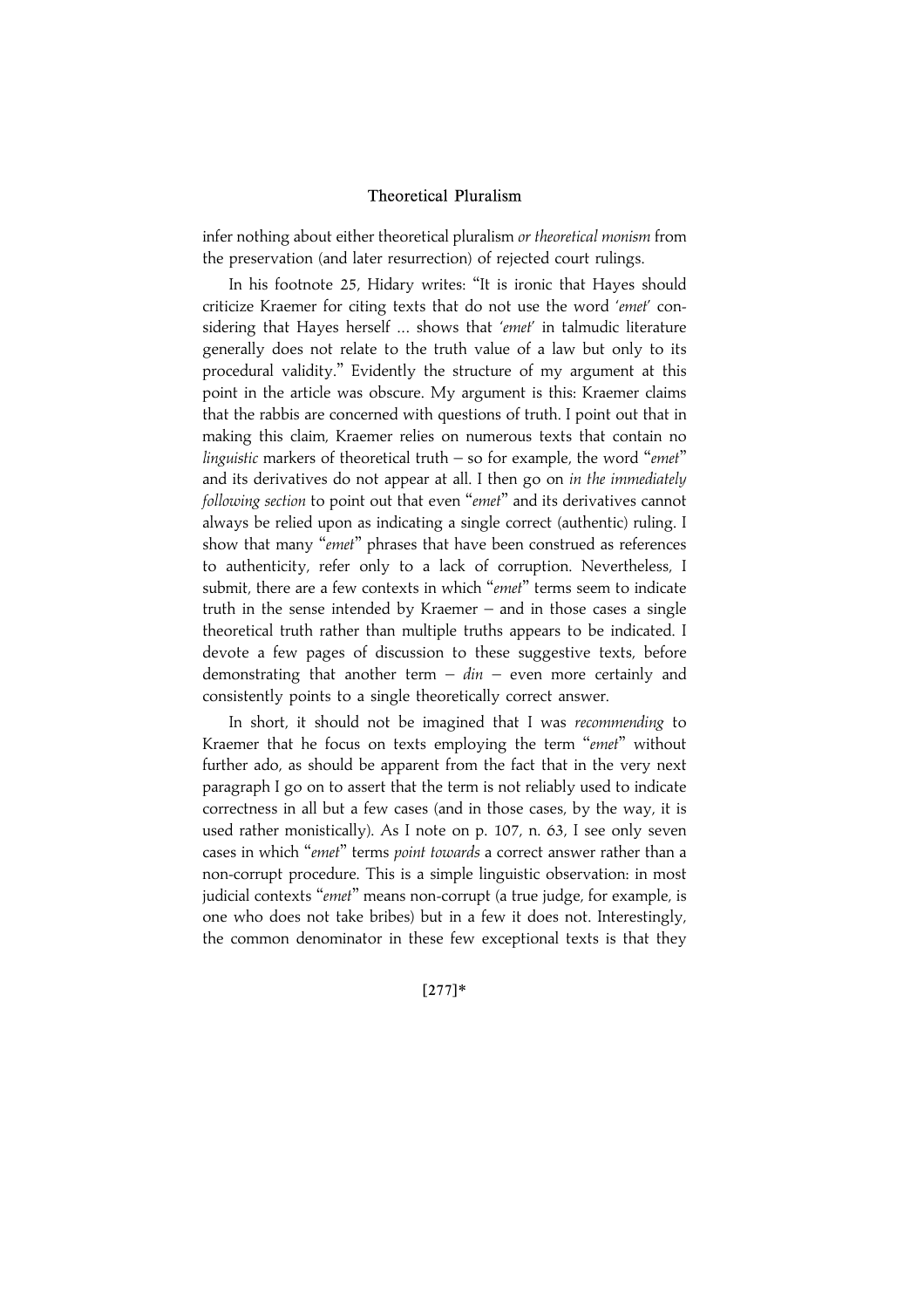infer nothing about either theoretical pluralism *or theoretical monism* from the preservation (and later resurrection) of rejected court rulings.

In his footnote 25, Hidary writes: "It is ironic that Hayes should criticize Kraemer for citing texts that do not use the word '*emet*' considering that Hayes herself ... shows that '*emet*' in talmudic literature generally does not relate to the truth value of a law but only to its procedural validity." Evidently the structure of my argument at this point in the article was obscure. My argument is this: Kraemer claims that the rabbis are concerned with questions of truth. I point out that in making this claim, Kraemer relies on numerous texts that contain no *linguistic* markers of theoretical truth – so for example, the word "*emet*" and its derivatives do not appear at all. I then go on *in the immediately following section* to point out that even "*emet*" and its derivatives cannot always be relied upon as indicating a single correct (authentic) ruling. I show that many "*emet*" phrases that have been construed as references to authenticity, refer only to a lack of corruption. Nevertheless, I submit, there are a few contexts in which "*emet*" terms seem to indicate truth in the sense intended by Kraemer – and in those cases a single theoretical truth rather than multiple truths appears to be indicated. I devote a few pages of discussion to these suggestive texts, before demonstrating that another term – *din* – even more certainly and consistently points to a single theoretically correct answer.

In short, it should not be imagined that I was *recommending* to Kraemer that he focus on texts employing the term "*emet*" without further ado, as should be apparent from the fact that in the very next paragraph I go on to assert that the term is not reliably used to indicate correctness in all but a few cases (and in those cases, by the way, it is used rather monistically). As I note on p. 107, n. 63, I see only seven cases in which "*emet*" terms *point towards* a correct answer rather than a non-corrupt procedure. This is a simple linguistic observation: in most judicial contexts "*emet*" means non-corrupt (a true judge, for example, is one who does not take bribes) but in a few it does not. Interestingly, the common denominator in these few exceptional texts is that they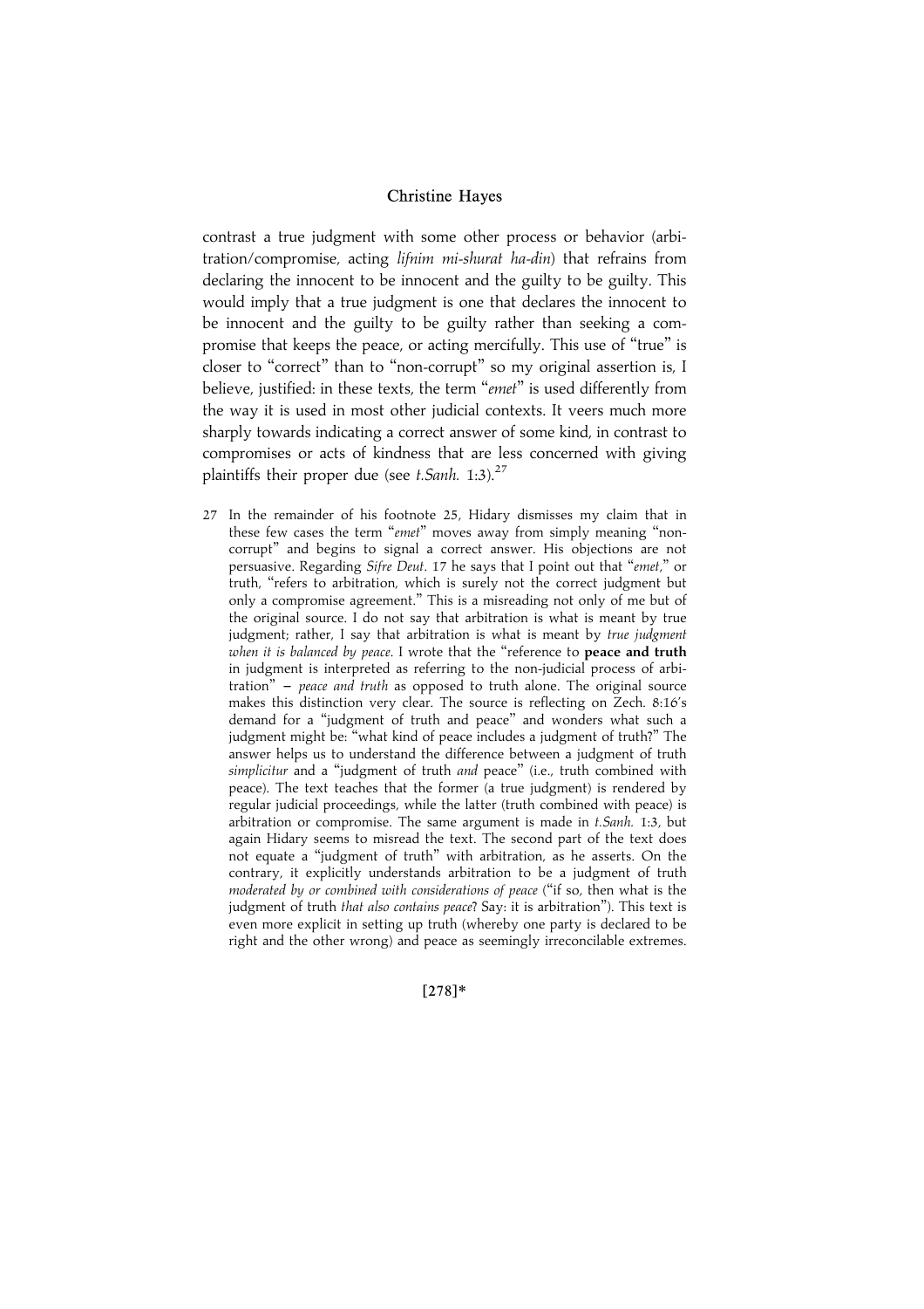contrast a true judgment with some other process or behavior (arbitration/compromise, acting *lifnim mi-shurat ha-din*) that refrains from declaring the innocent to be innocent and the guilty to be guilty. This would imply that a true judgment is one that declares the innocent to be innocent and the guilty to be guilty rather than seeking a compromise that keeps the peace, or acting mercifully. This use of "true" is closer to "correct" than to "non-corrupt" so my original assertion is, I believe, justified: in these texts, the term "*emet*" is used differently from the way it is used in most other judicial contexts. It veers much more sharply towards indicating a correct answer of some kind, in contrast to compromises or acts of kindness that are less concerned with giving plaintiffs their proper due (see *t.Sanh.* 1:3).[27]

27 In the remainder of his footnote 25, Hidary dismisses my claim that in these few cases the term "*emet*" moves away from simply meaning "non-corrupt" and begins to signal a correct answer. His objections are not persuasive. Regarding *Sifre Deut*. 17 he says that I point out that "*emet*," or truth, "refers to arbitration, which is surely not the correct judgment but only a compromise agreement." This is a misreading not only of me but of the original source. I do not say that arbitration is what is meant by true judgment; rather, I say that arbitration is what is meant by *true judgment when it is balanced by peace*. I wrote that the "reference to **peace and truth** in judgment is interpreted as referring to the non-judicial process of arbitration" – *peace and truth* as opposed to truth alone. The original source makes this distinction very clear. The source is reflecting on Zech. 8:16's demand for a "judgment of truth and peace" and wonders what such a judgment might be: "what kind of peace includes a judgment of truth?" The answer helps us to understand the difference between a judgment of truth *simplicitur* and a "judgment of truth *and* peace" (i.e., truth combined with peace). The text teaches that the former (a true judgment) is rendered by regular judicial proceedings, while the latter (truth combined with peace) is arbitration or compromise. The same argument is made in *t.Sanh.* 1:3, but again Hidary seems to misread the text. The second part of the text does not equate a "judgment of truth" with arbitration, as he asserts. On the contrary, it explicitly understands arbitration to be a judgment of truth *moderated by or combined with considerations of peace* ("if so, then what is the judgment of truth *that also contains peace*? Say: it is arbitration"). This text is even more explicit in setting up truth (whereby one party is declared to be right and the other wrong) and peace as seemingly irreconcilable extremes.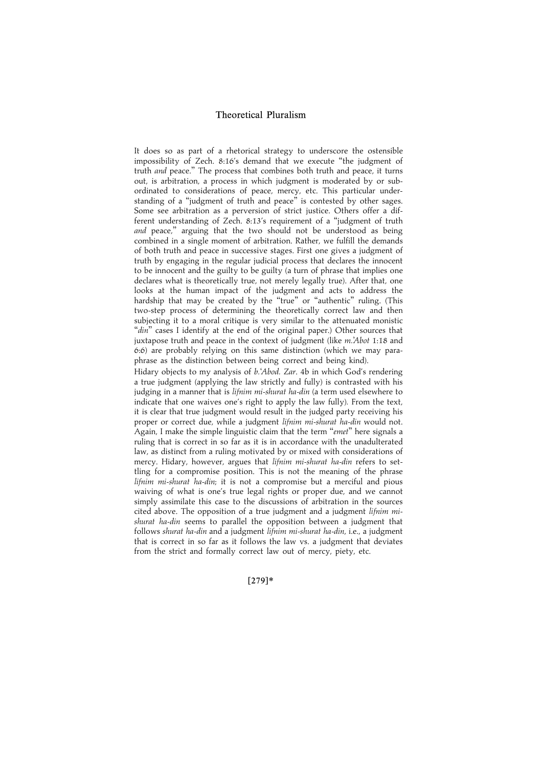It does so as part of a rhetorical strategy to underscore the ostensible impossibility of Zech. 8:16's demand that we execute "the judgment of truth *and* peace." The process that combines both truth and peace, it turns out, is arbitration, a process in which judgment is moderated by or subordinated to considerations of peace, mercy, etc. This particular understanding of a "judgment of truth and peace" is contested by other sages. Some see arbitration as a perversion of strict justice. Others offer a different understanding of Zech. 8:13's requirement of a "judgment of truth *and* peace," arguing that the two should not be understood as being combined in a single moment of arbitration. Rather, we fulfill the demands of both truth and peace in successive stages. First one gives a judgment of truth by engaging in the regular judicial process that declares the innocent to be innocent and the guilty to be guilty (a turn of phrase that implies one declares what is theoretically true, not merely legally true). After that, one looks at the human impact of the judgment and acts to address the hardship that may be created by the "true" or "authentic" ruling. (This two-step process of determining the theoretically correct law and then subjecting it to a moral critique is very similar to the attenuated monistic "*din*" cases I identify at the end of the original paper.) Other sources that juxtapose truth and peace in the context of judgment (like *m.'Abot* 1:18 and 6:6) are probably relying on this same distinction (which we may paraphrase as the distinction between being correct and being kind).

Hidary objects to my analysis of *b.'Abod. Zar.* 4b in which God's rendering a true judgment (applying the law strictly and fully) is contrasted with his judging in a manner that is *lifnim mi-shurat ha-din* (a term used elsewhere to indicate that one waives one's right to apply the law fully). From the text, it is clear that true judgment would result in the judged party receiving his proper or correct due, while a judgment *lifnim mi-shurat ha-din* would not. Again, I make the simple linguistic claim that the term "*emet*" here signals a ruling that is correct in so far as it is in accordance with the unadulterated law, as distinct from a ruling motivated by or mixed with considerations of mercy. Hidary, however, argues that *lifnim mi-shurat ha-din* refers to settling for a compromise position. This is not the meaning of the phrase *lifnim mi-shurat ha-din*; it is not a compromise but a merciful and pious waiving of what is one's true legal rights or proper due, and we cannot simply assimilate this case to the discussions of arbitration in the sources cited above. The opposition of a true judgment and a judgment *lifnim mi-shurat ha-din* seems to parallel the opposition between a judgment that follows *shurat ha-din* and a judgment *lifnim mi-shurat ha-din*, i.e., a judgment that is correct in so far as it follows the law vs. a judgment that deviates from the strict and formally correct law out of mercy, piety, etc.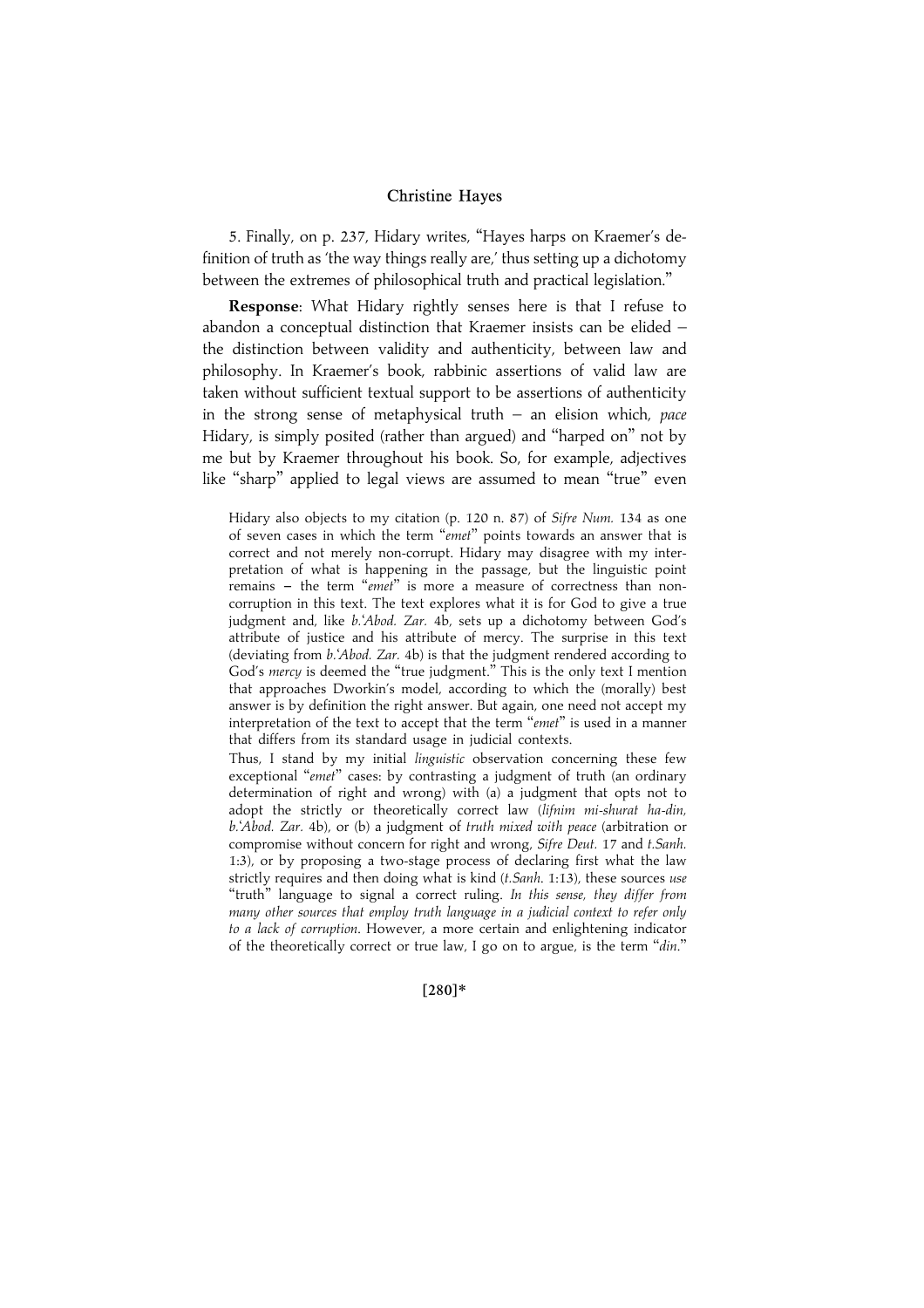5. Finally, on p. 237, Hidary writes, "Hayes harps on Kraemer's definition of truth as 'the way things really are,' thus setting up a dichotomy between the extremes of philosophical truth and practical legislation."

**Response**: What Hidary rightly senses here is that I refuse to abandon a conceptual distinction that Kraemer insists can be elided – the distinction between validity and authenticity, between law and philosophy. In Kraemer's book, rabbinic assertions of valid law are taken without sufficient textual support to be assertions of authenticity in the strong sense of metaphysical truth – an elision which, *pace* Hidary, is simply posited (rather than argued) and "harped on" not by me but by Kraemer throughout his book. So, for example, adjectives like "sharp" applied to legal views are assumed to mean "true" even

Hidary also objects to my citation (p. 120 n. 87) of *Sifre Num.* 134 as one of seven cases in which the term "*emet*" points towards an answer that is correct and not merely non-corrupt. Hidary may disagree with my interpretation of what is happening in the passage, but the linguistic point remains – the term "*emet*" is more a measure of correctness than non-corruption in this text. The text explores what it is for God to give a true judgment and, like *b.'Abod. Zar.* 4b, sets up a dichotomy between God's attribute of justice and his attribute of mercy. The surprise in this text (deviating from *b.'Abod. Zar.* 4b) is that the judgment rendered according to God's *mercy* is deemed the "true judgment." This is the only text I mention that approaches Dworkin's model, according to which the (morally) best answer is by definition the right answer. But again, one need not accept my interpretation of the text to accept that the term "*emet*" is used in a manner that differs from its standard usage in judicial contexts.

Thus, I stand by my initial *linguistic* observation concerning these few exceptional "*emet*" cases: by contrasting a judgment of truth (an ordinary determination of right and wrong) with (a) a judgment that opts not to adopt the strictly or theoretically correct law (*lifnim mi-shurat ha-din, b.'Abod. Zar.* 4b), or (b) a judgment of *truth mixed with peace* (arbitration or compromise without concern for right and wrong, *Sifre Deut.* 17 and *t.Sanh.* 1:3), or by proposing a two-stage process of declaring first what the law strictly requires and then doing what is kind (*t.Sanh.* 1:13), these sources *use* "truth" language to signal a correct ruling. *In this sense, they differ from many other sources that employ truth language in a judicial context to refer only to a lack of corruption*. However, a more certain and enlightening indicator of the theoretically correct or true law, I go on to argue, is the term "*din*."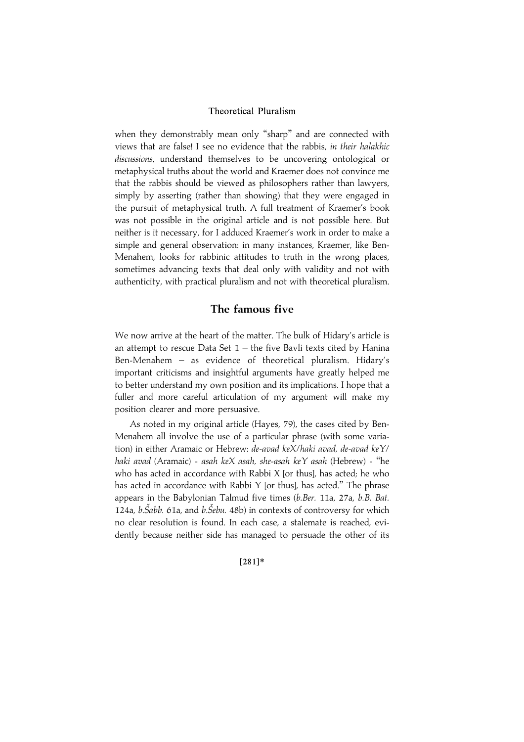when they demonstrably mean only "sharp" and are connected with views that are false! I see no evidence that the rabbis, *in their halakhic discussions*, understand themselves to be uncovering ontological or metaphysical truths about the world and Kraemer does not convince me that the rabbis should be viewed as philosophers rather than lawyers, simply by asserting (rather than showing) that they were engaged in the pursuit of metaphysical truth. A full treatment of Kraemer's book was not possible in the original article and is not possible here. But neither is it necessary, for I adduced Kraemer's work in order to make a simple and general observation: in many instances, Kraemer, like Ben-Menahem, looks for rabbinic attitudes to truth in the wrong places, sometimes advancing texts that deal only with validity and not with authenticity, with practical pluralism and not with theoretical pluralism.

## The famous five

We now arrive at the heart of the matter. The bulk of Hidary's article is an attempt to rescue Data Set 1 – the five Bavli texts cited by Hanina Ben-Menahem – as evidence of theoretical pluralism. Hidary's important criticisms and insightful arguments have greatly helped me to better understand my own position and its implications. I hope that a fuller and more careful articulation of my argument will make my position clearer and more persuasive.

As noted in my original article (Hayes, 79), the cases cited by Ben-Menahem all involve the use of a particular phrase (with some variation) in either Aramaic or Hebrew: *de-avad keX/haki avad, de-avad keY/haki avad* (Aramaic) = *asah keX asah, she-asah keY asah* (Hebrew) = "he who has acted in accordance with Rabbi X [or thus], has acted; he who has acted in accordance with Rabbi Y [or thus], has acted." The phrase appears in the Babylonian Talmud five times (*b.Ber.* 11a, 27a, *b.B. Bat.* 124a, *b.Šabb.* 61a, and *b.Šebu.* 48b) in contexts of controversy for which no clear resolution is found. In each case, a stalemate is reached, evidently because neither side has managed to persuade the other of its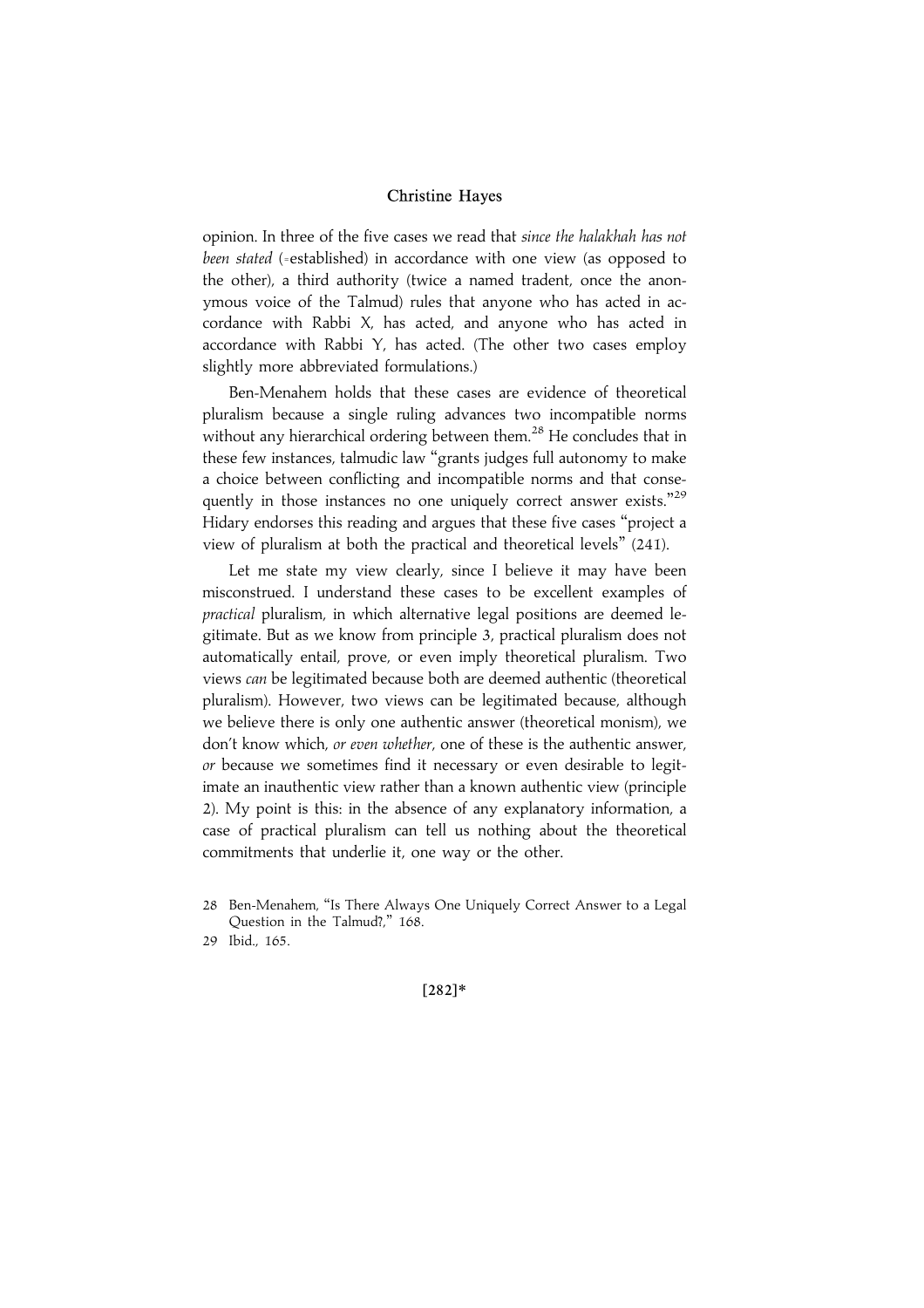opinion. In three of the five cases we read that *since the halakhah has not been stated* (=established) in accordance with one view (as opposed to the other), a third authority (twice a named tradent, once the anonymous voice of the Talmud) rules that anyone who has acted in accordance with Rabbi X, has acted, and anyone who has acted in accordance with Rabbi Y, has acted. (The other two cases employ slightly more abbreviated formulations.)

Ben-Menahem holds that these cases are evidence of theoretical pluralism because a single ruling advances two incompatible norms without any hierarchical ordering between them.[28] He concludes that in these few instances, talmudic law "grants judges full autonomy to make a choice between conflicting and incompatible norms and that consequently in those instances no one uniquely correct answer exists."[29] Hidary endorses this reading and argues that these five cases "project a view of pluralism at both the practical and theoretical levels" (241).

Let me state my view clearly, since I believe it may have been misconstrued. I understand these cases to be excellent examples of *practical* pluralism, in which alternative legal positions are deemed legitimate. But as we know from principle 3, practical pluralism does not automatically entail, prove, or even imply theoretical pluralism. Two views *can* be legitimated because both are deemed authentic (theoretical pluralism). However, two views can be legitimated because, although we believe there is only one authentic answer (theoretical monism), we don't know which, *or even whether*, one of these is the authentic answer, *or* because we sometimes find it necessary or even desirable to legitimate an inauthentic view rather than a known authentic view (principle 2). My point is this: in the absence of any explanatory information, a case of practical pluralism can tell us nothing about the theoretical commitments that underlie it, one way or the other.

28 Ben-Menahem, "Is There Always One Uniquely Correct Answer to a Legal Question in the Talmud?," 168.

29 Ibid., 165.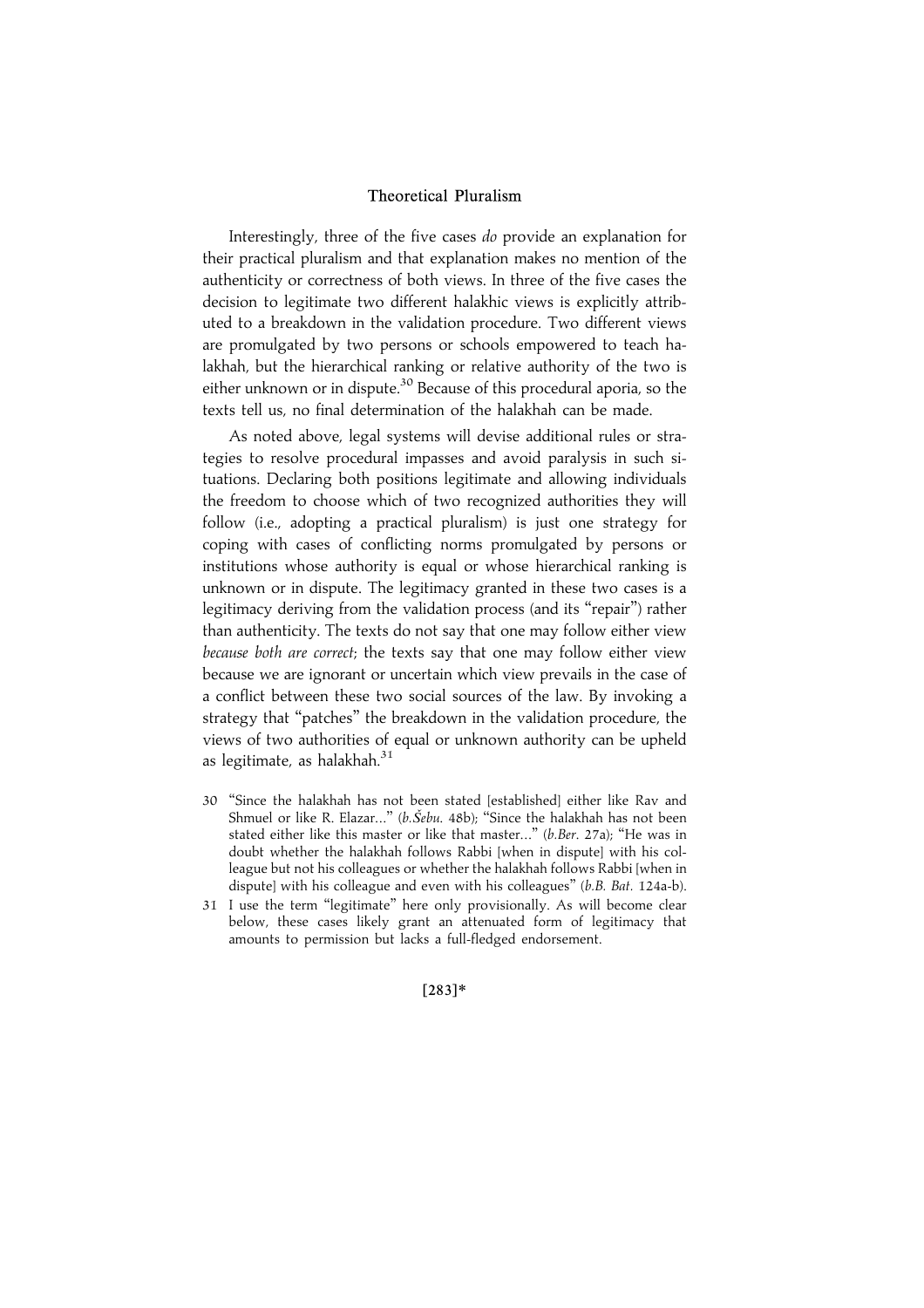Interestingly, three of the five cases *do* provide an explanation for their practical pluralism and that explanation makes no mention of the authenticity or correctness of both views. In three of the five cases the decision to legitimate two different halakhic views is explicitly attributed to a breakdown in the validation procedure. Two different views are promulgated by two persons or schools empowered to teach halakhah, but the hierarchical ranking or relative authority of the two is either unknown or in dispute.[30] Because of this procedural aporia, so the texts tell us, no final determination of the halakhah can be made.

As noted above, legal systems will devise additional rules or strategies to resolve procedural impasses and avoid paralysis in such situations. Declaring both positions legitimate and allowing individuals the freedom to choose which of two recognized authorities they will follow (i.e., adopting a practical pluralism) is just one strategy for coping with cases of conflicting norms promulgated by persons or institutions whose authority is equal or whose hierarchical ranking is unknown or in dispute. The legitimacy granted in these two cases is a legitimacy deriving from the validation process (and its "repair") rather than authenticity. The texts do not say that one may follow either view *because both are correct*; the texts say that one may follow either view because we are ignorant or uncertain which view prevails in the case of a conflict between these two social sources of the law. By invoking a strategy that "patches" the breakdown in the validation procedure, the views of two authorities of equal or unknown authority can be upheld as legitimate, as halakhah.[31]

30 "Since the halakhah has not been stated [established] either like Rav and Shmuel or like R. Elazar..." (*b.Šebu.* 48b); "Since the halakhah has not been stated either like this master or like that master..." (*b.Ber.* 27a); "He was in doubt whether the halakhah follows Rabbi [when in dispute] with his colleague but not his colleagues or whether the halakhah follows Rabbi [when in dispute] with his colleague and even with his colleagues" (*b.B. Bat.* 124a-b).

31 I use the term "legitimate" here only provisionally. As will become clear below, these cases likely grant an attenuated form of legitimacy that amounts to permission but lacks a full-fledged endorsement.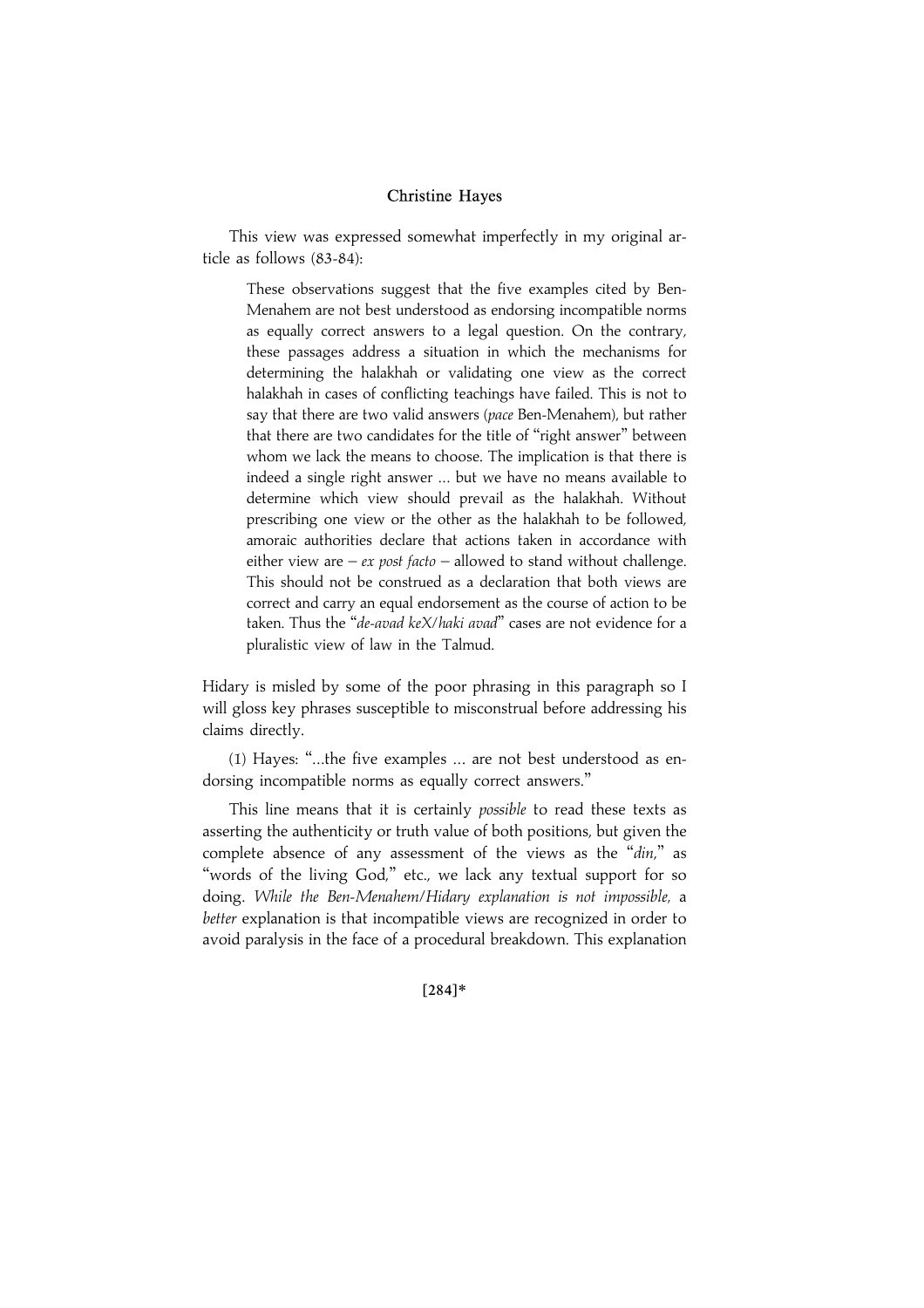This view was expressed somewhat imperfectly in my original article as follows (83-84):

> These observations suggest that the five examples cited by Ben-Menahem are not best understood as endorsing incompatible norms as equally correct answers to a legal question. On the contrary, these passages address a situation in which the mechanisms for determining the halakhah or validating one view as the correct halakhah in cases of conflicting teachings have failed. This is not to say that there are two valid answers (*pace* Ben-Menahem), but rather that there are two candidates for the title of "right answer" between whom we lack the means to choose. The implication is that there is indeed a single right answer ... but we have no means available to determine which view should prevail as the halakhah. Without prescribing one view or the other as the halakhah to be followed, amoraic authorities declare that actions taken in accordance with either view are – *ex post facto* – allowed to stand without challenge. This should not be construed as a declaration that both views are correct and carry an equal endorsement as the course of action to be taken. Thus the "*de-avad keX/haki avad*" cases are not evidence for a pluralistic view of law in the Talmud.

Hidary is misled by some of the poor phrasing in this paragraph so I will gloss key phrases susceptible to misconstrual before addressing his claims directly.

(1) Hayes: "...the five examples ... are not best understood as endorsing incompatible norms as equally correct answers."

This line means that it is certainly *possible* to read these texts as asserting the authenticity or truth value of both positions, but given the complete absence of any assessment of the views as the "*din*," as "words of the living God," etc., we lack any textual support for so doing. *While the Ben-Menahem/Hidary explanation is not impossible,* a *better* explanation is that incompatible views are recognized in order to avoid paralysis in the face of a procedural breakdown. This explanation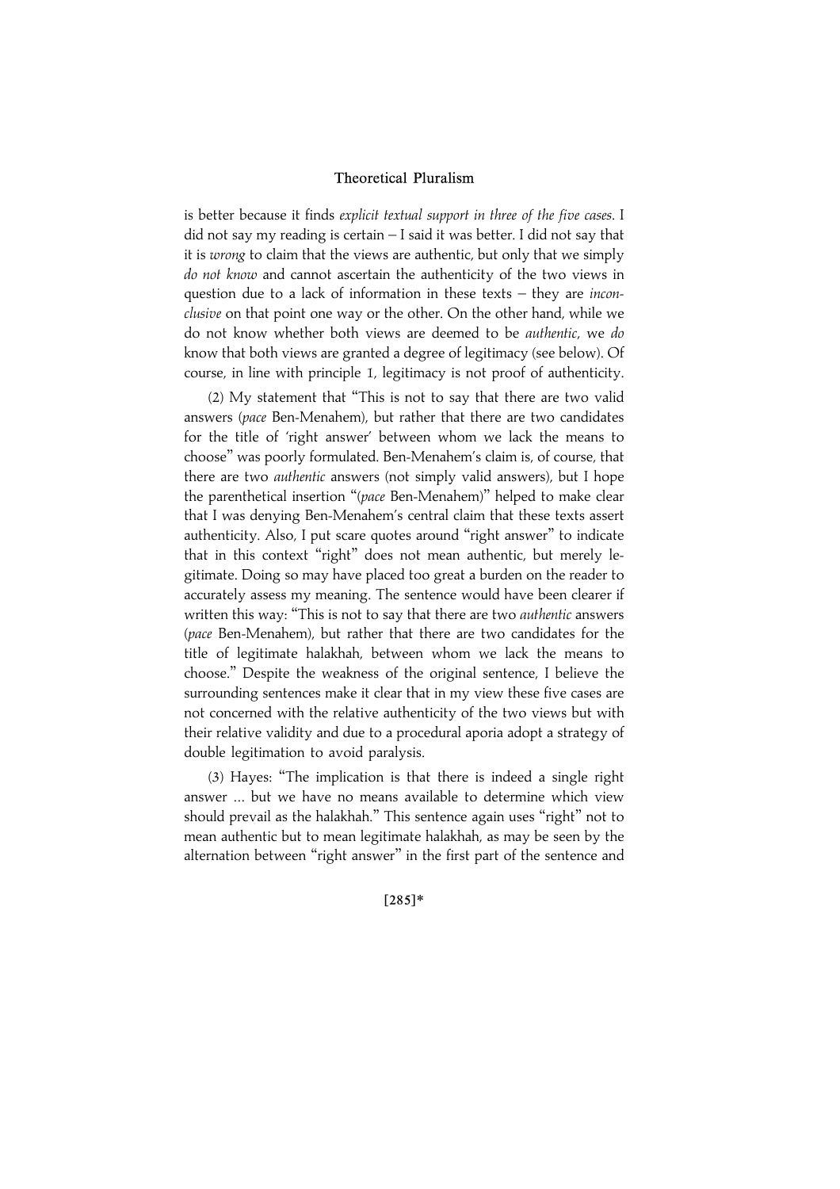is better because it finds *explicit textual support in three of the five cases*. I did not say my reading is certain – I said it was better. I did not say that it is *wrong* to claim that the views are authentic, but only that we simply *do not know* and cannot ascertain the authenticity of the two views in question due to a lack of information in these texts – they are *inconclusive* on that point one way or the other. On the other hand, while we do not know whether both views are deemed to be *authentic*, we *do* know that both views are granted a degree of legitimacy (see below). Of course, in line with principle 1, legitimacy is not proof of authenticity.

(2) My statement that "This is not to say that there are two valid answers (*pace* Ben-Menahem), but rather that there are two candidates for the title of 'right answer' between whom we lack the means to choose" was poorly formulated. Ben-Menahem's claim is, of course, that there are two *authentic* answers (not simply valid answers), but I hope the parenthetical insertion "(*pace* Ben-Menahem)" helped to make clear that I was denying Ben-Menahem's central claim that these texts assert authenticity. Also, I put scare quotes around "right answer" to indicate that in this context "right" does not mean authentic, but merely legitimate. Doing so may have placed too great a burden on the reader to accurately assess my meaning. The sentence would have been clearer if written this way: "This is not to say that there are two *authentic* answers (*pace* Ben-Menahem), but rather that there are two candidates for the title of legitimate halakhah, between whom we lack the means to choose." Despite the weakness of the original sentence, I believe the surrounding sentences make it clear that in my view these five cases are not concerned with the relative authenticity of the two views but with their relative validity and due to a procedural aporia adopt a strategy of double legitimation to avoid paralysis.

(3) Hayes: "The implication is that there is indeed a single right answer ... but we have no means available to determine which view should prevail as the halakhah." This sentence again uses "right" not to mean authentic but to mean legitimate halakhah, as may be seen by the alternation between "right answer" in the first part of the sentence and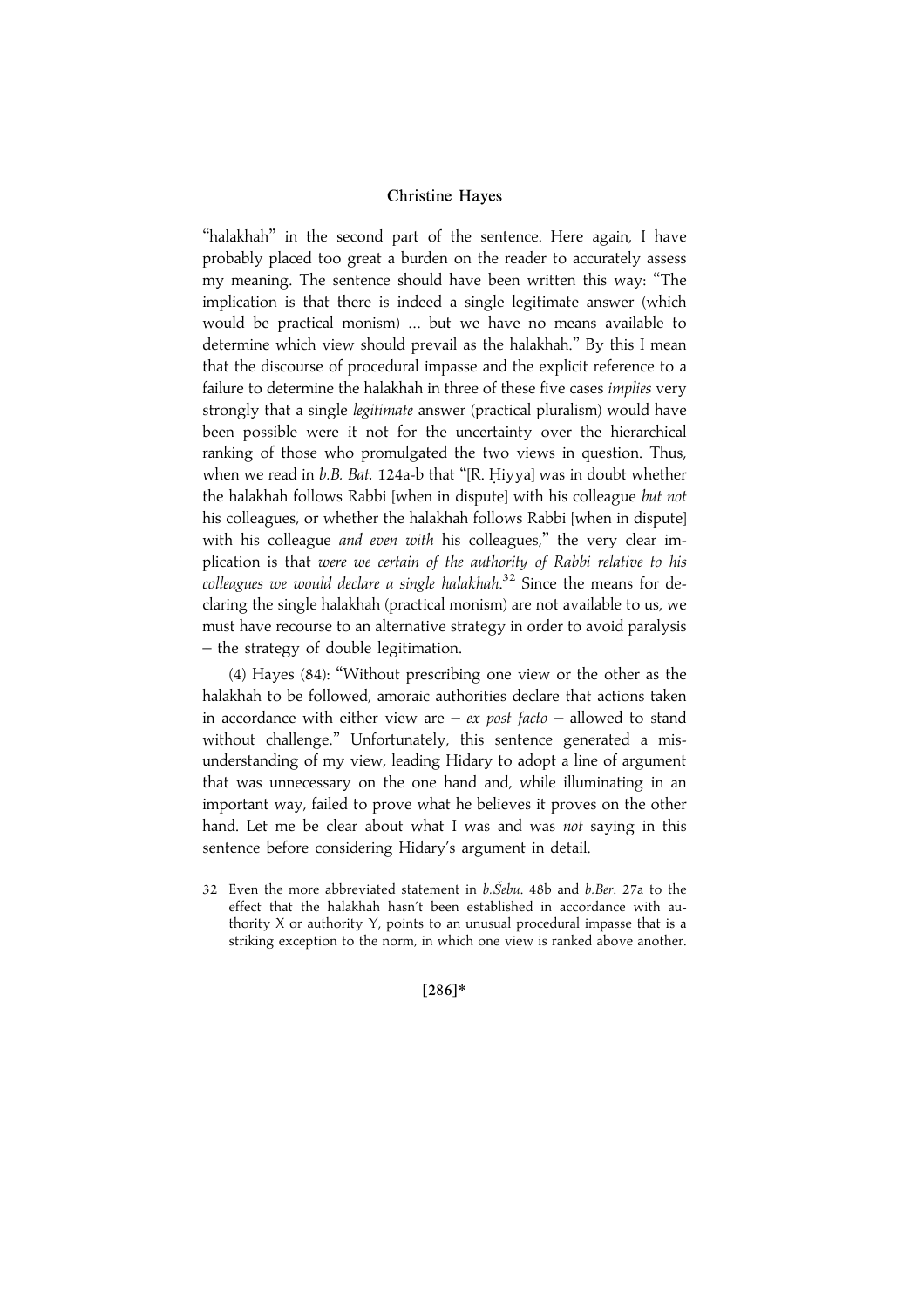"halakhah" in the second part of the sentence. Here again, I have probably placed too great a burden on the reader to accurately assess my meaning. The sentence should have been written this way: "The implication is that there is indeed a single legitimate answer (which would be practical monism) ... but we have no means available to determine which view should prevail as the halakhah." By this I mean that the discourse of procedural impasse and the explicit reference to a failure to determine the halakhah in three of these five cases *implies* very strongly that a single *legitimate* answer (practical pluralism) would have been possible were it not for the uncertainty over the hierarchical ranking of those who promulgated the two views in question. Thus, when we read in *b.B. Bat.* 124a-b that "[R. Ḥiyya] was in doubt whether the halakhah follows Rabbi [when in dispute] with his colleague *but not* his colleagues, or whether the halakhah follows Rabbi [when in dispute] with his colleague *and even with* his colleagues," the very clear implication is that *were we certain of the authority of Rabbi relative to his colleagues we would declare a single halakhah*.[32] Since the means for declaring the single halakhah (practical monism) are not available to us, we must have recourse to an alternative strategy in order to avoid paralysis – the strategy of double legitimation.

(4) Hayes (84): "Without prescribing one view or the other as the halakhah to be followed, amoraic authorities declare that actions taken in accordance with either view are – *ex post facto* – allowed to stand without challenge." Unfortunately, this sentence generated a misunderstanding of my view, leading Hidary to adopt a line of argument that was unnecessary on the one hand and, while illuminating in an important way, failed to prove what he believes it proves on the other hand. Let me be clear about what I was and was *not* saying in this sentence before considering Hidary's argument in detail.

32 Even the more abbreviated statement in *b.Šebu.* 48b and *b.Ber.* 27a to the effect that the halakhah hasn't been established in accordance with authority X or authority Y, points to an unusual procedural impasse that is a striking exception to the norm, in which one view is ranked above another.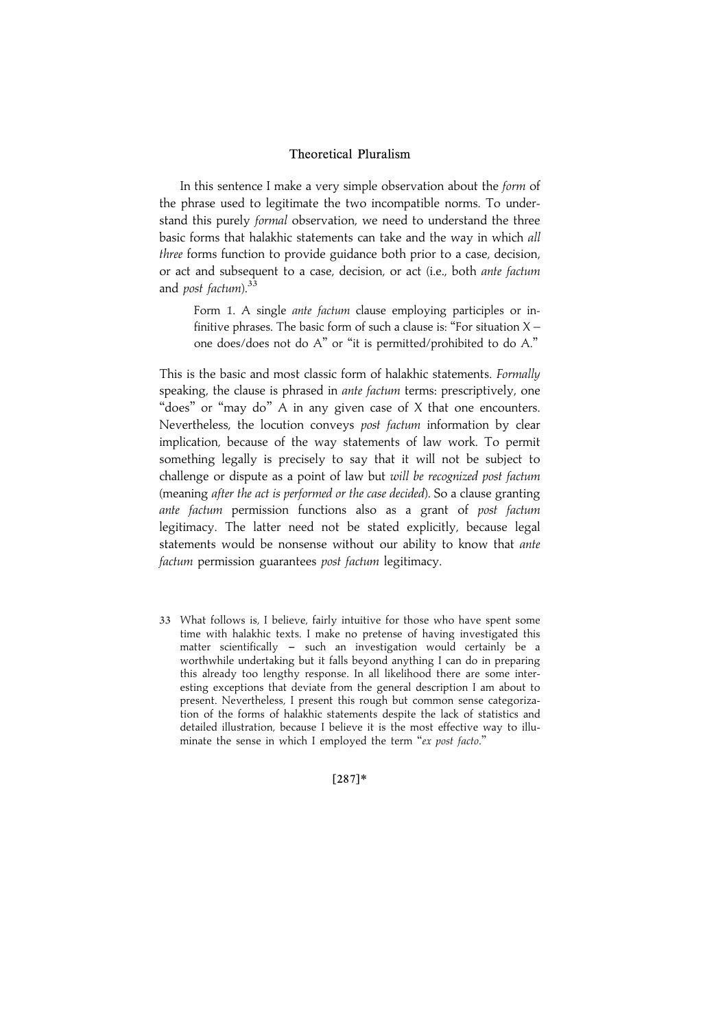In this sentence I make a very simple observation about the *form* of the phrase used to legitimate the two incompatible norms. To understand this purely *formal* observation, we need to understand the three basic forms that halakhic statements can take and the way in which *all three* forms function to provide guidance both prior to a case, decision, or act and subsequent to a case, decision, or act (i.e., both *ante factum* and *post factum*).[33]

> Form 1. A single *ante factum* clause employing participles or infinitive phrases. The basic form of such a clause is: "For situation X – one does/does not do A" or "it is permitted/prohibited to do A."

This is the basic and most classic form of halakhic statements. *Formally* speaking, the clause is phrased in *ante factum* terms: prescriptively, one "does" or "may do" A in any given case of X that one encounters. Nevertheless, the locution conveys *post factum* information by clear implication, because of the way statements of law work. To permit something legally is precisely to say that it will not be subject to challenge or dispute as a point of law but *will be recognized post factum* (meaning *after the act is performed or the case decided*). So a clause granting *ante factum* permission functions also as a grant of *post factum* legitimacy. The latter need not be stated explicitly, because legal statements would be nonsense without our ability to know that *ante factum* permission guarantees *post factum* legitimacy.

33 What follows is, I believe, fairly intuitive for those who have spent some time with halakhic texts. I make no pretense of having investigated this matter scientifically – such an investigation would certainly be a worthwhile undertaking but it falls beyond anything I can do in preparing this already too lengthy response. In all likelihood there are some interesting exceptions that deviate from the general description I am about to present. Nevertheless, I present this rough but common sense categorization of the forms of halakhic statements despite the lack of statistics and detailed illustration, because I believe it is the most effective way to illuminate the sense in which I employed the term "*ex post facto*."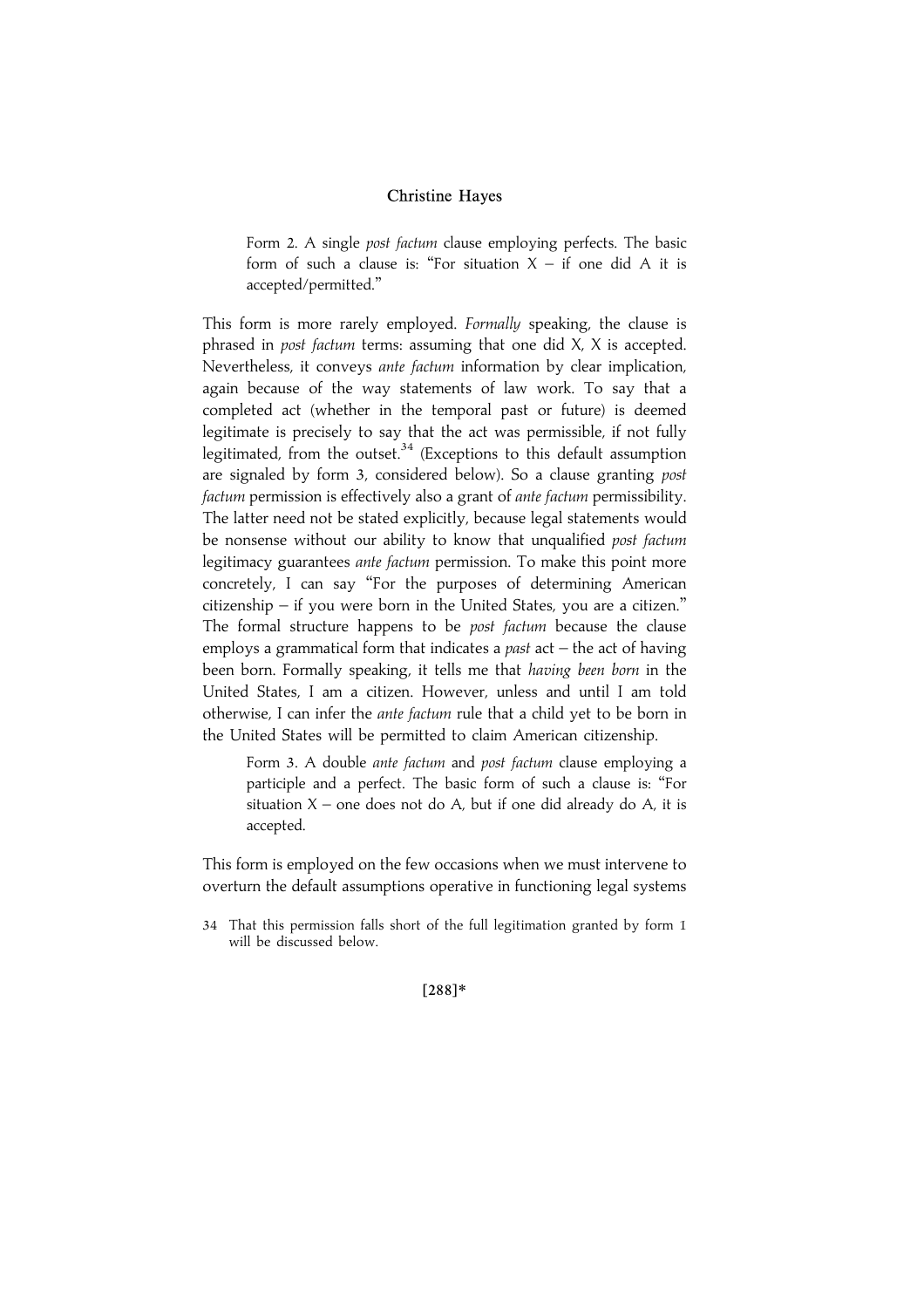> Form 2. A single *post factum* clause employing perfects. The basic form of such a clause is: "For situation X – if one did A it is accepted/permitted."

This form is more rarely employed. *Formally* speaking, the clause is phrased in *post factum* terms: assuming that one did X, X is accepted. Nevertheless, it conveys *ante factum* information by clear implication, again because of the way statements of law work. To say that a completed act (whether in the temporal past or future) is deemed legitimate is precisely to say that the act was permissible, if not fully legitimated, from the outset.[34] (Exceptions to this default assumption are signaled by form 3, considered below). So a clause granting *post factum* permission is effectively also a grant of *ante factum* permissibility. The latter need not be stated explicitly, because legal statements would be nonsense without our ability to know that unqualified *post factum* legitimacy guarantees *ante factum* permission. To make this point more concretely, I can say "For the purposes of determining American citizenship – if you were born in the United States, you are a citizen." The formal structure happens to be *post factum* because the clause employs a grammatical form that indicates a *past* act – the act of having been born. Formally speaking, it tells me that *having been born* in the United States, I am a citizen. However, unless and until I am told otherwise, I can infer the *ante factum* rule that a child yet to be born in the United States will be permitted to claim American citizenship.

> Form 3. A double *ante factum* and *post factum* clause employing a participle and a perfect. The basic form of such a clause is: "For situation X – one does not do A, but if one did already do A, it is accepted.

This form is employed on the few occasions when we must intervene to overturn the default assumptions operative in functioning legal systems

34 That this permission falls short of the full legitimation granted by form 1 will be discussed below.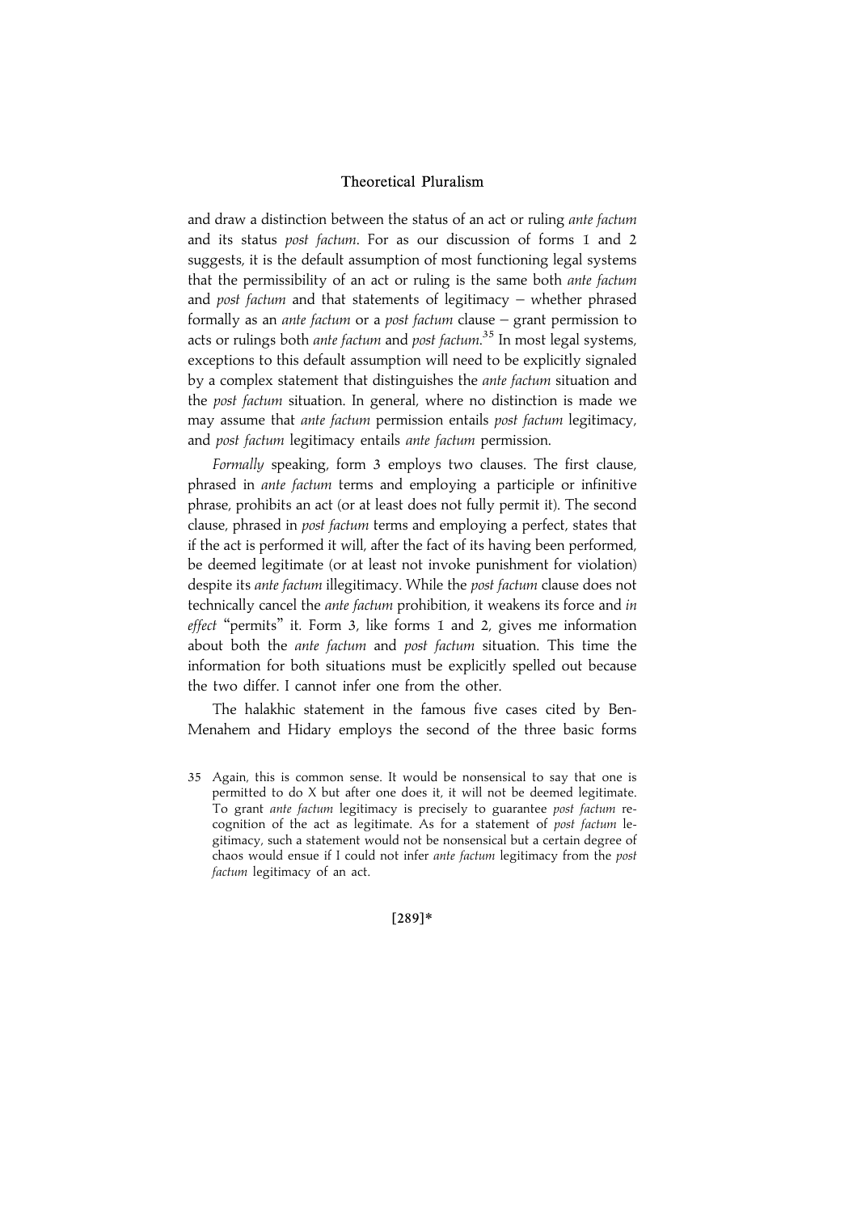and draw a distinction between the status of an act or ruling *ante factum* and its status *post factum*. For as our discussion of forms 1 and 2 suggests, it is the default assumption of most functioning legal systems that the permissibility of an act or ruling is the same both *ante factum* and *post factum* and that statements of legitimacy – whether phrased formally as an *ante factum* or a *post factum* clause – grant permission to acts or rulings both *ante factum* and *post factum*.[35] In most legal systems, exceptions to this default assumption will need to be explicitly signaled by a complex statement that distinguishes the *ante factum* situation and the *post factum* situation. In general, where no distinction is made we may assume that *ante factum* permission entails *post factum* legitimacy, and *post factum* legitimacy entails *ante factum* permission.

*Formally* speaking, form 3 employs two clauses. The first clause, phrased in *ante factum* terms and employing a participle or infinitive phrase, prohibits an act (or at least does not fully permit it). The second clause, phrased in *post factum* terms and employing a perfect, states that if the act is performed it will, after the fact of its having been performed, be deemed legitimate (or at least not invoke punishment for violation) despite its *ante factum* illegitimacy. While the *post factum* clause does not technically cancel the *ante factum* prohibition, it weakens its force and *in effect* "permits" it. Form 3, like forms 1 and 2, gives me information about both the *ante factum* and *post factum* situation. This time the information for both situations must be explicitly spelled out because the two differ. I cannot infer one from the other.

The halakhic statement in the famous five cases cited by Ben-Menahem and Hidary employs the second of the three basic forms

35 Again, this is common sense. It would be nonsensical to say that one is permitted to do X but after one does it, it will not be deemed legitimate. To grant *ante factum* legitimacy is precisely to guarantee *post factum* recognition of the act as legitimate. As for a statement of *post factum* legitimacy, such a statement would not be nonsensical but a certain degree of chaos would ensue if I could not infer *ante factum* legitimacy from the *post factum* legitimacy of an act.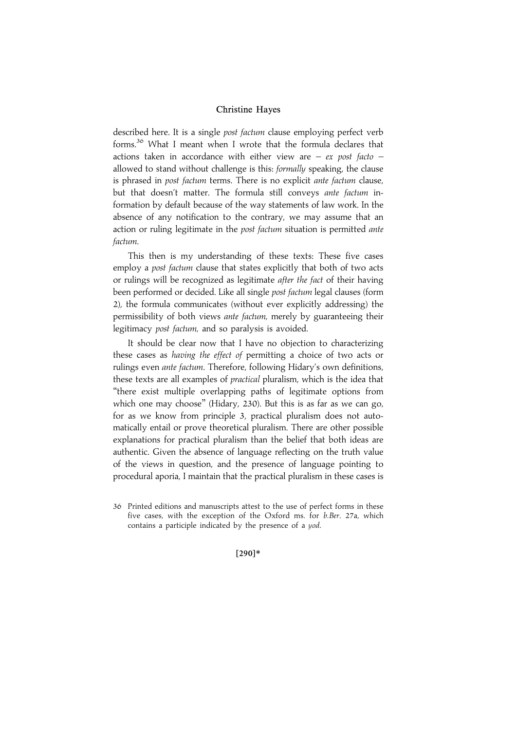described here. It is a single *post factum* clause employing perfect verb forms.[36] What I meant when I wrote that the formula declares that actions taken in accordance with either view are – *ex post facto* – allowed to stand without challenge is this: *formally* speaking, the clause is phrased in *post factum* terms. There is no explicit *ante factum* clause, but that doesn't matter. The formula still conveys *ante factum* information by default because of the way statements of law work. In the absence of any notification to the contrary, we may assume that an action or ruling legitimate in the *post factum* situation is permitted *ante factum*.

This then is my understanding of these texts: These five cases employ a *post factum* clause that states explicitly that both of two acts or rulings will be recognized as legitimate *after the fact* of their having been performed or decided. Like all single *post factum* legal clauses (form 2), the formula communicates (without ever explicitly addressing) the permissibility of both views *ante factum*, merely by guaranteeing their legitimacy *post factum*, and so paralysis is avoided.

It should be clear now that I have no objection to characterizing these cases as *having the effect of* permitting a choice of two acts or rulings even *ante factum*. Therefore, following Hidary's own definitions, these texts are all examples of *practical* pluralism, which is the idea that "there exist multiple overlapping paths of legitimate options from which one may choose" (Hidary, 230). But this is as far as we can go, for as we know from principle 3, practical pluralism does not automatically entail or prove theoretical pluralism. There are other possible explanations for practical pluralism than the belief that both ideas are authentic. Given the absence of language reflecting on the truth value of the views in question, and the presence of language pointing to procedural aporia, I maintain that the practical pluralism in these cases is

36 Printed editions and manuscripts attest to the use of perfect forms in these five cases, with the exception of the Oxford ms. for *b.Ber*. 27a, which contains a participle indicated by the presence of a *yod*.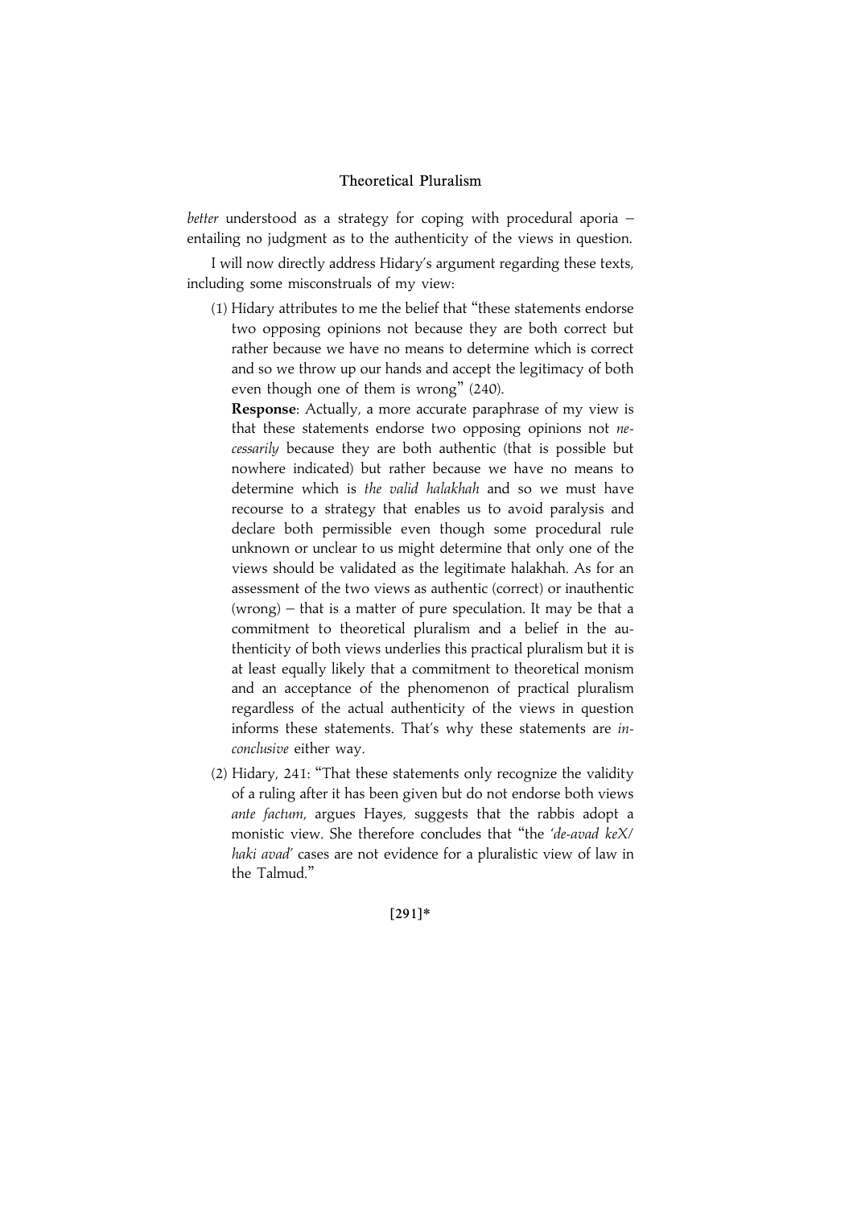*better* understood as a strategy for coping with procedural aporia – entailing no judgment as to the authenticity of the views in question.

I will now directly address Hidary's argument regarding these texts, including some misconstruals of my view:

(1) Hidary attributes to me the belief that "these statements endorse two opposing opinions not because they are both correct but rather because we have no means to determine which is correct and so we throw up our hands and accept the legitimacy of both even though one of them is wrong" (240).

**Response**: Actually, a more accurate paraphrase of my view is that these statements endorse two opposing opinions not *necessarily* because they are both authentic (that is possible but nowhere indicated) but rather because we have no means to determine which is *the valid halakhah* and so we must have recourse to a strategy that enables us to avoid paralysis and declare both permissible even though some procedural rule unknown or unclear to us might determine that only one of the views should be validated as the legitimate halakhah. As for an assessment of the two views as authentic (correct) or inauthentic (wrong) – that is a matter of pure speculation. It may be that a commitment to theoretical pluralism and a belief in the authenticity of both views underlies this practical pluralism but it is at least equally likely that a commitment to theoretical monism and an acceptance of the phenomenon of practical pluralism regardless of the actual authenticity of the views in question informs these statements. That's why these statements are *inconclusive* either way.

(2) Hidary, 241: "That these statements only recognize the validity of a ruling after it has been given but do not endorse both views *ante factum,* argues Hayes, suggests that the rabbis adopt a monistic view. She therefore concludes that "the '*de-avad keX/haki avad*' cases are not evidence for a pluralistic view of law in the Talmud."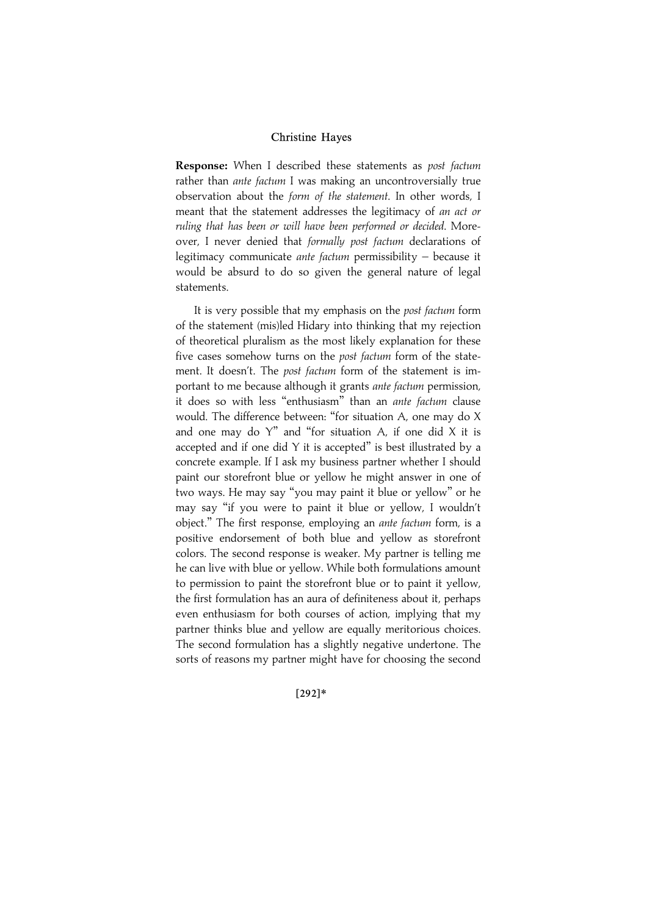**Response:** When I described these statements as *post factum* rather than *ante factum* I was making an uncontroversially true observation about the *form of the statement*. In other words, I meant that the statement addresses the legitimacy of *an act or ruling that has been or will have been performed or decided*. Moreover, I never denied that *formally post factum* declarations of legitimacy communicate *ante factum* permissibility – because it would be absurd to do so given the general nature of legal statements.

It is very possible that my emphasis on the *post factum* form of the statement (mis)led Hidary into thinking that my rejection of theoretical pluralism as the most likely explanation for these five cases somehow turns on the *post factum* form of the statement. It doesn't. The *post factum* form of the statement is important to me because although it grants *ante factum* permission, it does so with less "enthusiasm" than an *ante factum* clause would. The difference between: "for situation A, one may do X and one may do Y" and "for situation A, if one did X it is accepted and if one did Y it is accepted" is best illustrated by a concrete example. If I ask my business partner whether I should paint our storefront blue or yellow he might answer in one of two ways. He may say "you may paint it blue or yellow" or he may say "if you were to paint it blue or yellow, I wouldn't object." The first response, employing an *ante factum* form, is a positive endorsement of both blue and yellow as storefront colors. The second response is weaker. My partner is telling me he can live with blue or yellow. While both formulations amount to permission to paint the storefront blue or to paint it yellow, the first formulation has an aura of definiteness about it, perhaps even enthusiasm for both courses of action, implying that my partner thinks blue and yellow are equally meritorious choices. The second formulation has a slightly negative undertone. The sorts of reasons my partner might have for choosing the second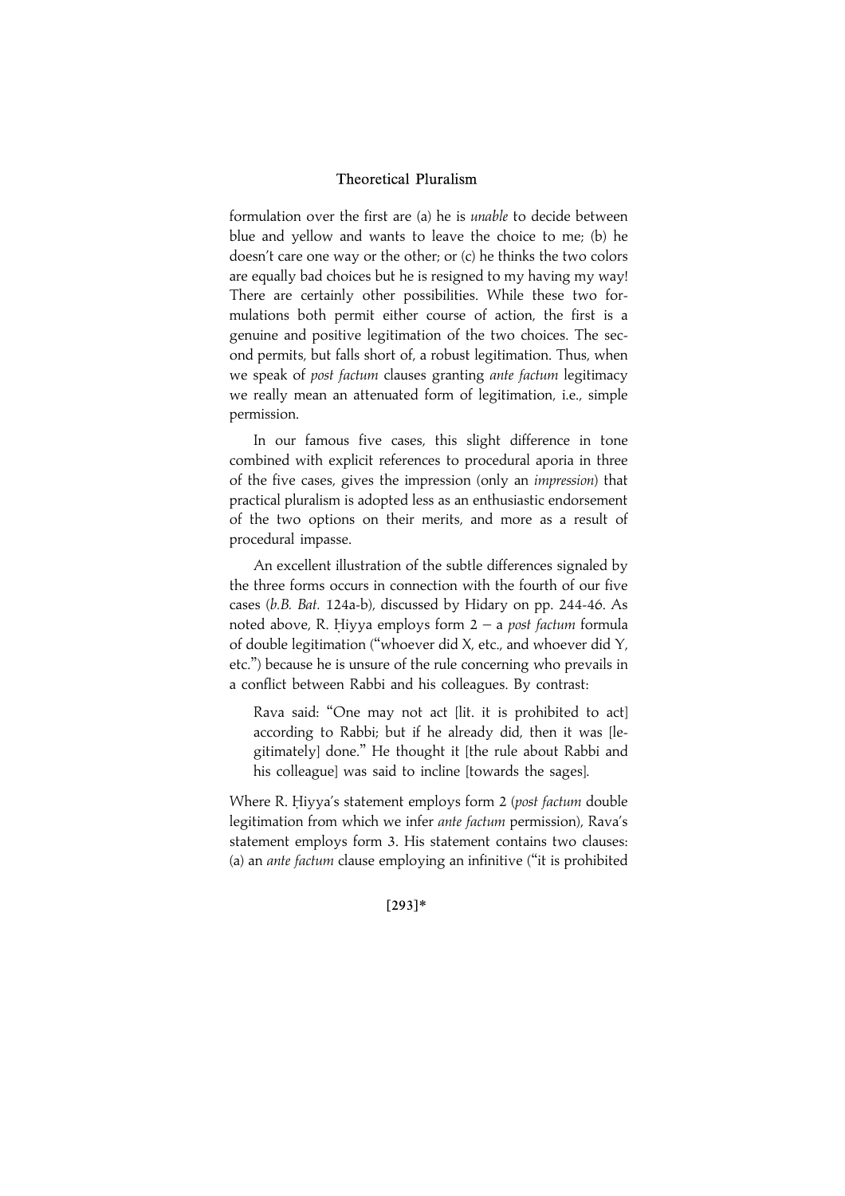formulation over the first are (a) he is *unable* to decide between blue and yellow and wants to leave the choice to me; (b) he doesn't care one way or the other; or (c) he thinks the two colors are equally bad choices but he is resigned to my having my way! There are certainly other possibilities. While these two formulations both permit either course of action, the first is a genuine and positive legitimation of the two choices. The second permits, but falls short of, a robust legitimation. Thus, when we speak of *post factum* clauses granting *ante factum* legitimacy we really mean an attenuated form of legitimation, i.e., simple permission.

In our famous five cases, this slight difference in tone combined with explicit references to procedural aporia in three of the five cases, gives the impression (only an *impression*) that practical pluralism is adopted less as an enthusiastic endorsement of the two options on their merits, and more as a result of procedural impasse.

An excellent illustration of the subtle differences signaled by the three forms occurs in connection with the fourth of our five cases (*b.B. Bat.* 124a-b), discussed by Hidary on pp. 244-46. As noted above, R. Ḥiyya employs form 2 – a *post factum* formula of double legitimation ("whoever did X, etc., and whoever did Y, etc.") because he is unsure of the rule concerning who prevails in a conflict between Rabbi and his colleagues. By contrast:

> Rava said: "One may not act [lit. it is prohibited to act] according to Rabbi; but if he already did, then it was [legitimately] done." He thought it [the rule about Rabbi and his colleague] was said to incline [towards the sages].

Where R. Ḥiyya's statement employs form 2 (*post factum* double legitimation from which we infer *ante factum* permission), Rava's statement employs form 3. His statement contains two clauses: (a) an *ante factum* clause employing an infinitive ("it is prohibited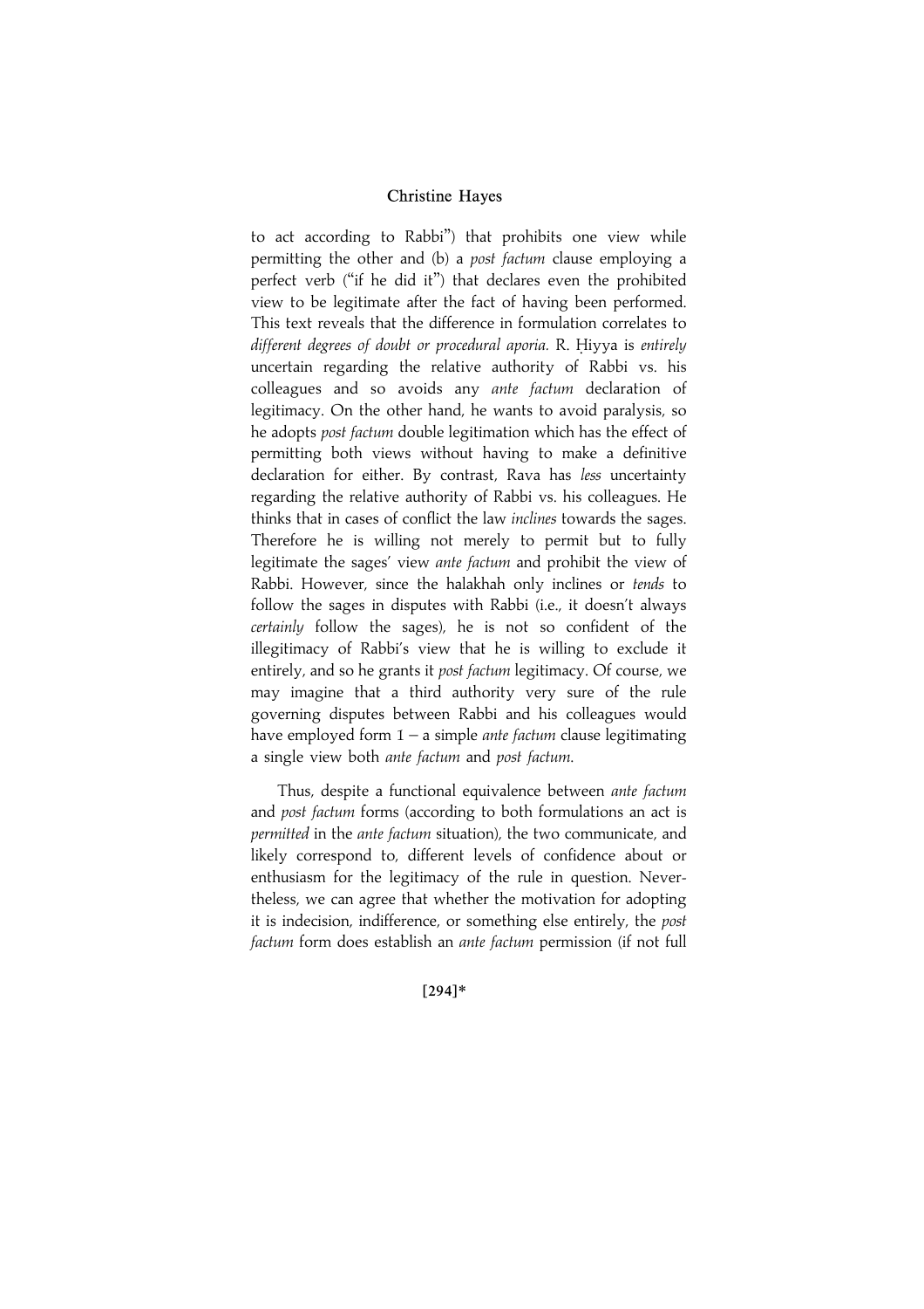to act according to Rabbi") that prohibits one view while permitting the other and (b) a *post factum* clause employing a perfect verb ("if he did it") that declares even the prohibited view to be legitimate after the fact of having been performed. This text reveals that the difference in formulation correlates to *different degrees of doubt or procedural aporia.* R. Ḥiyya is *entirely* uncertain regarding the relative authority of Rabbi vs. his colleagues and so avoids any *ante factum* declaration of legitimacy. On the other hand, he wants to avoid paralysis, so he adopts *post factum* double legitimation which has the effect of permitting both views without having to make a definitive declaration for either. By contrast, Rava has *less* uncertainty regarding the relative authority of Rabbi vs. his colleagues. He thinks that in cases of conflict the law *inclines* towards the sages. Therefore he is willing not merely to permit but to fully legitimate the sages' view *ante factum* and prohibit the view of Rabbi. However, since the halakhah only inclines or *tends* to follow the sages in disputes with Rabbi (i.e., it doesn't always *certainly* follow the sages), he is not so confident of the illegitimacy of Rabbi's view that he is willing to exclude it entirely, and so he grants it *post factum* legitimacy. Of course, we may imagine that a third authority very sure of the rule governing disputes between Rabbi and his colleagues would have employed form 1 – a simple *ante factum* clause legitimating a single view both *ante factum* and *post factum*.

Thus, despite a functional equivalence between *ante factum* and *post factum* forms (according to both formulations an act is *permitted* in the *ante factum* situation), the two communicate, and likely correspond to, different levels of confidence about or enthusiasm for the legitimacy of the rule in question. Nevertheless, we can agree that whether the motivation for adopting it is indecision, indifference, or something else entirely, the *post factum* form does establish an *ante factum* permission (if not full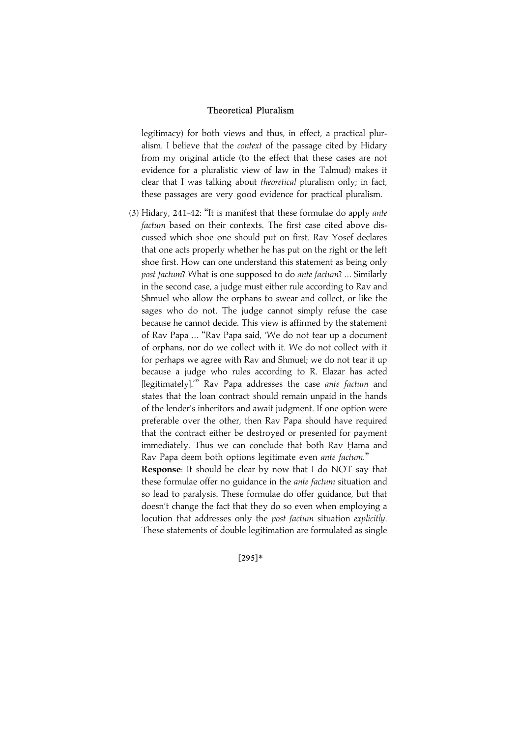legitimacy) for both views and thus, in effect, a practical pluralism. I believe that the *context* of the passage cited by Hidary from my original article (to the effect that these cases are not evidence for a pluralistic view of law in the Talmud) makes it clear that I was talking about *theoretical* pluralism only; in fact, these passages are very good evidence for practical pluralism.

(3) Hidary, 241-42: "It is manifest that these formulae do apply *ante factum* based on their contexts. The first case cited above discussed which shoe one should put on first. Rav Yosef declares that one acts properly whether he has put on the right or the left shoe first. How can one understand this statement as being only *post factum*? What is one supposed to do *ante factum*? ... Similarly in the second case, a judge must either rule according to Rav and Shmuel who allow the orphans to swear and collect, or like the sages who do not. The judge cannot simply refuse the case because he cannot decide. This view is affirmed by the statement of Rav Papa ... "Rav Papa said, 'We do not tear up a document of orphans, nor do we collect with it. We do not collect with it for perhaps we agree with Rav and Shmuel; we do not tear it up because a judge who rules according to R. Elazar has acted [legitimately].'" Rav Papa addresses the case *ante factum* and states that the loan contract should remain unpaid in the hands of the lender's inheritors and await judgment. If one option were preferable over the other, then Rav Papa should have required that the contract either be destroyed or presented for payment immediately. Thus we can conclude that both Rav Ḥama and Rav Papa deem both options legitimate even *ante factum*."

**Response**: It should be clear by now that I do NOT say that these formulae offer no guidance in the *ante factum* situation and so lead to paralysis. These formulae do offer guidance, but that doesn't change the fact that they do so even when employing a locution that addresses only the *post factum* situation *explicitly*. These statements of double legitimation are formulated as single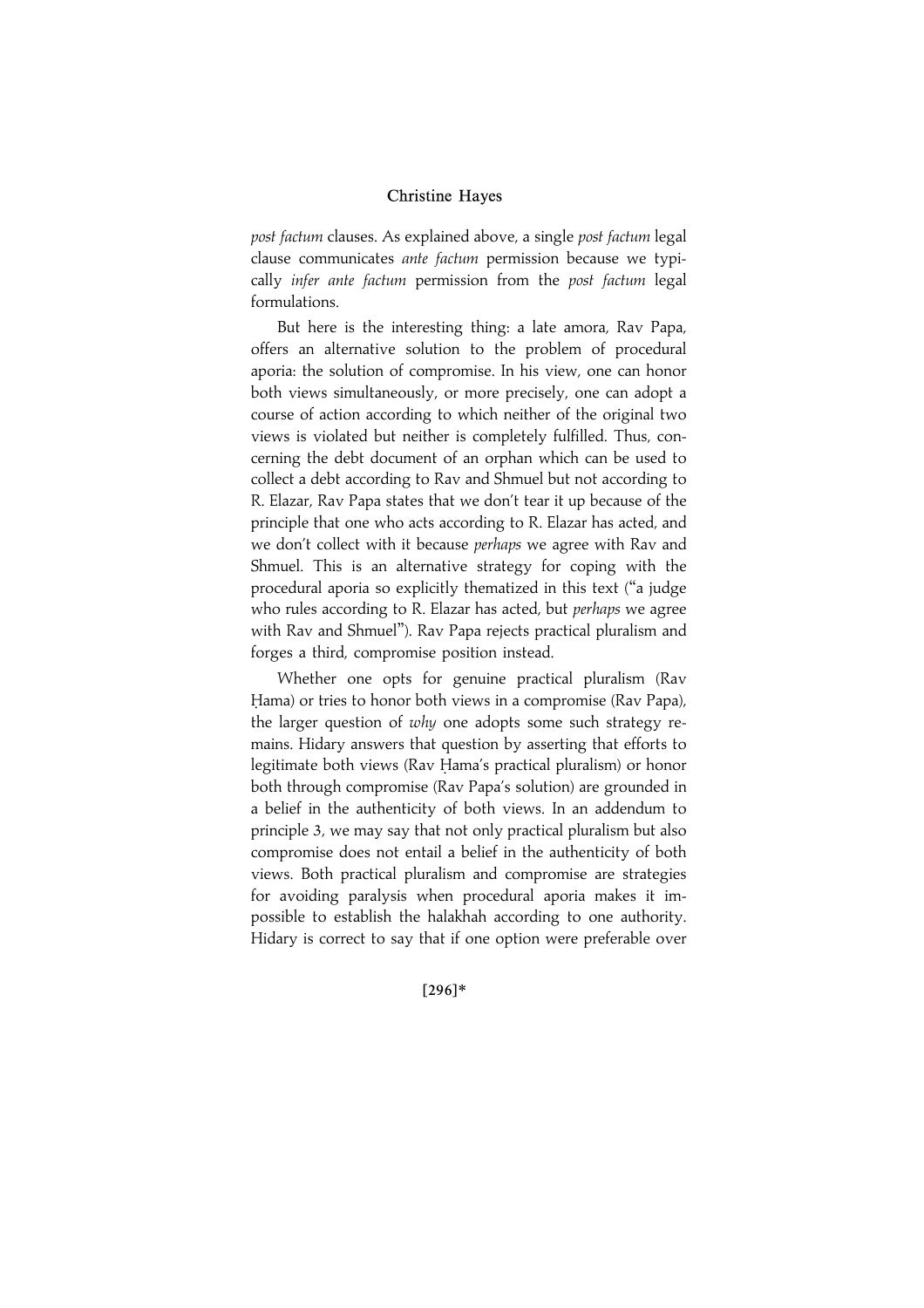*post factum* clauses. As explained above, a single *post factum* legal clause communicates *ante factum* permission because we typically *infer ante factum* permission from the *post factum* legal formulations.

But here is the interesting thing: a late amora, Rav Papa, offers an alternative solution to the problem of procedural aporia: the solution of compromise. In his view, one can honor both views simultaneously, or more precisely, one can adopt a course of action according to which neither of the original two views is violated but neither is completely fulfilled. Thus, concerning the debt document of an orphan which can be used to collect a debt according to Rav and Shmuel but not according to R. Elazar, Rav Papa states that we don't tear it up because of the principle that one who acts according to R. Elazar has acted, and we don't collect with it because *perhaps* we agree with Rav and Shmuel. This is an alternative strategy for coping with the procedural aporia so explicitly thematized in this text ("a judge who rules according to R. Elazar has acted, but *perhaps* we agree with Rav and Shmuel"). Rav Papa rejects practical pluralism and forges a third, compromise position instead.

Whether one opts for genuine practical pluralism (Rav Ḥama) or tries to honor both views in a compromise (Rav Papa), the larger question of *why* one adopts some such strategy remains. Hidary answers that question by asserting that efforts to legitimate both views (Rav Ḥama's practical pluralism) or honor both through compromise (Rav Papa's solution) are grounded in a belief in the authenticity of both views. In an addendum to principle 3, we may say that not only practical pluralism but also compromise does not entail a belief in the authenticity of both views. Both practical pluralism and compromise are strategies for avoiding paralysis when procedural aporia makes it impossible to establish the halakhah according to one authority. Hidary is correct to say that if one option were preferable over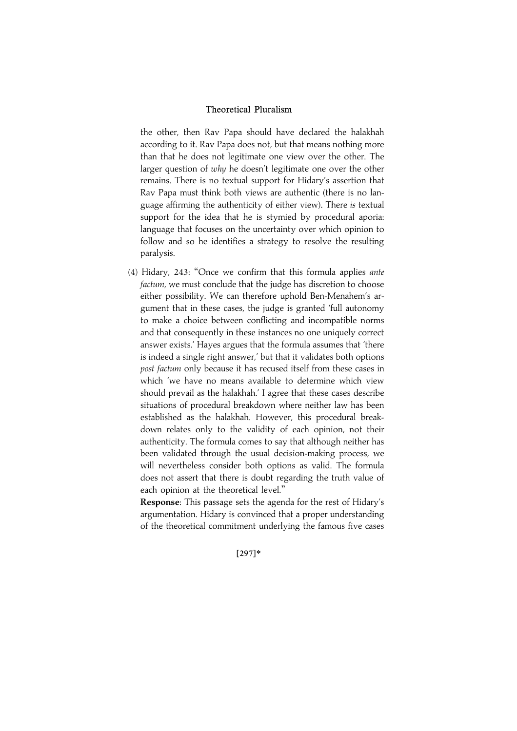the other, then Rav Papa should have declared the halakhah according to it. Rav Papa does not, but that means nothing more than that he does not legitimate one view over the other. The larger question of *why* he doesn't legitimate one over the other remains. There is no textual support for Hidary's assertion that Rav Papa must think both views are authentic (there is no language affirming the authenticity of either view). There *is* textual support for the idea that he is stymied by procedural aporia: language that focuses on the uncertainty over which opinion to follow and so he identifies a strategy to resolve the resulting paralysis.

(4) Hidary, 243: "Once we confirm that this formula applies *ante factum*, we must conclude that the judge has discretion to choose either possibility. We can therefore uphold Ben-Menahem's argument that in these cases, the judge is granted 'full autonomy to make a choice between conflicting and incompatible norms and that consequently in these instances no one uniquely correct answer exists.' Hayes argues that the formula assumes that 'there is indeed a single right answer,' but that it validates both options *post factum* only because it has recused itself from these cases in which 'we have no means available to determine which view should prevail as the halakhah.' I agree that these cases describe situations of procedural breakdown where neither law has been established as the halakhah. However, this procedural breakdown relates only to the validity of each opinion, not their authenticity. The formula comes to say that although neither has been validated through the usual decision-making process, we will nevertheless consider both options as valid. The formula does not assert that there is doubt regarding the truth value of each opinion at the theoretical level."

**Response**: This passage sets the agenda for the rest of Hidary's argumentation. Hidary is convinced that a proper understanding of the theoretical commitment underlying the famous five cases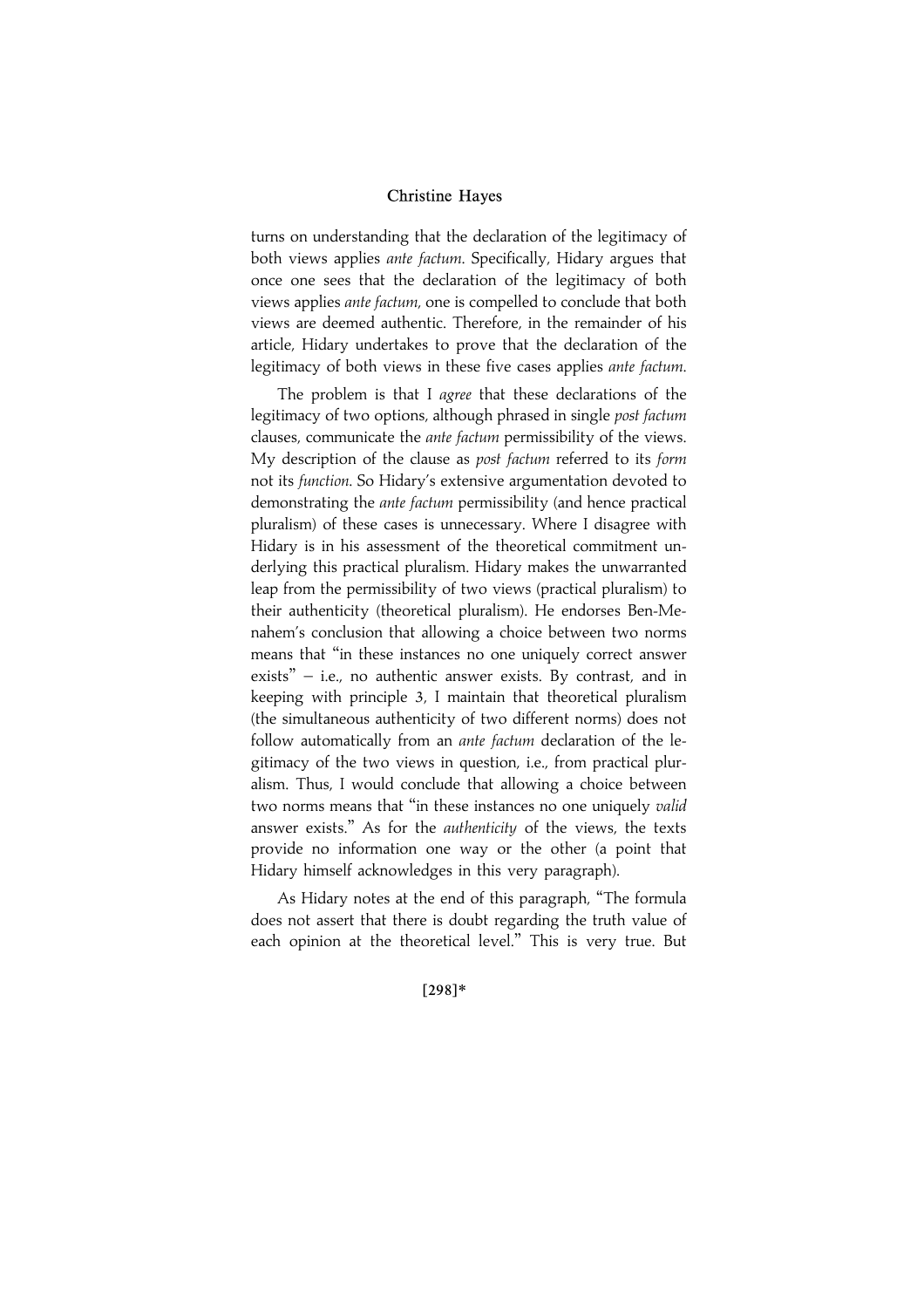turns on understanding that the declaration of the legitimacy of both views applies *ante factum*. Specifically, Hidary argues that once one sees that the declaration of the legitimacy of both views applies *ante factum*, one is compelled to conclude that both views are deemed authentic. Therefore, in the remainder of his article, Hidary undertakes to prove that the declaration of the legitimacy of both views in these five cases applies *ante factum*.

The problem is that I *agree* that these declarations of the legitimacy of two options, although phrased in single *post factum* clauses, communicate the *ante factum* permissibility of the views. My description of the clause as *post factum* referred to its *form* not its *function*. So Hidary's extensive argumentation devoted to demonstrating the *ante factum* permissibility (and hence practical pluralism) of these cases is unnecessary. Where I disagree with Hidary is in his assessment of the theoretical commitment underlying this practical pluralism. Hidary makes the unwarranted leap from the permissibility of two views (practical pluralism) to their authenticity (theoretical pluralism). He endorses Ben-Menahem's conclusion that allowing a choice between two norms means that "in these instances no one uniquely correct answer exists" – i.e., no authentic answer exists. By contrast, and in keeping with principle 3, I maintain that theoretical pluralism (the simultaneous authenticity of two different norms) does not follow automatically from an *ante factum* declaration of the legitimacy of the two views in question, i.e., from practical pluralism. Thus, I would conclude that allowing a choice between two norms means that "in these instances no one uniquely *valid* answer exists." As for the *authenticity* of the views, the texts provide no information one way or the other (a point that Hidary himself acknowledges in this very paragraph).

As Hidary notes at the end of this paragraph, "The formula does not assert that there is doubt regarding the truth value of each opinion at the theoretical level." This is very true. But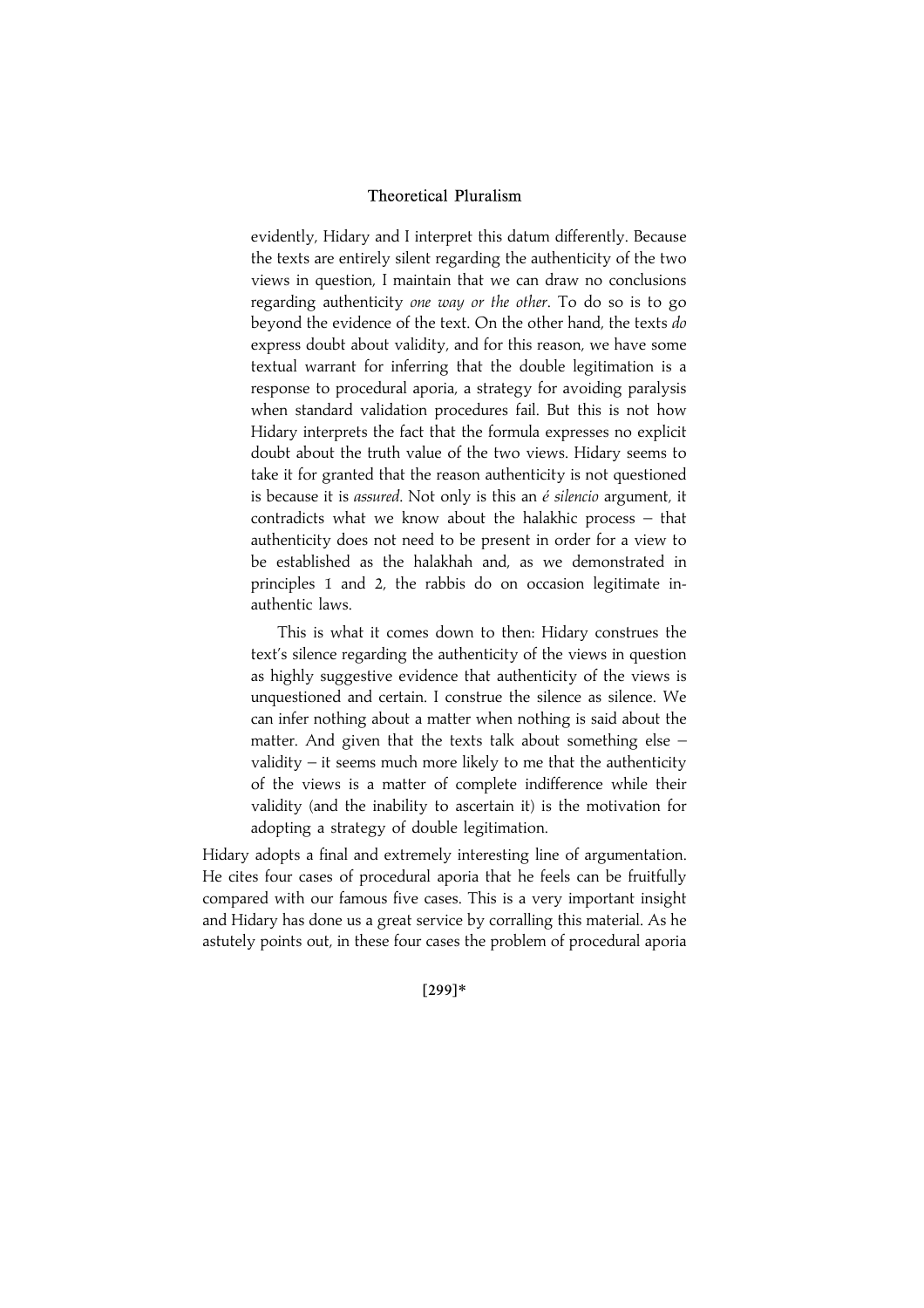evidently, Hidary and I interpret this datum differently. Because the texts are entirely silent regarding the authenticity of the two views in question, I maintain that we can draw no conclusions regarding authenticity *one way or the other*. To do so is to go beyond the evidence of the text. On the other hand, the texts *do* express doubt about validity, and for this reason, we have some textual warrant for inferring that the double legitimation is a response to procedural aporia, a strategy for avoiding paralysis when standard validation procedures fail. But this is not how Hidary interprets the fact that the formula expresses no explicit doubt about the truth value of the two views. Hidary seems to take it for granted that the reason authenticity is not questioned is because it is *assured*. Not only is this an *é silencio* argument, it contradicts what we know about the halakhic process – that authenticity does not need to be present in order for a view to be established as the halakhah and, as we demonstrated in principles 1 and 2, the rabbis do on occasion legitimate inauthentic laws.

This is what it comes down to then: Hidary construes the text's silence regarding the authenticity of the views in question as highly suggestive evidence that authenticity of the views is unquestioned and certain. I construe the silence as silence. We can infer nothing about a matter when nothing is said about the matter. And given that the texts talk about something else – validity – it seems much more likely to me that the authenticity of the views is a matter of complete indifference while their validity (and the inability to ascertain it) is the motivation for adopting a strategy of double legitimation.

Hidary adopts a final and extremely interesting line of argumentation. He cites four cases of procedural aporia that he feels can be fruitfully compared with our famous five cases. This is a very important insight and Hidary has done us a great service by corralling this material. As he astutely points out, in these four cases the problem of procedural aporia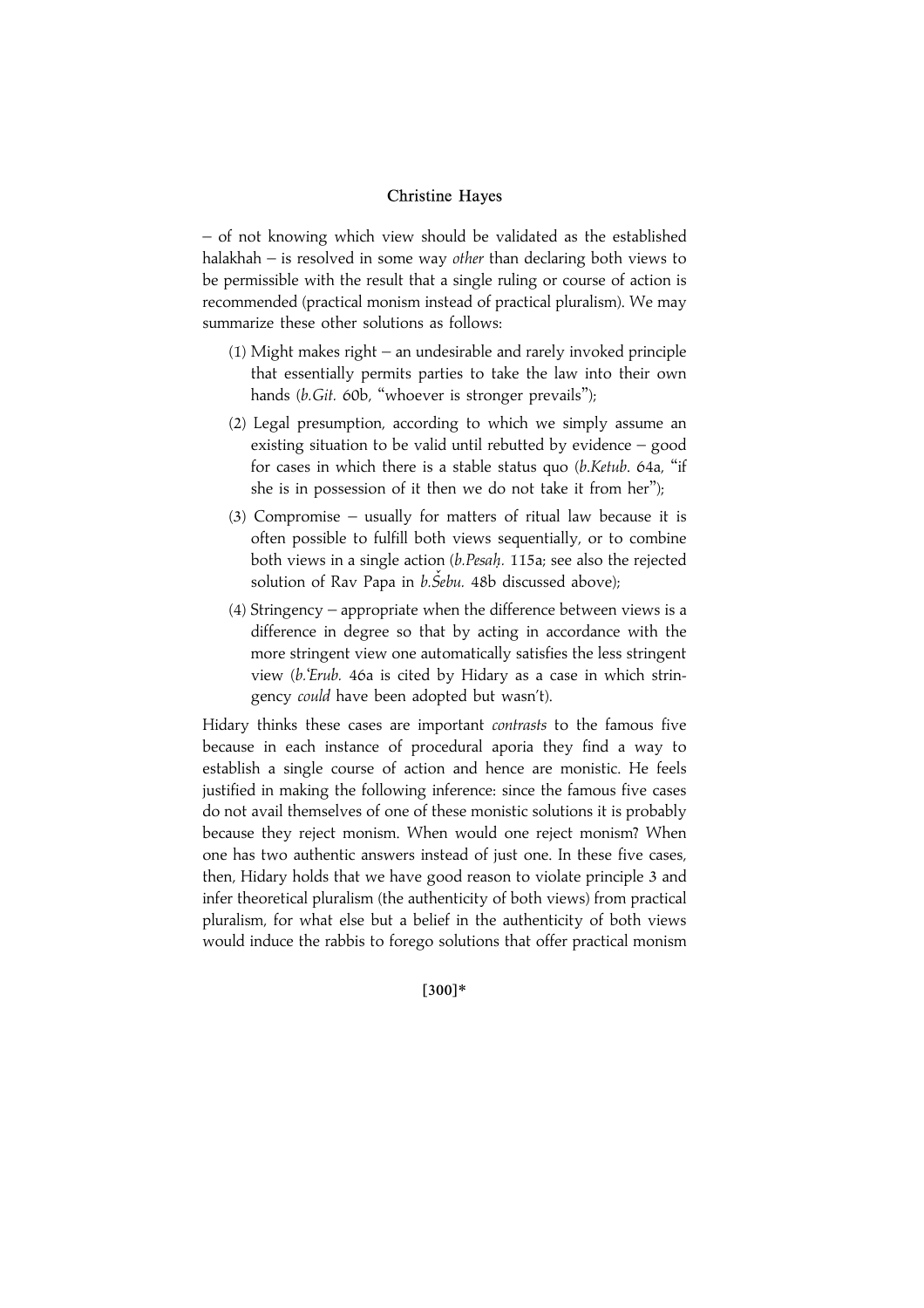– of not knowing which view should be validated as the established halakhah – is resolved in some way *other* than declaring both views to be permissible with the result that a single ruling or course of action is recommended (practical monism instead of practical pluralism). We may summarize these other solutions as follows:

(1) Might makes right – an undesirable and rarely invoked principle that essentially permits parties to take the law into their own hands (*b.Git.* 60b, "whoever is stronger prevails");

(2) Legal presumption, according to which we simply assume an existing situation to be valid until rebutted by evidence – good for cases in which there is a stable status quo (*b.Ketub.* 64a, "if she is in possession of it then we do not take it from her");

(3) Compromise – usually for matters of ritual law because it is often possible to fulfill both views sequentially, or to combine both views in a single action (*b.Pesaḥ.* 115a; see also the rejected solution of Rav Papa in *b.Šebu.* 48b discussed above);

(4) Stringency – appropriate when the difference between views is a difference in degree so that by acting in accordance with the more stringent view one automatically satisfies the less stringent view (*b.ʿErub.* 46a is cited by Hidary as a case in which stringency *could* have been adopted but wasn't).

Hidary thinks these cases are important *contrasts* to the famous five because in each instance of procedural aporia they find a way to establish a single course of action and hence are monistic. He feels justified in making the following inference: since the famous five cases do not avail themselves of one of these monistic solutions it is probably because they reject monism. When would one reject monism? When one has two authentic answers instead of just one. In these five cases, then, Hidary holds that we have good reason to violate principle 3 and infer theoretical pluralism (the authenticity of both views) from practical pluralism, for what else but a belief in the authenticity of both views would induce the rabbis to forego solutions that offer practical monism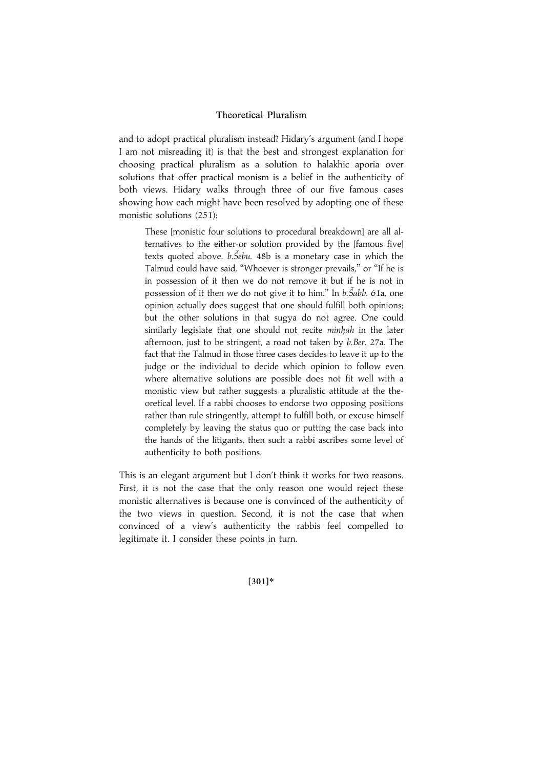and to adopt practical pluralism instead? Hidary's argument (and I hope I am not misreading it) is that the best and strongest explanation for choosing practical pluralism as a solution to halakhic aporia over solutions that offer practical monism is a belief in the authenticity of both views. Hidary walks through three of our five famous cases showing how each might have been resolved by adopting one of these monistic solutions (251):

> These [monistic four solutions to procedural breakdown] are all alternatives to the either-or solution provided by the [famous five] texts quoted above. *b.Šebu.* 48b is a monetary case in which the Talmud could have said, "Whoever is stronger prevails," or "If he is in possession of it then we do not remove it but if he is not in possession of it then we do not give it to him." In *b.Šabb.* 61a, one opinion actually does suggest that one should fulfill both opinions; but the other solutions in that sugya do not agree. One could similarly legislate that one should not recite *minḥah* in the later afternoon, just to be stringent, a road not taken by *b.Ber.* 27a. The fact that the Talmud in those three cases decides to leave it up to the judge or the individual to decide which opinion to follow even where alternative solutions are possible does not fit well with a monistic view but rather suggests a pluralistic attitude at the theoretical level. If a rabbi chooses to endorse two opposing positions rather than rule stringently, attempt to fulfill both, or excuse himself completely by leaving the status quo or putting the case back into the hands of the litigants, then such a rabbi ascribes some level of authenticity to both positions.

This is an elegant argument but I don't think it works for two reasons. First, it is not the case that the only reason one would reject these monistic alternatives is because one is convinced of the authenticity of the two views in question. Second, it is not the case that when convinced of a view's authenticity the rabbis feel compelled to legitimate it. I consider these points in turn.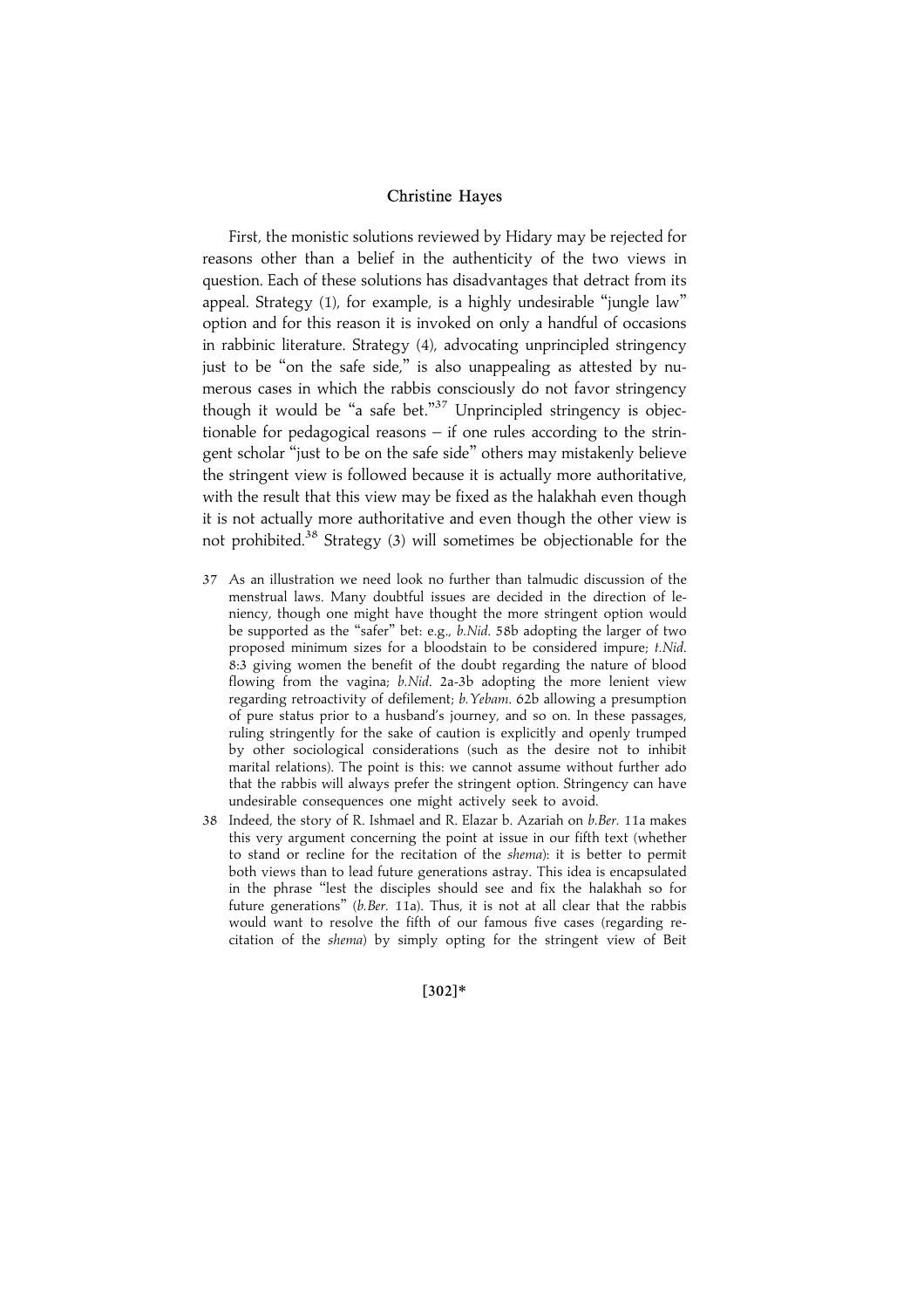First, the monistic solutions reviewed by Hidary may be rejected for reasons other than a belief in the authenticity of the two views in question. Each of these solutions has disadvantages that detract from its appeal. Strategy (1), for example, is a highly undesirable "jungle law" option and for this reason it is invoked on only a handful of occasions in rabbinic literature. Strategy (4), advocating unprincipled stringency just to be "on the safe side," is also unappealing as attested by numerous cases in which the rabbis consciously do not favor stringency though it would be "a safe bet."[37] Unprincipled stringency is objectionable for pedagogical reasons – if one rules according to the stringent scholar "just to be on the safe side" others may mistakenly believe the stringent view is followed because it is actually more authoritative, with the result that this view may be fixed as the halakhah even though it is not actually more authoritative and even though the other view is not prohibited.[38] Strategy (3) will sometimes be objectionable for the

37 As an illustration we need look no further than talmudic discussion of the menstrual laws. Many doubtful issues are decided in the direction of leniency, though one might have thought the more stringent option would be supported as the "safer" bet: e.g., *b.Nid.* 58b adopting the larger of two proposed minimum sizes for a bloodstain to be considered impure; *t.Nid.* 8:3 giving women the benefit of the doubt regarding the nature of blood flowing from the vagina; *b.Nid.* 2a-3b adopting the more lenient view regarding retroactivity of defilement; *b.Yebam.* 62b allowing a presumption of pure status prior to a husband's journey, and so on. In these passages, ruling stringently for the sake of caution is explicitly and openly trumped by other sociological considerations (such as the desire not to inhibit marital relations). The point is this: we cannot assume without further ado that the rabbis will always prefer the stringent option. Stringency can have undesirable consequences one might actively seek to avoid.

38 Indeed, the story of R. Ishmael and R. Elazar b. Azariah on *b.Ber.* 11a makes this very argument concerning the point at issue in our fifth text (whether to stand or recline for the recitation of the *shema*): it is better to permit both views than to lead future generations astray. This idea is encapsulated in the phrase "lest the disciples should see and fix the halakhah so for future generations" (*b.Ber.* 11a). Thus, it is not at all clear that the rabbis would want to resolve the fifth of our famous five cases (regarding recitation of the *shema*) by simply opting for the stringent view of Beit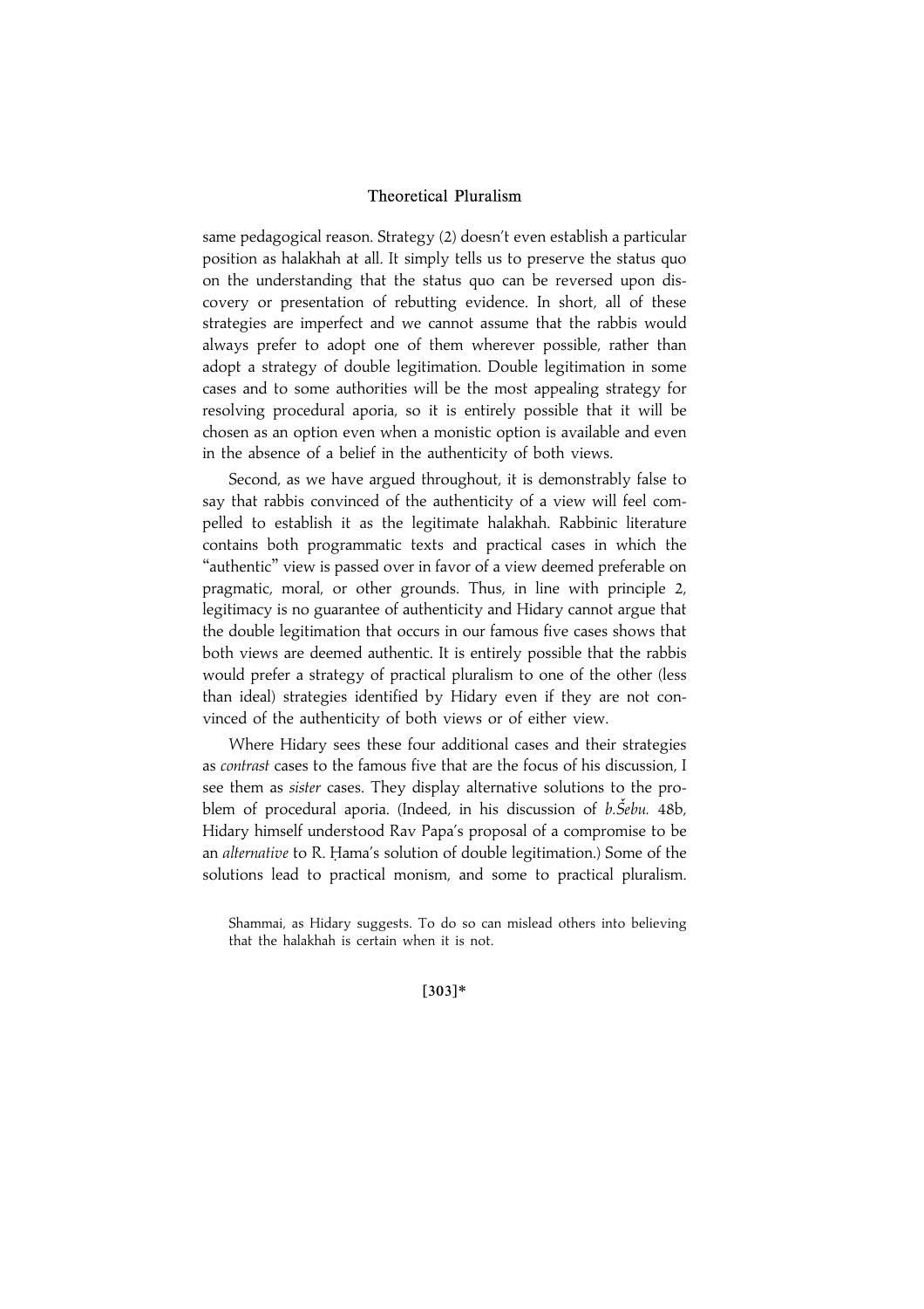same pedagogical reason. Strategy (2) doesn't even establish a particular position as halakhah at all. It simply tells us to preserve the status quo on the understanding that the status quo can be reversed upon discovery or presentation of rebutting evidence. In short, all of these strategies are imperfect and we cannot assume that the rabbis would always prefer to adopt one of them wherever possible, rather than adopt a strategy of double legitimation. Double legitimation in some cases and to some authorities will be the most appealing strategy for resolving procedural aporia, so it is entirely possible that it will be chosen as an option even when a monistic option is available and even in the absence of a belief in the authenticity of both views.

Second, as we have argued throughout, it is demonstrably false to say that rabbis convinced of the authenticity of a view will feel compelled to establish it as the legitimate halakhah. Rabbinic literature contains both programmatic texts and practical cases in which the "authentic" view is passed over in favor of a view deemed preferable on pragmatic, moral, or other grounds. Thus, in line with principle 2, legitimacy is no guarantee of authenticity and Hidary cannot argue that the double legitimation that occurs in our famous five cases shows that both views are deemed authentic. It is entirely possible that the rabbis would prefer a strategy of practical pluralism to one of the other (less than ideal) strategies identified by Hidary even if they are not convinced of the authenticity of both views or of either view.

Where Hidary sees these four additional cases and their strategies as *contrast* cases to the famous five that are the focus of his discussion, I see them as *sister* cases. They display alternative solutions to the problem of procedural aporia. (Indeed, in his discussion of *b.Šebu.* 48b, Hidary himself understood Rav Papa's proposal of a compromise to be an *alternative* to R. Ḥama's solution of double legitimation.) Some of the solutions lead to practical monism, and some to practical pluralism.

Shammai, as Hidary suggests. To do so can mislead others into believing that the halakhah is certain when it is not.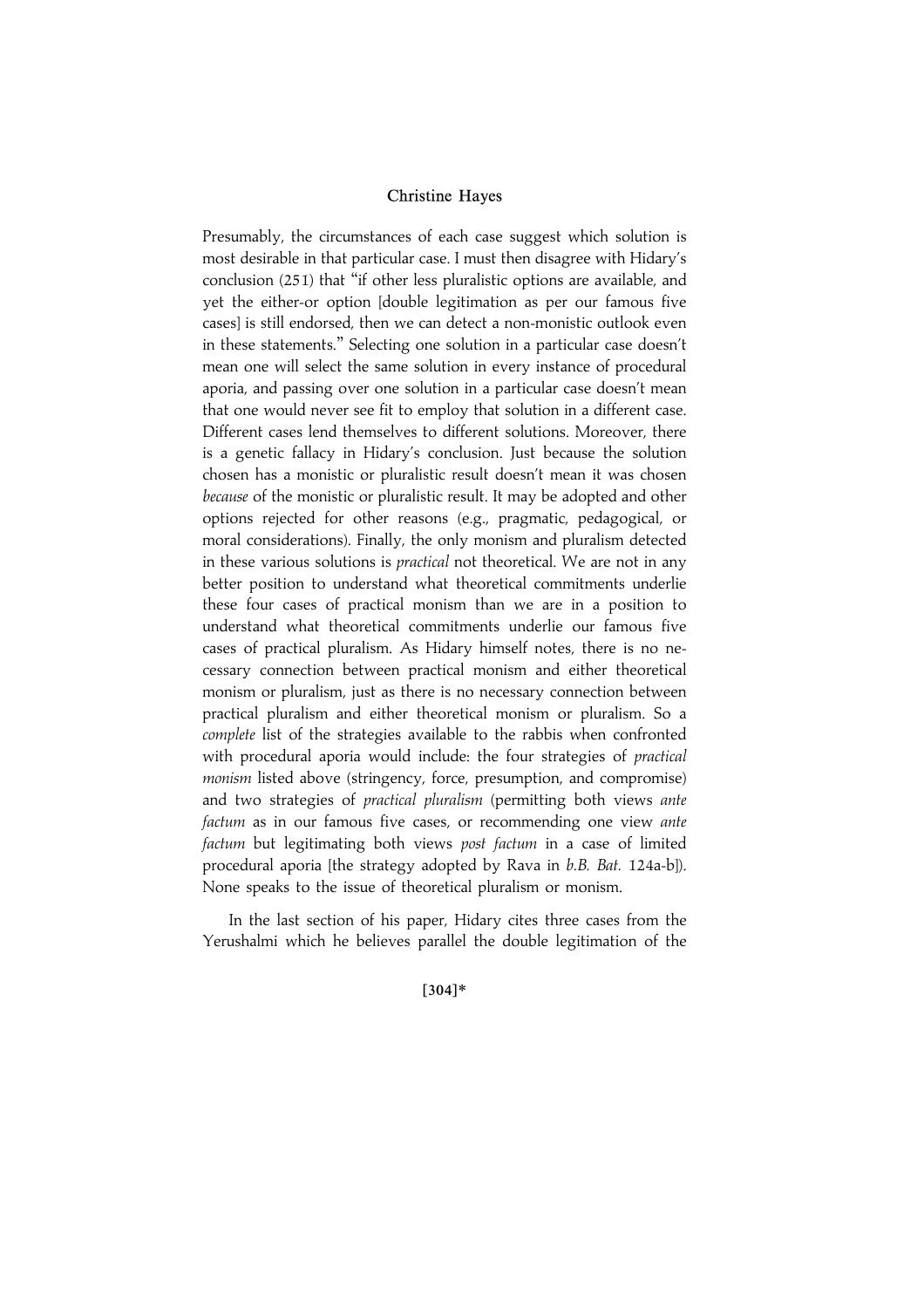Presumably, the circumstances of each case suggest which solution is most desirable in that particular case. I must then disagree with Hidary's conclusion (251) that "if other less pluralistic options are available, and yet the either-or option [double legitimation as per our famous five cases] is still endorsed, then we can detect a non-monistic outlook even in these statements." Selecting one solution in a particular case doesn't mean one will select the same solution in every instance of procedural aporia, and passing over one solution in a particular case doesn't mean that one would never see fit to employ that solution in a different case. Different cases lend themselves to different solutions. Moreover, there is a genetic fallacy in Hidary's conclusion. Just because the solution chosen has a monistic or pluralistic result doesn't mean it was chosen *because* of the monistic or pluralistic result. It may be adopted and other options rejected for other reasons (e.g., pragmatic, pedagogical, or moral considerations). Finally, the only monism and pluralism detected in these various solutions is *practical* not theoretical. We are not in any better position to understand what theoretical commitments underlie these four cases of practical monism than we are in a position to understand what theoretical commitments underlie our famous five cases of practical pluralism. As Hidary himself notes, there is no necessary connection between practical monism and either theoretical monism or pluralism, just as there is no necessary connection between practical pluralism and either theoretical monism or pluralism. So a *complete* list of the strategies available to the rabbis when confronted with procedural aporia would include: the four strategies of *practical monism* listed above (stringency, force, presumption, and compromise) and two strategies of *practical pluralism* (permitting both views *ante factum* as in our famous five cases, or recommending one view *ante factum* but legitimating both views *post factum* in a case of limited procedural aporia [the strategy adopted by Rava in *b.B. Bat.* 124a-b]). None speaks to the issue of theoretical pluralism or monism.

In the last section of his paper, Hidary cites three cases from the Yerushalmi which he believes parallel the double legitimation of the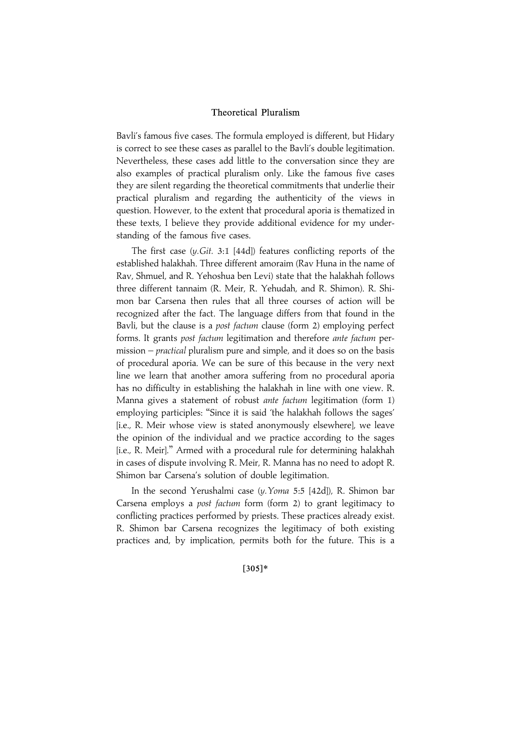Bavli's famous five cases. The formula employed is different, but Hidary is correct to see these cases as parallel to the Bavli's double legitimation. Nevertheless, these cases add little to the conversation since they are also examples of practical pluralism only. Like the famous five cases they are silent regarding the theoretical commitments that underlie their practical pluralism and regarding the authenticity of the views in question. However, to the extent that procedural aporia is thematized in these texts, I believe they provide additional evidence for my understanding of the famous five cases.

The first case (*y.Git.* 3:1 [44d]) features conflicting reports of the established halakhah. Three different amoraim (Rav Huna in the name of Rav, Shmuel, and R. Yehoshua ben Levi) state that the halakhah follows three different tannaim (R. Meir, R. Yehudah, and R. Shimon). R. Shimon bar Carsena then rules that all three courses of action will be recognized after the fact. The language differs from that found in the Bavli, but the clause is a *post factum* clause (form 2) employing perfect forms. It grants *post factum* legitimation and therefore *ante factum* permission – *practical* pluralism pure and simple, and it does so on the basis of procedural aporia. We can be sure of this because in the very next line we learn that another amora suffering from no procedural aporia has no difficulty in establishing the halakhah in line with one view. R. Manna gives a statement of robust *ante factum* legitimation (form 1) employing participles: "Since it is said 'the halakhah follows the sages' [i.e., R. Meir whose view is stated anonymously elsewhere], we leave the opinion of the individual and we practice according to the sages [i.e., R. Meir]." Armed with a procedural rule for determining halakhah in cases of dispute involving R. Meir, R. Manna has no need to adopt R. Shimon bar Carsena's solution of double legitimation.

In the second Yerushalmi case (*y.Yoma* 5:5 [42d]), R. Shimon bar Carsena employs a *post factum* form (form 2) to grant legitimacy to conflicting practices performed by priests. These practices already exist. R. Shimon bar Carsena recognizes the legitimacy of both existing practices and, by implication, permits both for the future. This is a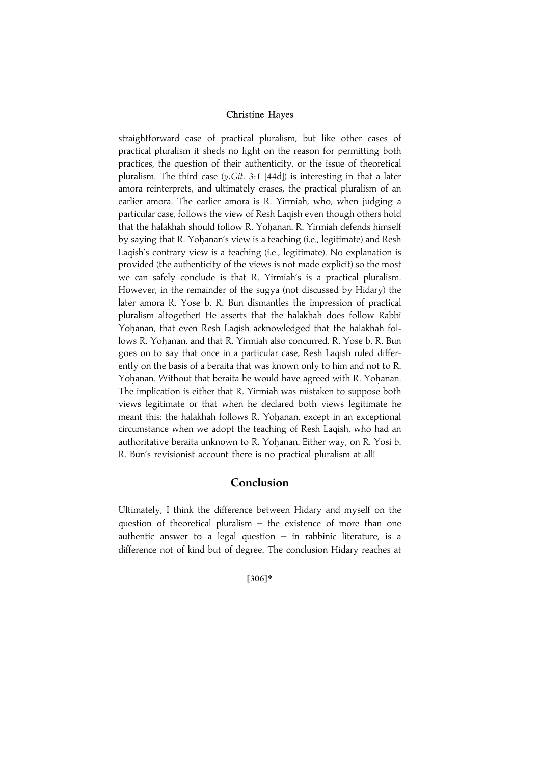straightforward case of practical pluralism, but like other cases of practical pluralism it sheds no light on the reason for permitting both practices, the question of their authenticity, or the issue of theoretical pluralism. The third case (*y.Git.* 3:1 [44d]) is interesting in that a later amora reinterprets, and ultimately erases, the practical pluralism of an earlier amora. The earlier amora is R. Yirmiah, who, when judging a particular case, follows the view of Resh Laqish even though others hold that the halakhah should follow R. Yoḥanan. R. Yirmiah defends himself by saying that R. Yoḥanan's view is a teaching (i.e., legitimate) and Resh Laqish's contrary view is a teaching (i.e., legitimate). No explanation is provided (the authenticity of the views is not made explicit) so the most we can safely conclude is that R. Yirmiah's is a practical pluralism. However, in the remainder of the sugya (not discussed by Hidary) the later amora R. Yose b. R. Bun dismantles the impression of practical pluralism altogether! He asserts that the halakhah does follow Rabbi Yoḥanan, that even Resh Laqish acknowledged that the halakhah follows R. Yoḥanan, and that R. Yirmiah also concurred. R. Yose b. R. Bun goes on to say that once in a particular case, Resh Laqish ruled differently on the basis of a beraita that was known only to him and not to R. Yoḥanan. Without that beraita he would have agreed with R. Yoḥanan. The implication is either that R. Yirmiah was mistaken to suppose both views legitimate or that when he declared both views legitimate he meant this: the halakhah follows R. Yoḥanan, except in an exceptional circumstance when we adopt the teaching of Resh Laqish, who had an authoritative beraita unknown to R. Yoḥanan. Either way, on R. Yosi b. R. Bun's revisionist account there is no practical pluralism at all!

## Conclusion

Ultimately, I think the difference between Hidary and myself on the question of theoretical pluralism – the existence of more than one authentic answer to a legal question – in rabbinic literature, is a difference not of kind but of degree. The conclusion Hidary reaches at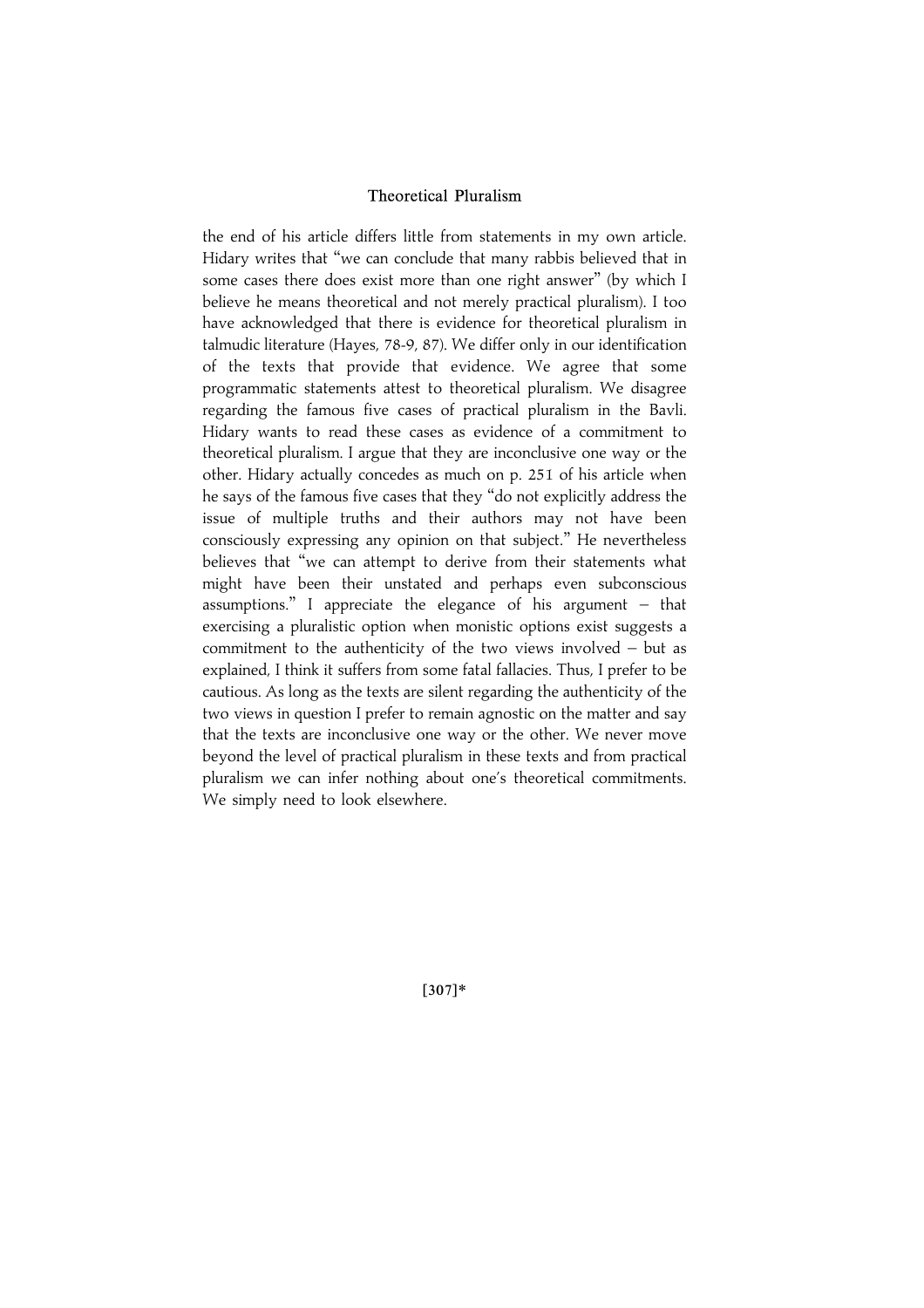the end of his article differs little from statements in my own article. Hidary writes that "we can conclude that many rabbis believed that in some cases there does exist more than one right answer" (by which I believe he means theoretical and not merely practical pluralism). I too have acknowledged that there is evidence for theoretical pluralism in talmudic literature (Hayes, 78-9, 87). We differ only in our identification of the texts that provide that evidence. We agree that some programmatic statements attest to theoretical pluralism. We disagree regarding the famous five cases of practical pluralism in the Bavli. Hidary wants to read these cases as evidence of a commitment to theoretical pluralism. I argue that they are inconclusive one way or the other. Hidary actually concedes as much on p. 251 of his article when he says of the famous five cases that they "do not explicitly address the issue of multiple truths and their authors may not have been consciously expressing any opinion on that subject." He nevertheless believes that "we can attempt to derive from their statements what might have been their unstated and perhaps even subconscious assumptions." I appreciate the elegance of his argument – that exercising a pluralistic option when monistic options exist suggests a commitment to the authenticity of the two views involved – but as explained, I think it suffers from some fatal fallacies. Thus, I prefer to be cautious. As long as the texts are silent regarding the authenticity of the two views in question I prefer to remain agnostic on the matter and say that the texts are inconclusive one way or the other. We never move beyond the level of practical pluralism in these texts and from practical pluralism we can infer nothing about one's theoretical commitments. We simply need to look elsewhere.